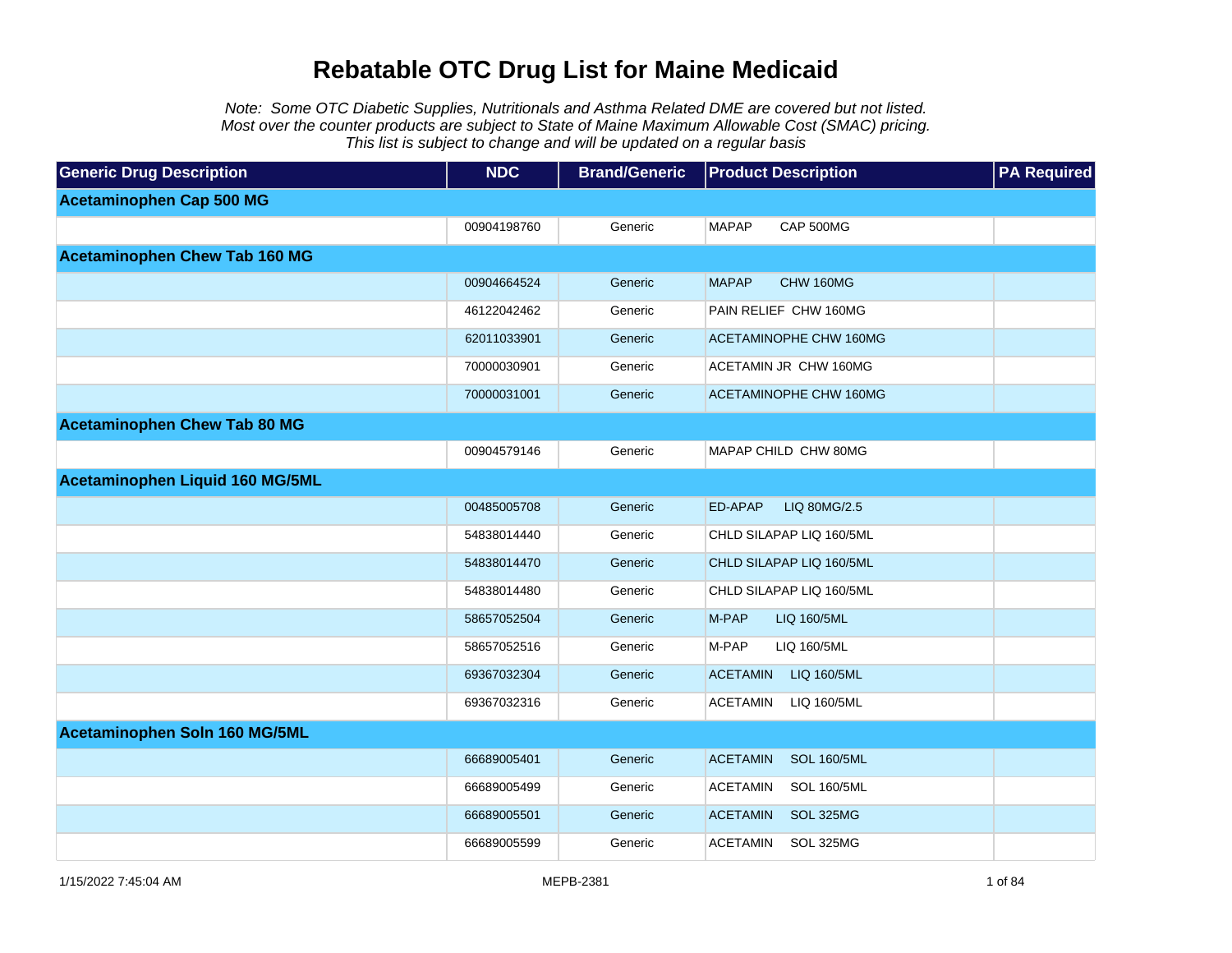# Rebatable OTC Drug List for Maine Medicaid

*Note: Some OTC Diabetic Supplies, Nutritionals and Asthma Related DME are covered but not listed.*
*Most over the counter products are subject to State of Maine Maximum Allowable Cost (SMAC) pricing.*
*This list is subject to change and will be updated on a regular basis*

| Generic Drug Description | NDC | Brand/Generic | Product Description | PA Required |
|---|---|---|---|---|
| **Acetaminophen Cap 500 MG** | | | | |
| | 00904198760 | Generic | MAPAP CAP 500MG | |
| **Acetaminophen Chew Tab 160 MG** | | | | |
| | 00904664524 | Generic | MAPAP CHW 160MG | |
| | 46122042462 | Generic | PAIN RELIEF CHW 160MG | |
| | 62011033901 | Generic | ACETAMINOPHE CHW 160MG | |
| | 70000030901 | Generic | ACETAMIN JR CHW 160MG | |
| | 70000031001 | Generic | ACETAMINOPHE CHW 160MG | |
| **Acetaminophen Chew Tab 80 MG** | | | | |
| | 00904579146 | Generic | MAPAP CHILD CHW 80MG | |
| **Acetaminophen Liquid 160 MG/5ML** | | | | |
| | 00485005708 | Generic | ED-APAP LIQ 80MG/2.5 | |
| | 54838014440 | Generic | CHLD SILAPAP LIQ 160/5ML | |
| | 54838014470 | Generic | CHLD SILAPAP LIQ 160/5ML | |
| | 54838014480 | Generic | CHLD SILAPAP LIQ 160/5ML | |
| | 58657052504 | Generic | M-PAP LIQ 160/5ML | |
| | 58657052516 | Generic | M-PAP LIQ 160/5ML | |
| | 69367032304 | Generic | ACETAMIN LIQ 160/5ML | |
| | 69367032316 | Generic | ACETAMIN LIQ 160/5ML | |
| **Acetaminophen Soln 160 MG/5ML** | | | | |
| | 66689005401 | Generic | ACETAMIN SOL 160/5ML | |
| | 66689005499 | Generic | ACETAMIN SOL 160/5ML | |
| | 66689005501 | Generic | ACETAMIN SOL 325MG | |
| | 66689005599 | Generic | ACETAMIN SOL 325MG | |

1/15/2022 7:45:04 AM MEPB-2381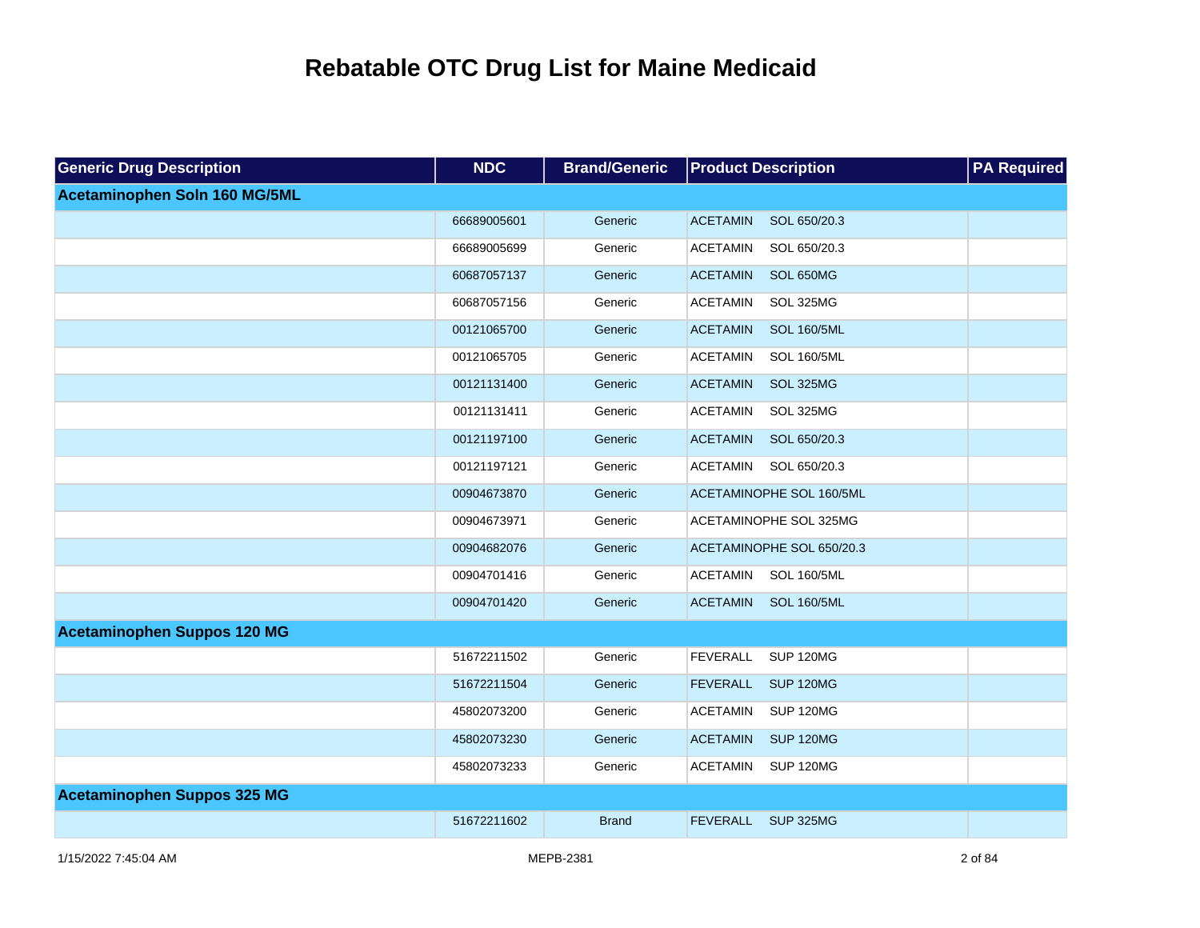# Rebatable OTC Drug List for Maine Medicaid

| Generic Drug Description | NDC | Brand/Generic | Product Description | PA Required |
|---|---|---|---|---|
| **Acetaminophen Soln 160 MG/5ML** | | | | |
| | 66689005601 | Generic | ACETAMIN SOL 650/20.3 | |
| | 66689005699 | Generic | ACETAMIN SOL 650/20.3 | |
| | 60687057137 | Generic | ACETAMIN SOL 650MG | |
| | 60687057156 | Generic | ACETAMIN SOL 325MG | |
| | 00121065700 | Generic | ACETAMIN SOL 160/5ML | |
| | 00121065705 | Generic | ACETAMIN SOL 160/5ML | |
| | 00121131400 | Generic | ACETAMIN SOL 325MG | |
| | 00121131411 | Generic | ACETAMIN SOL 325MG | |
| | 00121197100 | Generic | ACETAMIN SOL 650/20.3 | |
| | 00121197121 | Generic | ACETAMIN SOL 650/20.3 | |
| | 00904673870 | Generic | ACETAMINOPHE SOL 160/5ML | |
| | 00904673971 | Generic | ACETAMINOPHE SOL 325MG | |
| | 00904682076 | Generic | ACETAMINOPHE SOL 650/20.3 | |
| | 00904701416 | Generic | ACETAMIN SOL 160/5ML | |
| | 00904701420 | Generic | ACETAMIN SOL 160/5ML | |
| **Acetaminophen Suppos 120 MG** | | | | |
| | 51672211502 | Generic | FEVERALL SUP 120MG | |
| | 51672211504 | Generic | FEVERALL SUP 120MG | |
| | 45802073200 | Generic | ACETAMIN SUP 120MG | |
| | 45802073230 | Generic | ACETAMIN SUP 120MG | |
| | 45802073233 | Generic | ACETAMIN SUP 120MG | |
| **Acetaminophen Suppos 325 MG** | | | | |
| | 51672211602 | Brand | FEVERALL SUP 325MG | |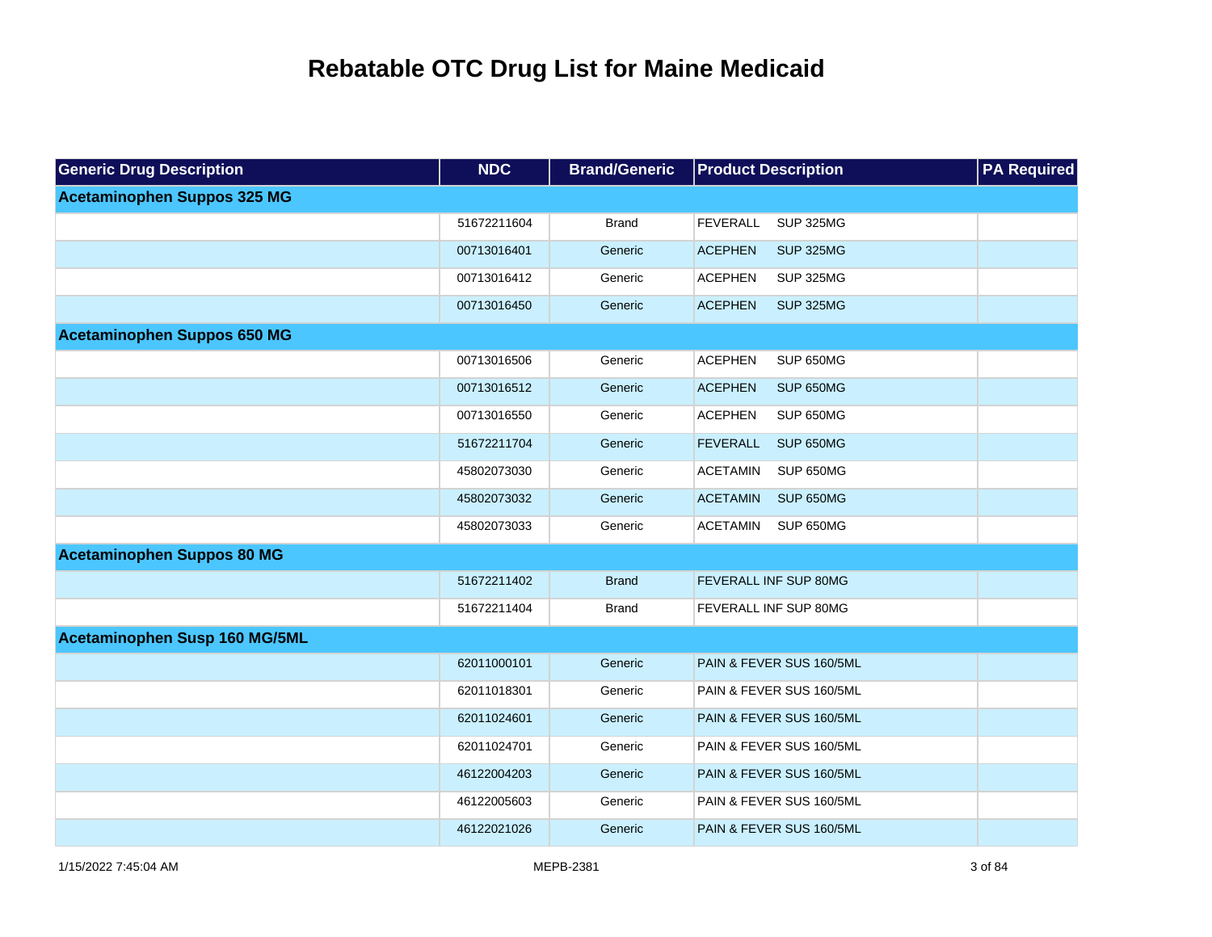# Rebatable OTC Drug List for Maine Medicaid

| Generic Drug Description | NDC | Brand/Generic | Product Description | PA Required |
|---|---|---|---|---|
| **Acetaminophen Suppos 325 MG** | | | | |
| | 51672211604 | Brand | FEVERALL SUP 325MG | |
| | 00713016401 | Generic | ACEPHEN SUP 325MG | |
| | 00713016412 | Generic | ACEPHEN SUP 325MG | |
| | 00713016450 | Generic | ACEPHEN SUP 325MG | |
| **Acetaminophen Suppos 650 MG** | | | | |
| | 00713016506 | Generic | ACEPHEN SUP 650MG | |
| | 00713016512 | Generic | ACEPHEN SUP 650MG | |
| | 00713016550 | Generic | ACEPHEN SUP 650MG | |
| | 51672211704 | Generic | FEVERALL SUP 650MG | |
| | 45802073030 | Generic | ACETAMIN SUP 650MG | |
| | 45802073032 | Generic | ACETAMIN SUP 650MG | |
| | 45802073033 | Generic | ACETAMIN SUP 650MG | |
| **Acetaminophen Suppos 80 MG** | | | | |
| | 51672211402 | Brand | FEVERALL INF SUP 80MG | |
| | 51672211404 | Brand | FEVERALL INF SUP 80MG | |
| **Acetaminophen Susp 160 MG/5ML** | | | | |
| | 62011000101 | Generic | PAIN & FEVER SUS 160/5ML | |
| | 62011018301 | Generic | PAIN & FEVER SUS 160/5ML | |
| | 62011024601 | Generic | PAIN & FEVER SUS 160/5ML | |
| | 62011024701 | Generic | PAIN & FEVER SUS 160/5ML | |
| | 46122004203 | Generic | PAIN & FEVER SUS 160/5ML | |
| | 46122005603 | Generic | PAIN & FEVER SUS 160/5ML | |
| | 46122021026 | Generic | PAIN & FEVER SUS 160/5ML | |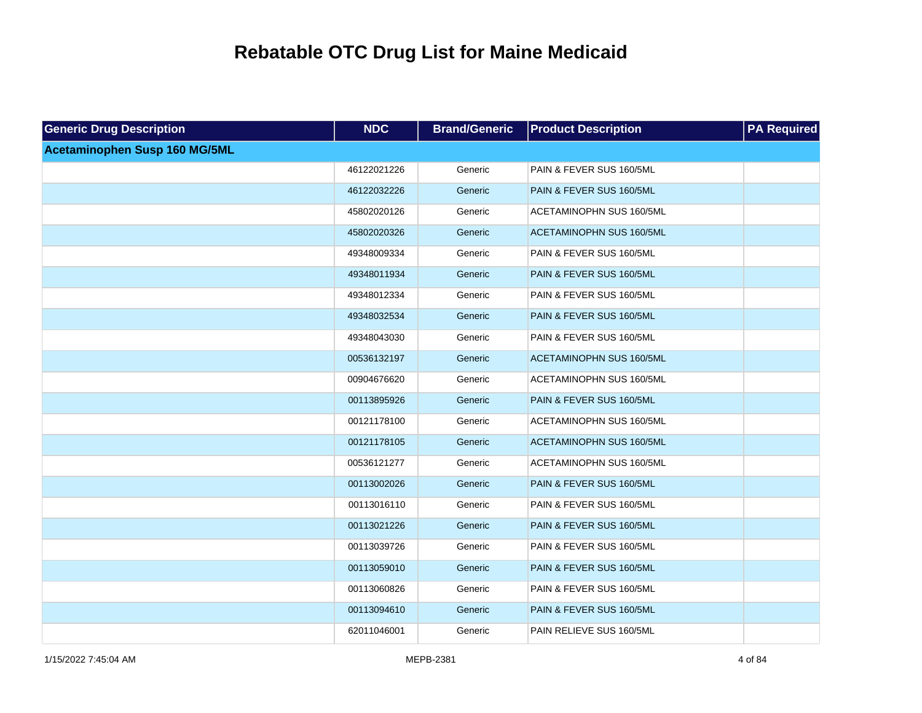# Rebatable OTC Drug List for Maine Medicaid

| Generic Drug Description | NDC | Brand/Generic | Product Description | PA Required |
|---|---|---|---|---|
| **Acetaminophen Susp 160 MG/5ML** | | | | |
| | 46122021226 | Generic | PAIN & FEVER SUS 160/5ML | |
| | 46122032226 | Generic | PAIN & FEVER SUS 160/5ML | |
| | 45802020126 | Generic | ACETAMINOPHN SUS 160/5ML | |
| | 45802020326 | Generic | ACETAMINOPHN SUS 160/5ML | |
| | 49348009334 | Generic | PAIN & FEVER SUS 160/5ML | |
| | 49348011934 | Generic | PAIN & FEVER SUS 160/5ML | |
| | 49348012334 | Generic | PAIN & FEVER SUS 160/5ML | |
| | 49348032534 | Generic | PAIN & FEVER SUS 160/5ML | |
| | 49348043030 | Generic | PAIN & FEVER SUS 160/5ML | |
| | 00536132197 | Generic | ACETAMINOPHN SUS 160/5ML | |
| | 00904676620 | Generic | ACETAMINOPHN SUS 160/5ML | |
| | 00113895926 | Generic | PAIN & FEVER SUS 160/5ML | |
| | 00121178100 | Generic | ACETAMINOPHN SUS 160/5ML | |
| | 00121178105 | Generic | ACETAMINOPHN SUS 160/5ML | |
| | 00536121277 | Generic | ACETAMINOPHN SUS 160/5ML | |
| | 00113002026 | Generic | PAIN & FEVER SUS 160/5ML | |
| | 00113016110 | Generic | PAIN & FEVER SUS 160/5ML | |
| | 00113021226 | Generic | PAIN & FEVER SUS 160/5ML | |
| | 00113039726 | Generic | PAIN & FEVER SUS 160/5ML | |
| | 00113059010 | Generic | PAIN & FEVER SUS 160/5ML | |
| | 00113060826 | Generic | PAIN & FEVER SUS 160/5ML | |
| | 00113094610 | Generic | PAIN & FEVER SUS 160/5ML | |
| | 62011046001 | Generic | PAIN RELIEVE SUS 160/5ML | |

1/15/2022 7:45:04 AM MEPB-2381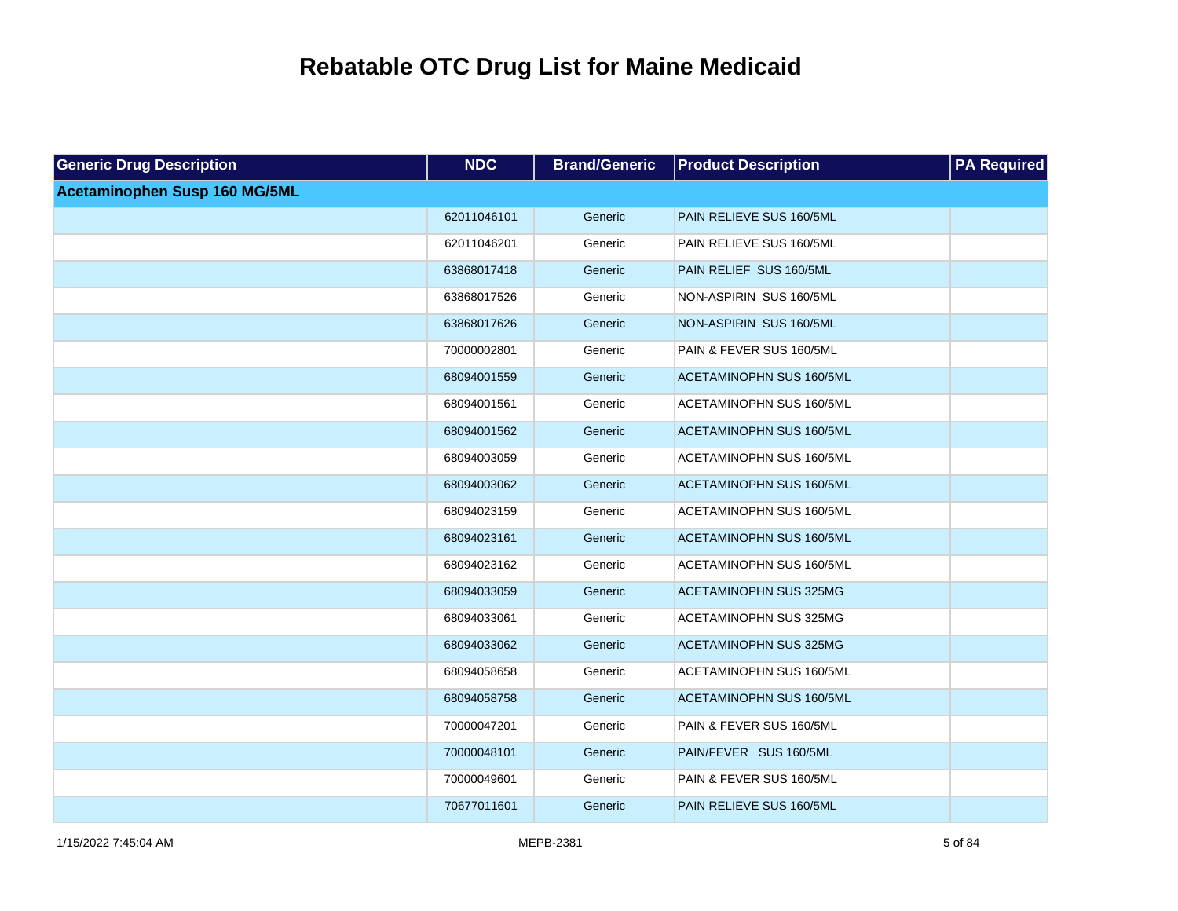# Rebatable OTC Drug List for Maine Medicaid

| Generic Drug Description | NDC | Brand/Generic | Product Description | PA Required |
|---|---|---|---|---|
| **Acetaminophen Susp 160 MG/5ML** | | | | |
| | 62011046101 | Generic | PAIN RELIEVE SUS 160/5ML | |
| | 62011046201 | Generic | PAIN RELIEVE SUS 160/5ML | |
| | 63868017418 | Generic | PAIN RELIEF SUS 160/5ML | |
| | 63868017526 | Generic | NON-ASPIRIN SUS 160/5ML | |
| | 63868017626 | Generic | NON-ASPIRIN SUS 160/5ML | |
| | 70000002801 | Generic | PAIN & FEVER SUS 160/5ML | |
| | 68094001559 | Generic | ACETAMINOPHN SUS 160/5ML | |
| | 68094001561 | Generic | ACETAMINOPHN SUS 160/5ML | |
| | 68094001562 | Generic | ACETAMINOPHN SUS 160/5ML | |
| | 68094003059 | Generic | ACETAMINOPHN SUS 160/5ML | |
| | 68094003062 | Generic | ACETAMINOPHN SUS 160/5ML | |
| | 68094023159 | Generic | ACETAMINOPHN SUS 160/5ML | |
| | 68094023161 | Generic | ACETAMINOPHN SUS 160/5ML | |
| | 68094023162 | Generic | ACETAMINOPHN SUS 160/5ML | |
| | 68094033059 | Generic | ACETAMINOPHN SUS 325MG | |
| | 68094033061 | Generic | ACETAMINOPHN SUS 325MG | |
| | 68094033062 | Generic | ACETAMINOPHN SUS 325MG | |
| | 68094058658 | Generic | ACETAMINOPHN SUS 160/5ML | |
| | 68094058758 | Generic | ACETAMINOPHN SUS 160/5ML | |
| | 70000047201 | Generic | PAIN & FEVER SUS 160/5ML | |
| | 70000048101 | Generic | PAIN/FEVER SUS 160/5ML | |
| | 70000049601 | Generic | PAIN & FEVER SUS 160/5ML | |
| | 70677011601 | Generic | PAIN RELIEVE SUS 160/5ML | |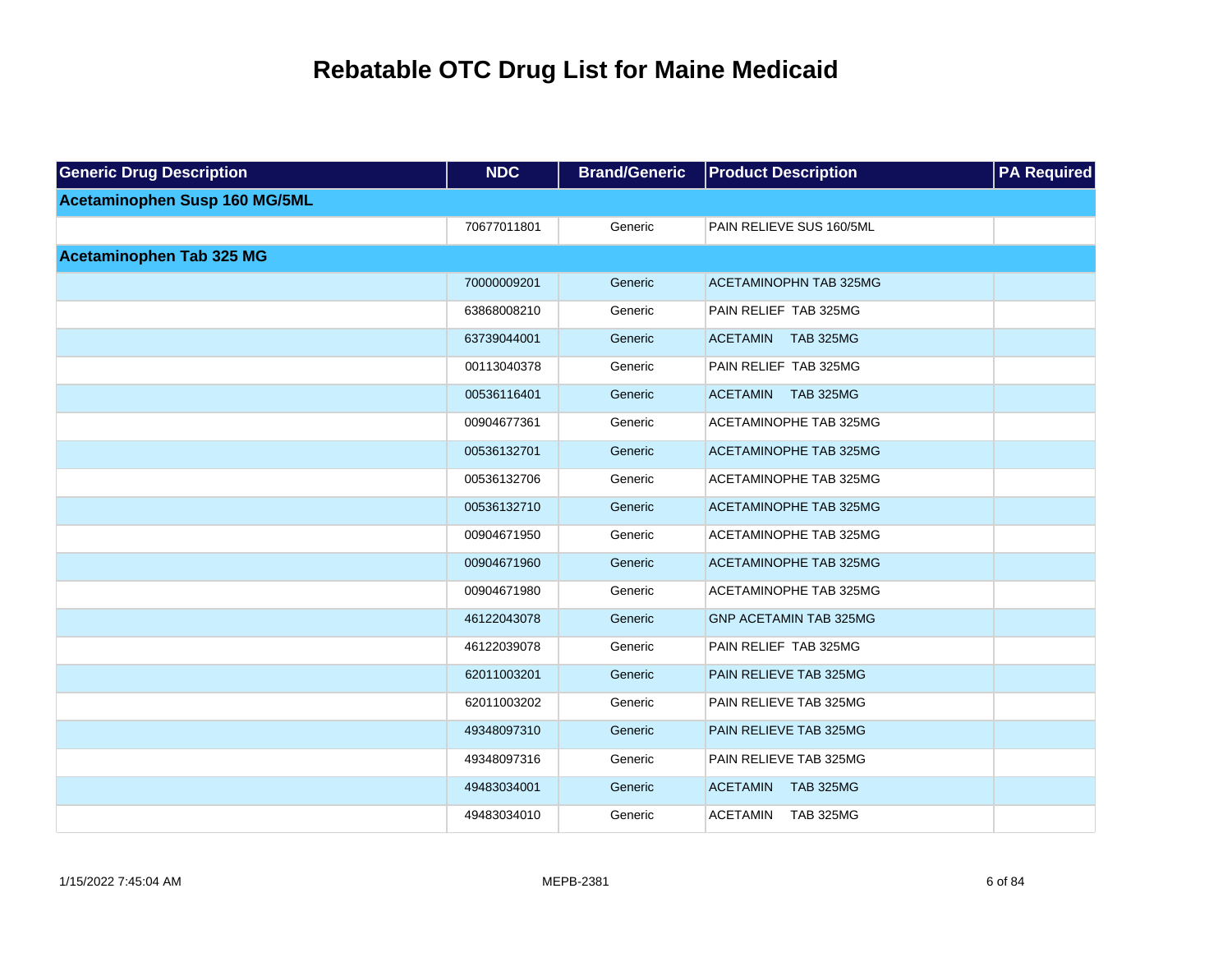# Rebatable OTC Drug List for Maine Medicaid

| Generic Drug Description | NDC | Brand/Generic | Product Description | PA Required |
|---|---|---|---|---|
| **Acetaminophen Susp 160 MG/5ML** | | | | |
| | 70677011801 | Generic | PAIN RELIEVE SUS 160/5ML | |
| **Acetaminophen Tab 325 MG** | | | | |
| | 70000009201 | Generic | ACETAMINOPHN TAB 325MG | |
| | 63868008210 | Generic | PAIN RELIEF TAB 325MG | |
| | 63739044001 | Generic | ACETAMIN TAB 325MG | |
| | 00113040378 | Generic | PAIN RELIEF TAB 325MG | |
| | 00536116401 | Generic | ACETAMIN TAB 325MG | |
| | 00904677361 | Generic | ACETAMINOPHE TAB 325MG | |
| | 00536132701 | Generic | ACETAMINOPHE TAB 325MG | |
| | 00536132706 | Generic | ACETAMINOPHE TAB 325MG | |
| | 00536132710 | Generic | ACETAMINOPHE TAB 325MG | |
| | 00904671950 | Generic | ACETAMINOPHE TAB 325MG | |
| | 00904671960 | Generic | ACETAMINOPHE TAB 325MG | |
| | 00904671980 | Generic | ACETAMINOPHE TAB 325MG | |
| | 46122043078 | Generic | GNP ACETAMIN TAB 325MG | |
| | 46122039078 | Generic | PAIN RELIEF TAB 325MG | |
| | 62011003201 | Generic | PAIN RELIEVE TAB 325MG | |
| | 62011003202 | Generic | PAIN RELIEVE TAB 325MG | |
| | 49348097310 | Generic | PAIN RELIEVE TAB 325MG | |
| | 49348097316 | Generic | PAIN RELIEVE TAB 325MG | |
| | 49483034001 | Generic | ACETAMIN TAB 325MG | |
| | 49483034010 | Generic | ACETAMIN TAB 325MG | |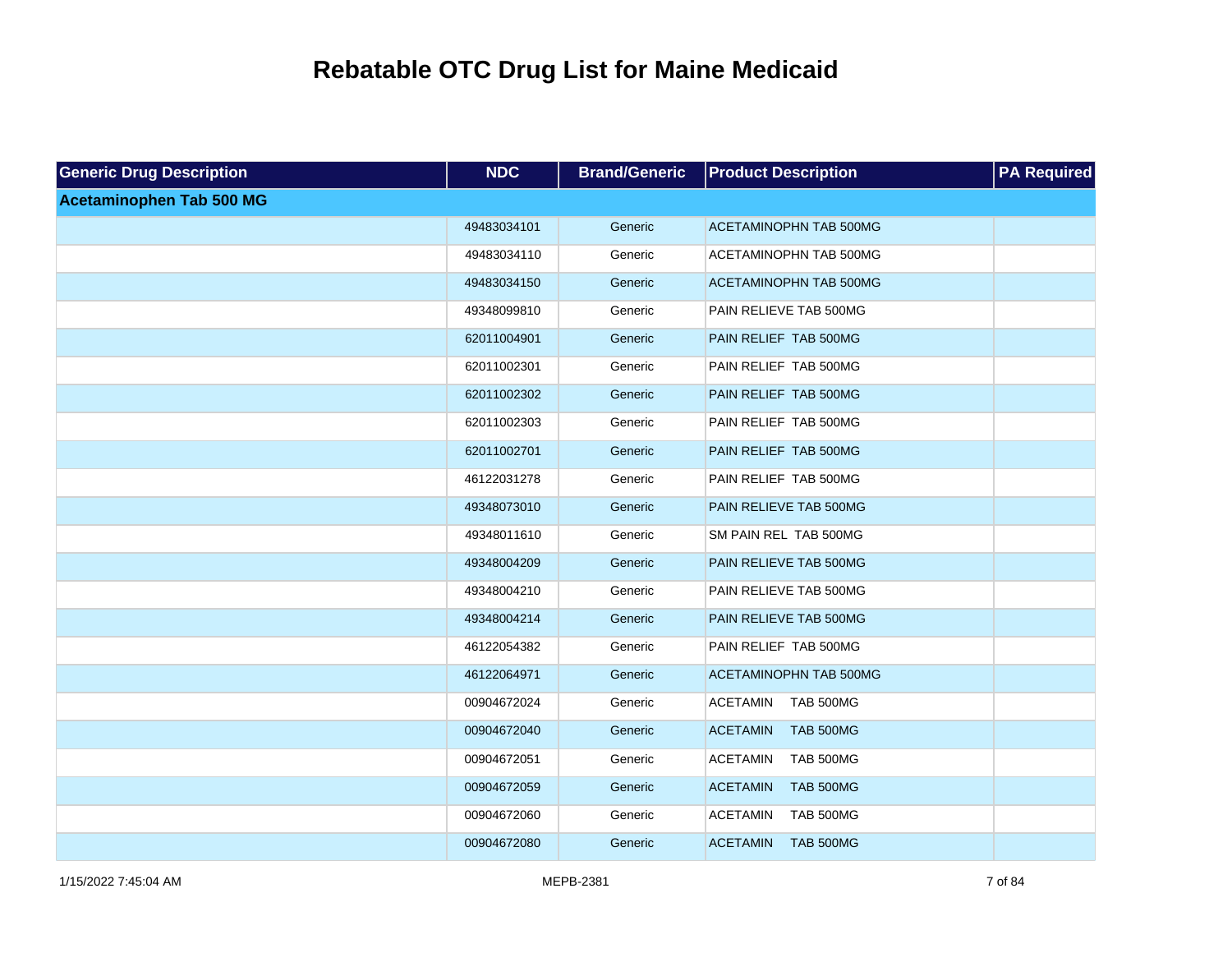# Rebatable OTC Drug List for Maine Medicaid

| Generic Drug Description | NDC | Brand/Generic | Product Description | PA Required |
|---|---|---|---|---|
| **Acetaminophen Tab 500 MG** | | | | |
| | 49483034101 | Generic | ACETAMINOPHN TAB 500MG | |
| | 49483034110 | Generic | ACETAMINOPHN TAB 500MG | |
| | 49483034150 | Generic | ACETAMINOPHN TAB 500MG | |
| | 49348099810 | Generic | PAIN RELIEVE TAB 500MG | |
| | 62011004901 | Generic | PAIN RELIEF TAB 500MG | |
| | 62011002301 | Generic | PAIN RELIEF TAB 500MG | |
| | 62011002302 | Generic | PAIN RELIEF TAB 500MG | |
| | 62011002303 | Generic | PAIN RELIEF TAB 500MG | |
| | 62011002701 | Generic | PAIN RELIEF TAB 500MG | |
| | 46122031278 | Generic | PAIN RELIEF TAB 500MG | |
| | 49348073010 | Generic | PAIN RELIEVE TAB 500MG | |
| | 49348011610 | Generic | SM PAIN REL TAB 500MG | |
| | 49348004209 | Generic | PAIN RELIEVE TAB 500MG | |
| | 49348004210 | Generic | PAIN RELIEVE TAB 500MG | |
| | 49348004214 | Generic | PAIN RELIEVE TAB 500MG | |
| | 46122054382 | Generic | PAIN RELIEF TAB 500MG | |
| | 46122064971 | Generic | ACETAMINOPHN TAB 500MG | |
| | 00904672024 | Generic | ACETAMIN TAB 500MG | |
| | 00904672040 | Generic | ACETAMIN TAB 500MG | |
| | 00904672051 | Generic | ACETAMIN TAB 500MG | |
| | 00904672059 | Generic | ACETAMIN TAB 500MG | |
| | 00904672060 | Generic | ACETAMIN TAB 500MG | |
| | 00904672080 | Generic | ACETAMIN TAB 500MG | |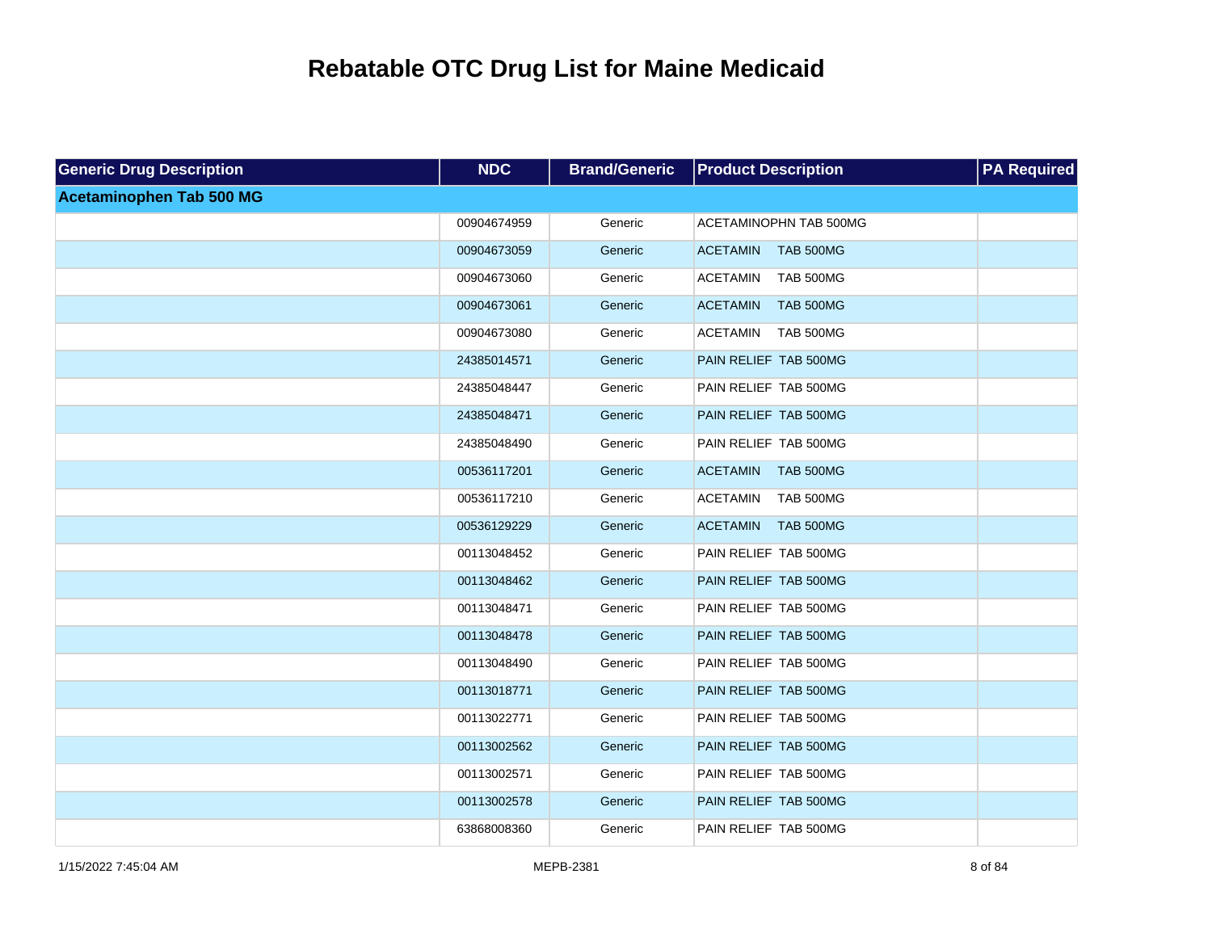# Rebatable OTC Drug List for Maine Medicaid

| Generic Drug Description | NDC | Brand/Generic | Product Description | PA Required |
|---|---|---|---|---|
| **Acetaminophen Tab 500 MG** | | | | |
| | 00904674959 | Generic | ACETAMINOPHN TAB 500MG | |
| | 00904673059 | Generic | ACETAMIN TAB 500MG | |
| | 00904673060 | Generic | ACETAMIN TAB 500MG | |
| | 00904673061 | Generic | ACETAMIN TAB 500MG | |
| | 00904673080 | Generic | ACETAMIN TAB 500MG | |
| | 24385014571 | Generic | PAIN RELIEF TAB 500MG | |
| | 24385048447 | Generic | PAIN RELIEF TAB 500MG | |
| | 24385048471 | Generic | PAIN RELIEF TAB 500MG | |
| | 24385048490 | Generic | PAIN RELIEF TAB 500MG | |
| | 00536117201 | Generic | ACETAMIN TAB 500MG | |
| | 00536117210 | Generic | ACETAMIN TAB 500MG | |
| | 00536129229 | Generic | ACETAMIN TAB 500MG | |
| | 00113048452 | Generic | PAIN RELIEF TAB 500MG | |
| | 00113048462 | Generic | PAIN RELIEF TAB 500MG | |
| | 00113048471 | Generic | PAIN RELIEF TAB 500MG | |
| | 00113048478 | Generic | PAIN RELIEF TAB 500MG | |
| | 00113048490 | Generic | PAIN RELIEF TAB 500MG | |
| | 00113018771 | Generic | PAIN RELIEF TAB 500MG | |
| | 00113022771 | Generic | PAIN RELIEF TAB 500MG | |
| | 00113002562 | Generic | PAIN RELIEF TAB 500MG | |
| | 00113002571 | Generic | PAIN RELIEF TAB 500MG | |
| | 00113002578 | Generic | PAIN RELIEF TAB 500MG | |
| | 63868008360 | Generic | PAIN RELIEF TAB 500MG | |

1/15/2022 7:45:04 AM MEPB-2381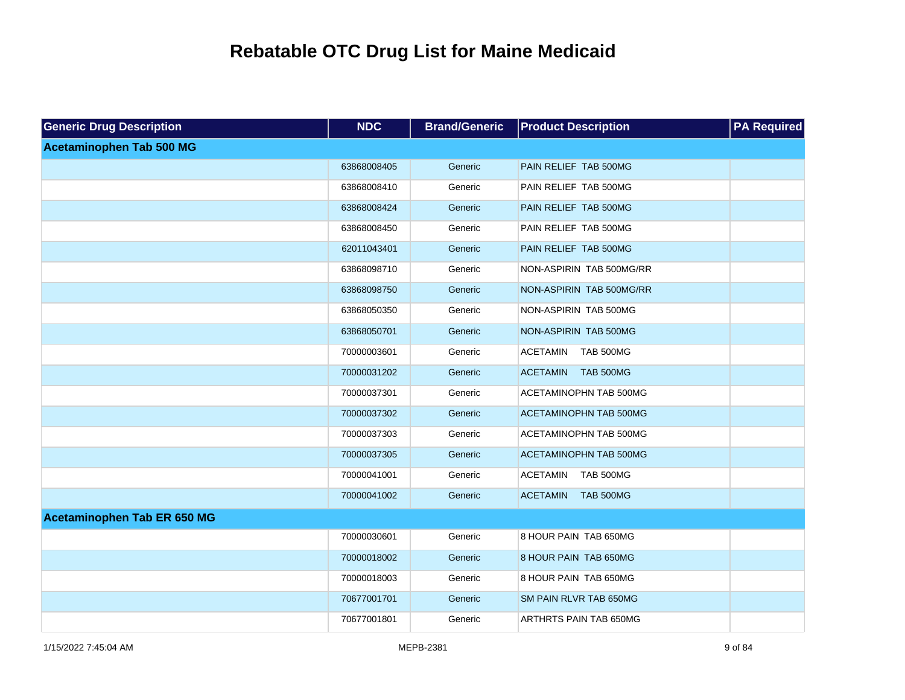# Rebatable OTC Drug List for Maine Medicaid

| Generic Drug Description | NDC | Brand/Generic | Product Description | PA Required |
|---|---|---|---|---|
| **Acetaminophen Tab 500 MG** | | | | |
| | 63868008405 | Generic | PAIN RELIEF TAB 500MG | |
| | 63868008410 | Generic | PAIN RELIEF TAB 500MG | |
| | 63868008424 | Generic | PAIN RELIEF TAB 500MG | |
| | 63868008450 | Generic | PAIN RELIEF TAB 500MG | |
| | 62011043401 | Generic | PAIN RELIEF TAB 500MG | |
| | 63868098710 | Generic | NON-ASPIRIN TAB 500MG/RR | |
| | 63868098750 | Generic | NON-ASPIRIN TAB 500MG/RR | |
| | 63868050350 | Generic | NON-ASPIRIN TAB 500MG | |
| | 63868050701 | Generic | NON-ASPIRIN TAB 500MG | |
| | 70000003601 | Generic | ACETAMIN TAB 500MG | |
| | 70000031202 | Generic | ACETAMIN TAB 500MG | |
| | 70000037301 | Generic | ACETAMINOPHN TAB 500MG | |
| | 70000037302 | Generic | ACETAMINOPHN TAB 500MG | |
| | 70000037303 | Generic | ACETAMINOPHN TAB 500MG | |
| | 70000037305 | Generic | ACETAMINOPHN TAB 500MG | |
| | 70000041001 | Generic | ACETAMIN TAB 500MG | |
| | 70000041002 | Generic | ACETAMIN TAB 500MG | |
| **Acetaminophen Tab ER 650 MG** | | | | |
| | 70000030601 | Generic | 8 HOUR PAIN TAB 650MG | |
| | 70000018002 | Generic | 8 HOUR PAIN TAB 650MG | |
| | 70000018003 | Generic | 8 HOUR PAIN TAB 650MG | |
| | 70677001701 | Generic | SM PAIN RLVR TAB 650MG | |
| | 70677001801 | Generic | ARTHRTS PAIN TAB 650MG | |

1/15/2022 7:45:04 AM MEPB-2381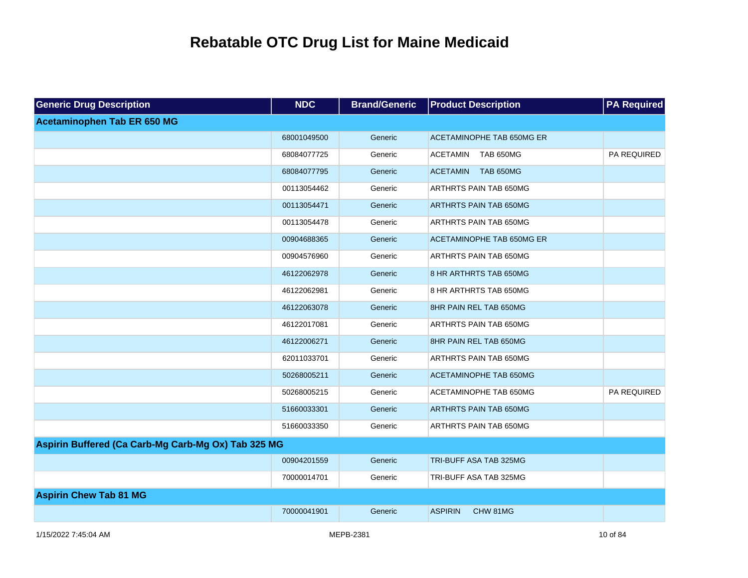# Rebatable OTC Drug List for Maine Medicaid

| Generic Drug Description | NDC | Brand/Generic | Product Description | PA Required |
|---|---|---|---|---|
| **Acetaminophen Tab ER 650 MG** | | | | |
| | 68001049500 | Generic | ACETAMINOPHE TAB 650MG ER | |
| | 68084077725 | Generic | ACETAMIN TAB 650MG | PA REQUIRED |
| | 68084077795 | Generic | ACETAMIN TAB 650MG | |
| | 00113054462 | Generic | ARTHRTS PAIN TAB 650MG | |
| | 00113054471 | Generic | ARTHRTS PAIN TAB 650MG | |
| | 00113054478 | Generic | ARTHRTS PAIN TAB 650MG | |
| | 00904688365 | Generic | ACETAMINOPHE TAB 650MG ER | |
| | 00904576960 | Generic | ARTHRTS PAIN TAB 650MG | |
| | 46122062978 | Generic | 8 HR ARTHRTS TAB 650MG | |
| | 46122062981 | Generic | 8 HR ARTHRTS TAB 650MG | |
| | 46122063078 | Generic | 8HR PAIN REL TAB 650MG | |
| | 46122017081 | Generic | ARTHRTS PAIN TAB 650MG | |
| | 46122006271 | Generic | 8HR PAIN REL TAB 650MG | |
| | 62011033701 | Generic | ARTHRTS PAIN TAB 650MG | |
| | 50268005211 | Generic | ACETAMINOPHE TAB 650MG | |
| | 50268005215 | Generic | ACETAMINOPHE TAB 650MG | PA REQUIRED |
| | 51660033301 | Generic | ARTHRTS PAIN TAB 650MG | |
| | 51660033350 | Generic | ARTHRTS PAIN TAB 650MG | |
| **Aspirin Buffered (Ca Carb-Mg Carb-Mg Ox) Tab 325 MG** | | | | |
| | 00904201559 | Generic | TRI-BUFF ASA TAB 325MG | |
| | 70000014701 | Generic | TRI-BUFF ASA TAB 325MG | |
| **Aspirin Chew Tab 81 MG** | | | | |
| | 70000041901 | Generic | ASPIRIN CHW 81MG | |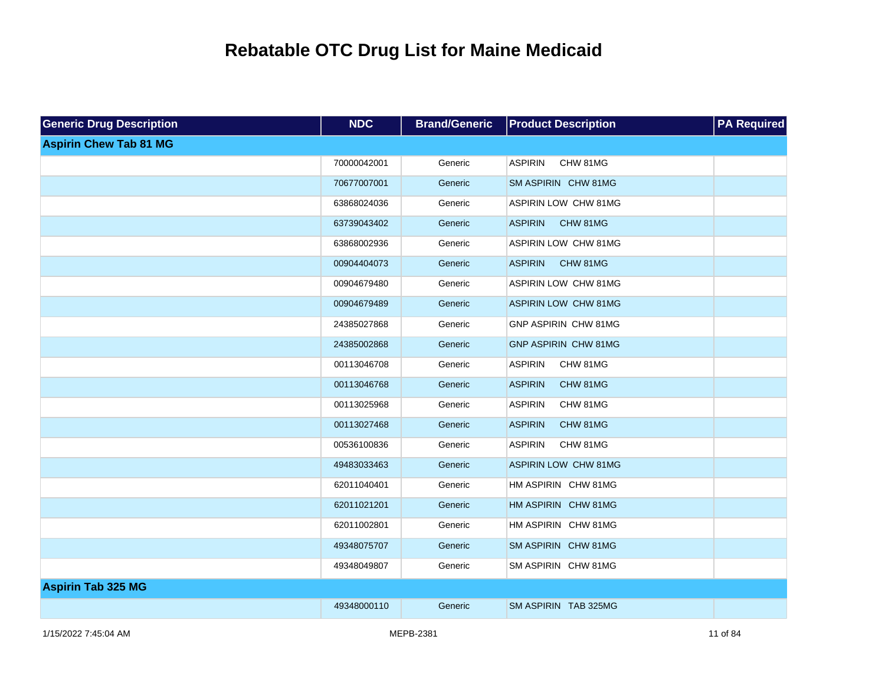# Rebatable OTC Drug List for Maine Medicaid

| Generic Drug Description | NDC | Brand/Generic | Product Description | PA Required |
|---|---|---|---|---|
| **Aspirin Chew Tab 81 MG** | | | | |
| | 70000042001 | Generic | ASPIRIN CHW 81MG | |
| | 70677007001 | Generic | SM ASPIRIN CHW 81MG | |
| | 63868024036 | Generic | ASPIRIN LOW CHW 81MG | |
| | 63739043402 | Generic | ASPIRIN CHW 81MG | |
| | 63868002936 | Generic | ASPIRIN LOW CHW 81MG | |
| | 00904404073 | Generic | ASPIRIN CHW 81MG | |
| | 00904679480 | Generic | ASPIRIN LOW CHW 81MG | |
| | 00904679489 | Generic | ASPIRIN LOW CHW 81MG | |
| | 24385027868 | Generic | GNP ASPIRIN CHW 81MG | |
| | 24385002868 | Generic | GNP ASPIRIN CHW 81MG | |
| | 00113046708 | Generic | ASPIRIN CHW 81MG | |
| | 00113046768 | Generic | ASPIRIN CHW 81MG | |
| | 00113025968 | Generic | ASPIRIN CHW 81MG | |
| | 00113027468 | Generic | ASPIRIN CHW 81MG | |
| | 00536100836 | Generic | ASPIRIN CHW 81MG | |
| | 49483033463 | Generic | ASPIRIN LOW CHW 81MG | |
| | 62011040401 | Generic | HM ASPIRIN CHW 81MG | |
| | 62011021201 | Generic | HM ASPIRIN CHW 81MG | |
| | 62011002801 | Generic | HM ASPIRIN CHW 81MG | |
| | 49348075707 | Generic | SM ASPIRIN CHW 81MG | |
| | 49348049807 | Generic | SM ASPIRIN CHW 81MG | |
| **Aspirin Tab 325 MG** | | | | |
| | 49348000110 | Generic | SM ASPIRIN TAB 325MG | |

1/15/2022 7:45:04 AM MEPB-2381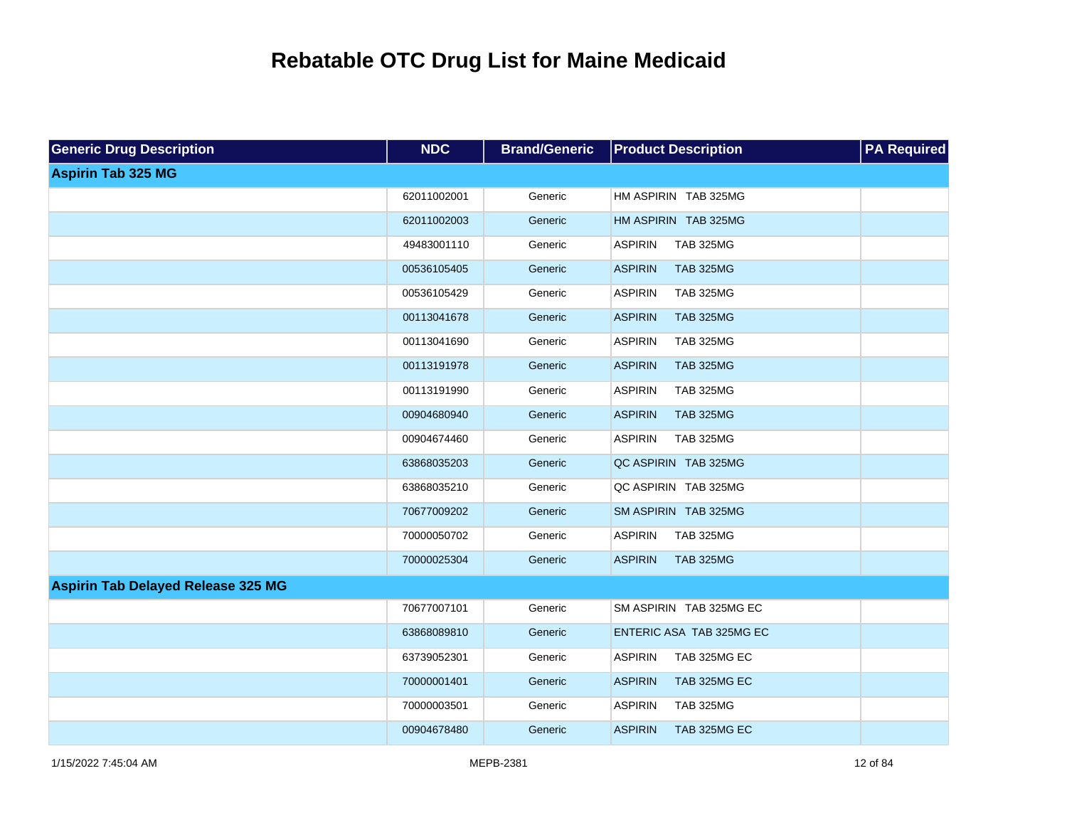# Rebatable OTC Drug List for Maine Medicaid

| Generic Drug Description | NDC | Brand/Generic | Product Description | PA Required |
|---|---|---|---|---|
| **Aspirin Tab 325 MG** | | | | |
| | 62011002001 | Generic | HM ASPIRIN TAB 325MG | |
| | 62011002003 | Generic | HM ASPIRIN TAB 325MG | |
| | 49483001110 | Generic | ASPIRIN TAB 325MG | |
| | 00536105405 | Generic | ASPIRIN TAB 325MG | |
| | 00536105429 | Generic | ASPIRIN TAB 325MG | |
| | 00113041678 | Generic | ASPIRIN TAB 325MG | |
| | 00113041690 | Generic | ASPIRIN TAB 325MG | |
| | 00113191978 | Generic | ASPIRIN TAB 325MG | |
| | 00113191990 | Generic | ASPIRIN TAB 325MG | |
| | 00904680940 | Generic | ASPIRIN TAB 325MG | |
| | 00904674460 | Generic | ASPIRIN TAB 325MG | |
| | 63868035203 | Generic | QC ASPIRIN TAB 325MG | |
| | 63868035210 | Generic | QC ASPIRIN TAB 325MG | |
| | 70677009202 | Generic | SM ASPIRIN TAB 325MG | |
| | 70000050702 | Generic | ASPIRIN TAB 325MG | |
| | 70000025304 | Generic | ASPIRIN TAB 325MG | |
| **Aspirin Tab Delayed Release 325 MG** | | | | |
| | 70677007101 | Generic | SM ASPIRIN TAB 325MG EC | |
| | 63868089810 | Generic | ENTERIC ASA TAB 325MG EC | |
| | 63739052301 | Generic | ASPIRIN TAB 325MG EC | |
| | 70000001401 | Generic | ASPIRIN TAB 325MG EC | |
| | 70000003501 | Generic | ASPIRIN TAB 325MG | |
| | 00904678480 | Generic | ASPIRIN TAB 325MG EC | |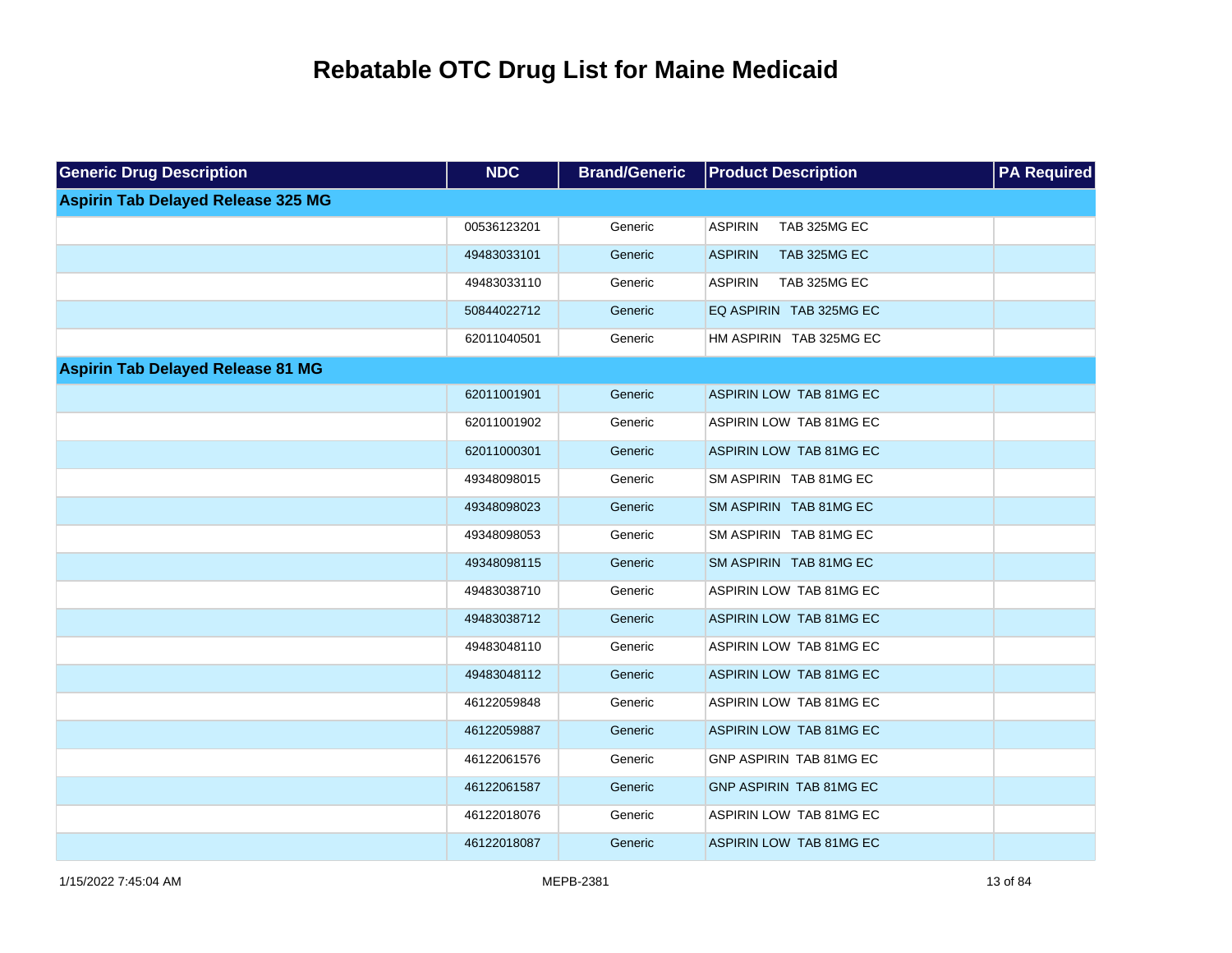# Rebatable OTC Drug List for Maine Medicaid

| Generic Drug Description | NDC | Brand/Generic | Product Description | PA Required |
|---|---|---|---|---|
| **Aspirin Tab Delayed Release 325 MG** | | | | |
| | 00536123201 | Generic | ASPIRIN TAB 325MG EC | |
| | 49483033101 | Generic | ASPIRIN TAB 325MG EC | |
| | 49483033110 | Generic | ASPIRIN TAB 325MG EC | |
| | 50844022712 | Generic | EQ ASPIRIN TAB 325MG EC | |
| | 62011040501 | Generic | HM ASPIRIN TAB 325MG EC | |
| **Aspirin Tab Delayed Release 81 MG** | | | | |
| | 62011001901 | Generic | ASPIRIN LOW TAB 81MG EC | |
| | 62011001902 | Generic | ASPIRIN LOW TAB 81MG EC | |
| | 62011000301 | Generic | ASPIRIN LOW TAB 81MG EC | |
| | 49348098015 | Generic | SM ASPIRIN TAB 81MG EC | |
| | 49348098023 | Generic | SM ASPIRIN TAB 81MG EC | |
| | 49348098053 | Generic | SM ASPIRIN TAB 81MG EC | |
| | 49348098115 | Generic | SM ASPIRIN TAB 81MG EC | |
| | 49483038710 | Generic | ASPIRIN LOW TAB 81MG EC | |
| | 49483038712 | Generic | ASPIRIN LOW TAB 81MG EC | |
| | 49483048110 | Generic | ASPIRIN LOW TAB 81MG EC | |
| | 49483048112 | Generic | ASPIRIN LOW TAB 81MG EC | |
| | 46122059848 | Generic | ASPIRIN LOW TAB 81MG EC | |
| | 46122059887 | Generic | ASPIRIN LOW TAB 81MG EC | |
| | 46122061576 | Generic | GNP ASPIRIN TAB 81MG EC | |
| | 46122061587 | Generic | GNP ASPIRIN TAB 81MG EC | |
| | 46122018076 | Generic | ASPIRIN LOW TAB 81MG EC | |
| | 46122018087 | Generic | ASPIRIN LOW TAB 81MG EC | |

1/15/2022 7:45:04 AM MEPB-2381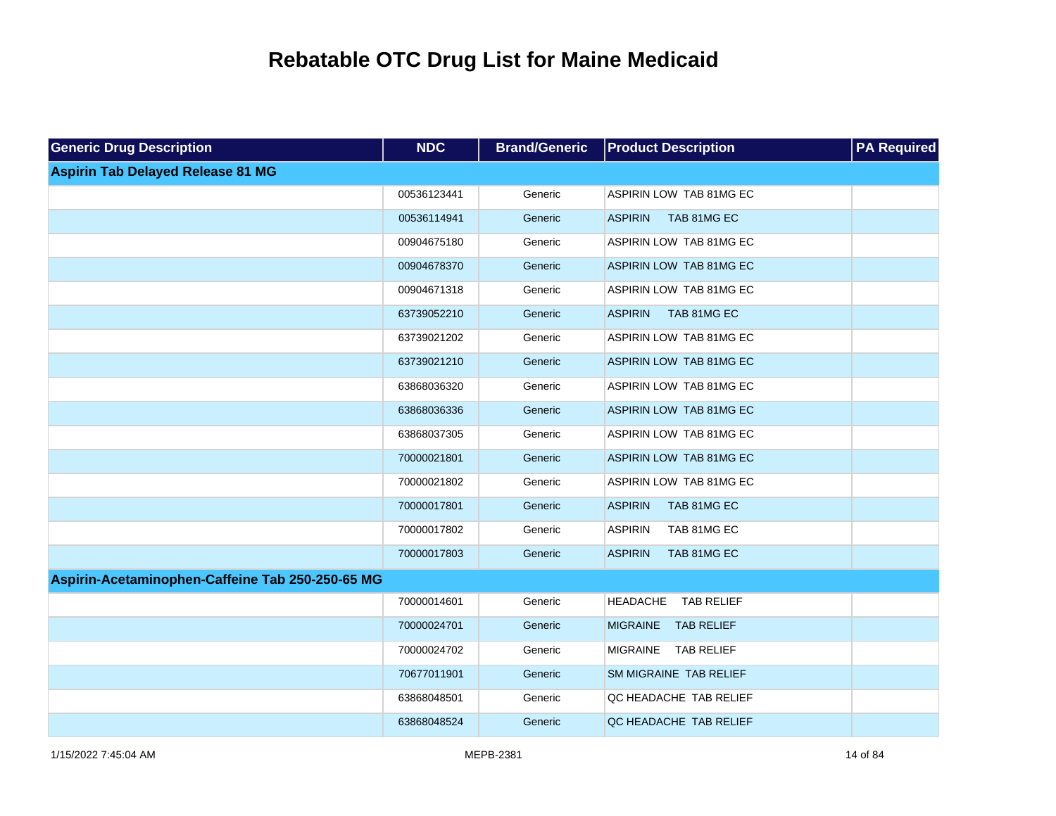# Rebatable OTC Drug List for Maine Medicaid

| Generic Drug Description | NDC | Brand/Generic | Product Description | PA Required |
|---|---|---|---|---|
| **Aspirin Tab Delayed Release 81 MG** | | | | |
| | 00536123441 | Generic | ASPIRIN LOW TAB 81MG EC | |
| | 00536114941 | Generic | ASPIRIN TAB 81MG EC | |
| | 00904675180 | Generic | ASPIRIN LOW TAB 81MG EC | |
| | 00904678370 | Generic | ASPIRIN LOW TAB 81MG EC | |
| | 00904671318 | Generic | ASPIRIN LOW TAB 81MG EC | |
| | 63739052210 | Generic | ASPIRIN TAB 81MG EC | |
| | 63739021202 | Generic | ASPIRIN LOW TAB 81MG EC | |
| | 63739021210 | Generic | ASPIRIN LOW TAB 81MG EC | |
| | 63868036320 | Generic | ASPIRIN LOW TAB 81MG EC | |
| | 63868036336 | Generic | ASPIRIN LOW TAB 81MG EC | |
| | 63868037305 | Generic | ASPIRIN LOW TAB 81MG EC | |
| | 70000021801 | Generic | ASPIRIN LOW TAB 81MG EC | |
| | 70000021802 | Generic | ASPIRIN LOW TAB 81MG EC | |
| | 70000017801 | Generic | ASPIRIN TAB 81MG EC | |
| | 70000017802 | Generic | ASPIRIN TAB 81MG EC | |
| | 70000017803 | Generic | ASPIRIN TAB 81MG EC | |
| **Aspirin-Acetaminophen-Caffeine Tab 250-250-65 MG** | | | | |
| | 70000014601 | Generic | HEADACHE TAB RELIEF | |
| | 70000024701 | Generic | MIGRAINE TAB RELIEF | |
| | 70000024702 | Generic | MIGRAINE TAB RELIEF | |
| | 70677011901 | Generic | SM MIGRAINE TAB RELIEF | |
| | 63868048501 | Generic | QC HEADACHE TAB RELIEF | |
| | 63868048524 | Generic | QC HEADACHE TAB RELIEF | |

1/15/2022 7:45:04 AM MEPB-2381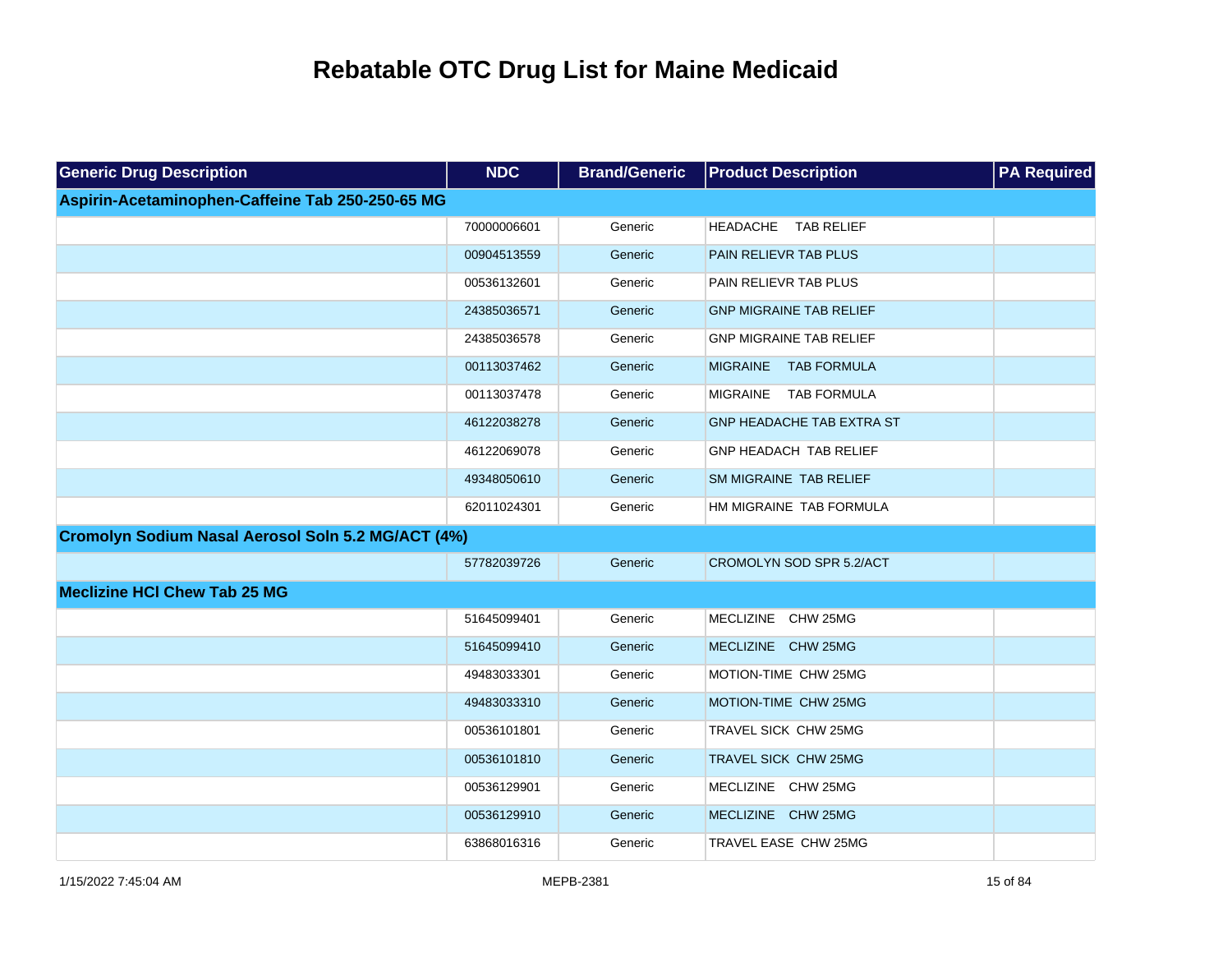# Rebatable OTC Drug List for Maine Medicaid

| Generic Drug Description | NDC | Brand/Generic | Product Description | PA Required |
|---|---|---|---|---|
| **Aspirin-Acetaminophen-Caffeine Tab 250-250-65 MG** | | | | |
| | 70000006601 | Generic | HEADACHE TAB RELIEF | |
| | 00904513559 | Generic | PAIN RELIEVR TAB PLUS | |
| | 00536132601 | Generic | PAIN RELIEVR TAB PLUS | |
| | 24385036571 | Generic | GNP MIGRAINE TAB RELIEF | |
| | 24385036578 | Generic | GNP MIGRAINE TAB RELIEF | |
| | 00113037462 | Generic | MIGRAINE TAB FORMULA | |
| | 00113037478 | Generic | MIGRAINE TAB FORMULA | |
| | 46122038278 | Generic | GNP HEADACHE TAB EXTRA ST | |
| | 46122069078 | Generic | GNP HEADACH TAB RELIEF | |
| | 49348050610 | Generic | SM MIGRAINE TAB RELIEF | |
| | 62011024301 | Generic | HM MIGRAINE TAB FORMULA | |
| **Cromolyn Sodium Nasal Aerosol Soln 5.2 MG/ACT (4%)** | | | | |
| | 57782039726 | Generic | CROMOLYN SOD SPR 5.2/ACT | |
| **Meclizine HCl Chew Tab 25 MG** | | | | |
| | 51645099401 | Generic | MECLIZINE CHW 25MG | |
| | 51645099410 | Generic | MECLIZINE CHW 25MG | |
| | 49483033301 | Generic | MOTION-TIME CHW 25MG | |
| | 49483033310 | Generic | MOTION-TIME CHW 25MG | |
| | 00536101801 | Generic | TRAVEL SICK CHW 25MG | |
| | 00536101810 | Generic | TRAVEL SICK CHW 25MG | |
| | 00536129901 | Generic | MECLIZINE CHW 25MG | |
| | 00536129910 | Generic | MECLIZINE CHW 25MG | |
| | 63868016316 | Generic | TRAVEL EASE CHW 25MG | |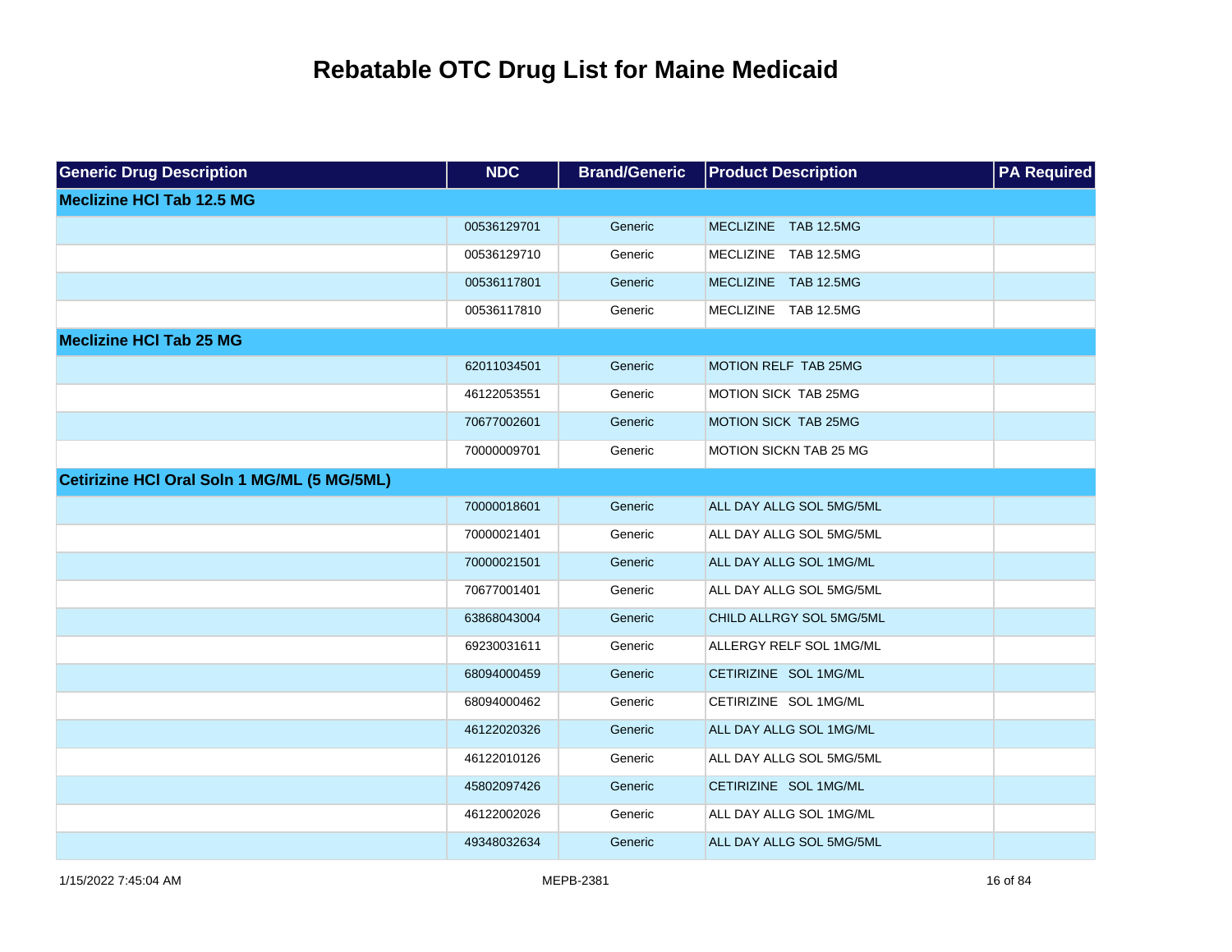# Rebatable OTC Drug List for Maine Medicaid

| Generic Drug Description | NDC | Brand/Generic | Product Description | PA Required |
|---|---|---|---|---|
| **Meclizine HCl Tab 12.5 MG** | | | | |
| | 00536129701 | Generic | MECLIZINE TAB 12.5MG | |
| | 00536129710 | Generic | MECLIZINE TAB 12.5MG | |
| | 00536117801 | Generic | MECLIZINE TAB 12.5MG | |
| | 00536117810 | Generic | MECLIZINE TAB 12.5MG | |
| **Meclizine HCl Tab 25 MG** | | | | |
| | 62011034501 | Generic | MOTION RELF TAB 25MG | |
| | 46122053551 | Generic | MOTION SICK TAB 25MG | |
| | 70677002601 | Generic | MOTION SICK TAB 25MG | |
| | 70000009701 | Generic | MOTION SICKN TAB 25 MG | |
| **Cetirizine HCl Oral Soln 1 MG/ML (5 MG/5ML)** | | | | |
| | 70000018601 | Generic | ALL DAY ALLG SOL 5MG/5ML | |
| | 70000021401 | Generic | ALL DAY ALLG SOL 5MG/5ML | |
| | 70000021501 | Generic | ALL DAY ALLG SOL 1MG/ML | |
| | 70677001401 | Generic | ALL DAY ALLG SOL 5MG/5ML | |
| | 63868043004 | Generic | CHILD ALLRGY SOL 5MG/5ML | |
| | 69230031611 | Generic | ALLERGY RELF SOL 1MG/ML | |
| | 68094000459 | Generic | CETIRIZINE SOL 1MG/ML | |
| | 68094000462 | Generic | CETIRIZINE SOL 1MG/ML | |
| | 46122020326 | Generic | ALL DAY ALLG SOL 1MG/ML | |
| | 46122010126 | Generic | ALL DAY ALLG SOL 5MG/5ML | |
| | 45802097426 | Generic | CETIRIZINE SOL 1MG/ML | |
| | 46122002026 | Generic | ALL DAY ALLG SOL 1MG/ML | |
| | 49348032634 | Generic | ALL DAY ALLG SOL 5MG/5ML | |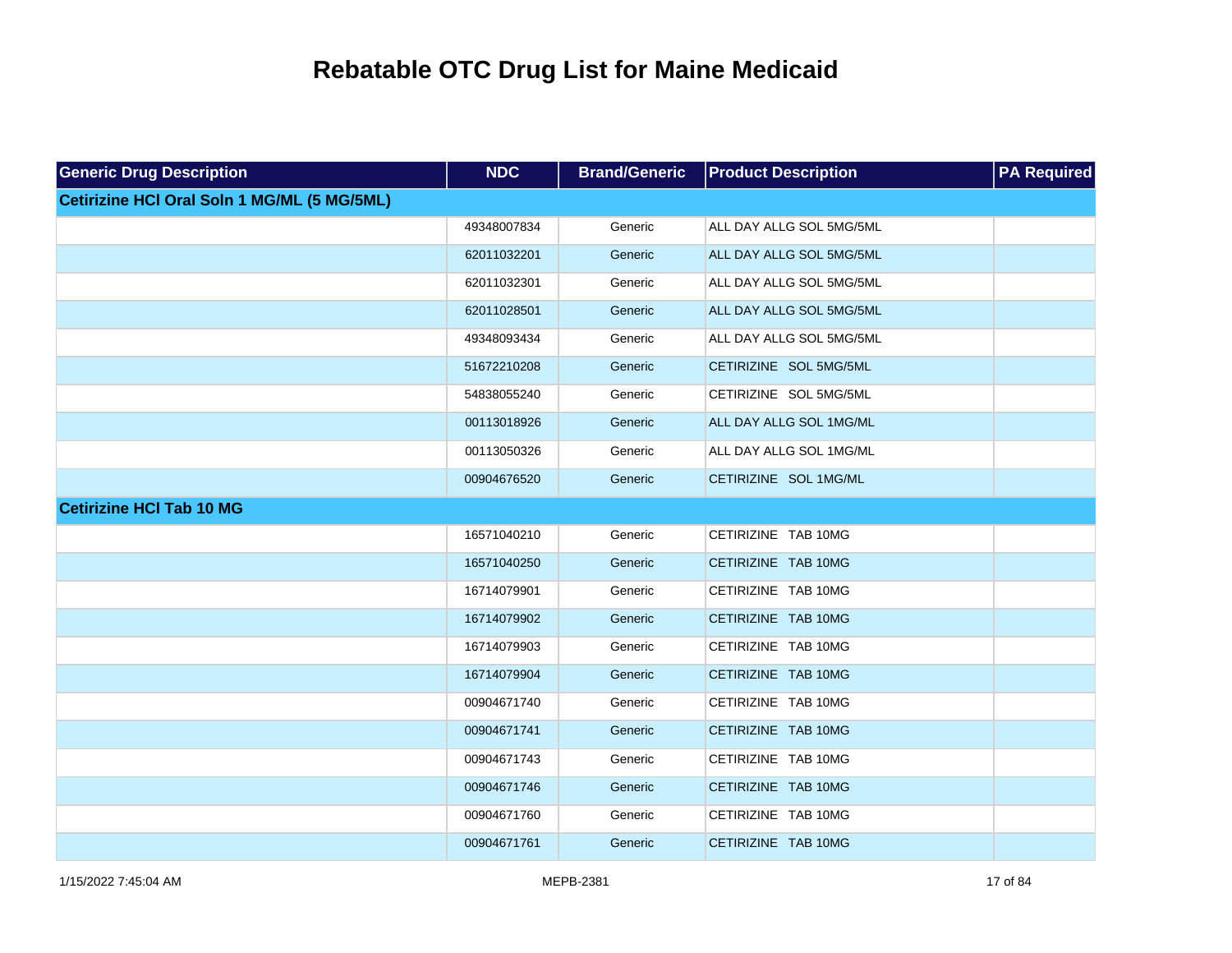# Rebatable OTC Drug List for Maine Medicaid

| Generic Drug Description | NDC | Brand/Generic | Product Description | PA Required |
|---|---|---|---|---|
| **Cetirizine HCl Oral Soln 1 MG/ML (5 MG/5ML)** | | | | |
| | 49348007834 | Generic | ALL DAY ALLG SOL 5MG/5ML | |
| | 62011032201 | Generic | ALL DAY ALLG SOL 5MG/5ML | |
| | 62011032301 | Generic | ALL DAY ALLG SOL 5MG/5ML | |
| | 62011028501 | Generic | ALL DAY ALLG SOL 5MG/5ML | |
| | 49348093434 | Generic | ALL DAY ALLG SOL 5MG/5ML | |
| | 51672210208 | Generic | CETIRIZINE SOL 5MG/5ML | |
| | 54838055240 | Generic | CETIRIZINE SOL 5MG/5ML | |
| | 00113018926 | Generic | ALL DAY ALLG SOL 1MG/ML | |
| | 00113050326 | Generic | ALL DAY ALLG SOL 1MG/ML | |
| | 00904676520 | Generic | CETIRIZINE SOL 1MG/ML | |
| **Cetirizine HCl Tab 10 MG** | | | | |
| | 16571040210 | Generic | CETIRIZINE TAB 10MG | |
| | 16571040250 | Generic | CETIRIZINE TAB 10MG | |
| | 16714079901 | Generic | CETIRIZINE TAB 10MG | |
| | 16714079902 | Generic | CETIRIZINE TAB 10MG | |
| | 16714079903 | Generic | CETIRIZINE TAB 10MG | |
| | 16714079904 | Generic | CETIRIZINE TAB 10MG | |
| | 00904671740 | Generic | CETIRIZINE TAB 10MG | |
| | 00904671741 | Generic | CETIRIZINE TAB 10MG | |
| | 00904671743 | Generic | CETIRIZINE TAB 10MG | |
| | 00904671746 | Generic | CETIRIZINE TAB 10MG | |
| | 00904671760 | Generic | CETIRIZINE TAB 10MG | |
| | 00904671761 | Generic | CETIRIZINE TAB 10MG | |

1/15/2022 7:45:04 AM MEPB-2381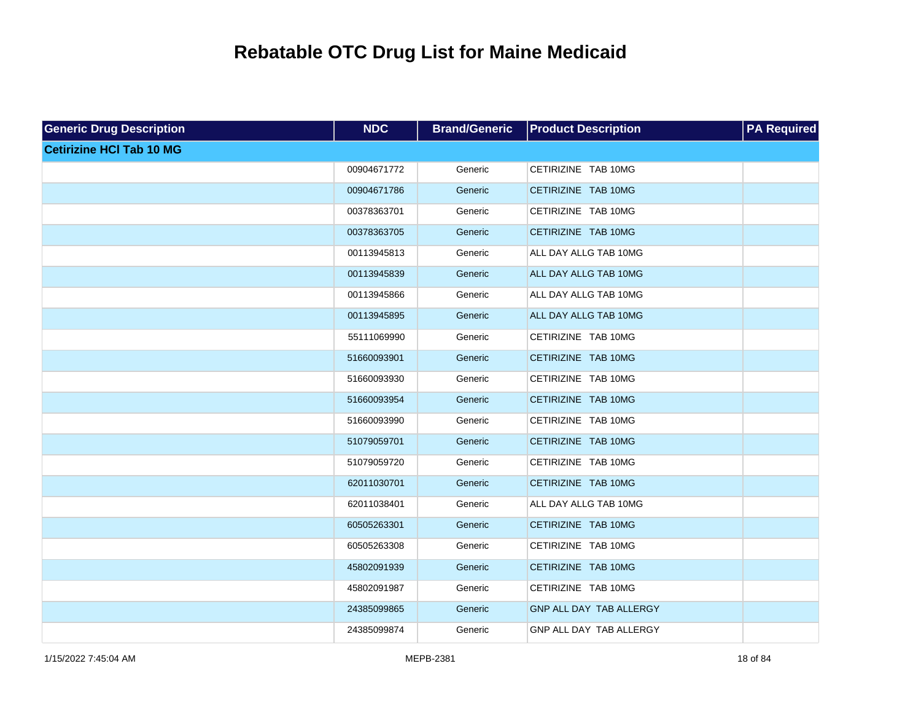# Rebatable OTC Drug List for Maine Medicaid

| Generic Drug Description | NDC | Brand/Generic | Product Description | PA Required |
|---|---|---|---|---|
| **Cetirizine HCl Tab 10 MG** | | | | |
| | 00904671772 | Generic | CETIRIZINE TAB 10MG | |
| | 00904671786 | Generic | CETIRIZINE TAB 10MG | |
| | 00378363701 | Generic | CETIRIZINE TAB 10MG | |
| | 00378363705 | Generic | CETIRIZINE TAB 10MG | |
| | 00113945813 | Generic | ALL DAY ALLG TAB 10MG | |
| | 00113945839 | Generic | ALL DAY ALLG TAB 10MG | |
| | 00113945866 | Generic | ALL DAY ALLG TAB 10MG | |
| | 00113945895 | Generic | ALL DAY ALLG TAB 10MG | |
| | 55111069990 | Generic | CETIRIZINE TAB 10MG | |
| | 51660093901 | Generic | CETIRIZINE TAB 10MG | |
| | 51660093930 | Generic | CETIRIZINE TAB 10MG | |
| | 51660093954 | Generic | CETIRIZINE TAB 10MG | |
| | 51660093990 | Generic | CETIRIZINE TAB 10MG | |
| | 51079059701 | Generic | CETIRIZINE TAB 10MG | |
| | 51079059720 | Generic | CETIRIZINE TAB 10MG | |
| | 62011030701 | Generic | CETIRIZINE TAB 10MG | |
| | 62011038401 | Generic | ALL DAY ALLG TAB 10MG | |
| | 60505263301 | Generic | CETIRIZINE TAB 10MG | |
| | 60505263308 | Generic | CETIRIZINE TAB 10MG | |
| | 45802091939 | Generic | CETIRIZINE TAB 10MG | |
| | 45802091987 | Generic | CETIRIZINE TAB 10MG | |
| | 24385099865 | Generic | GNP ALL DAY TAB ALLERGY | |
| | 24385099874 | Generic | GNP ALL DAY TAB ALLERGY | |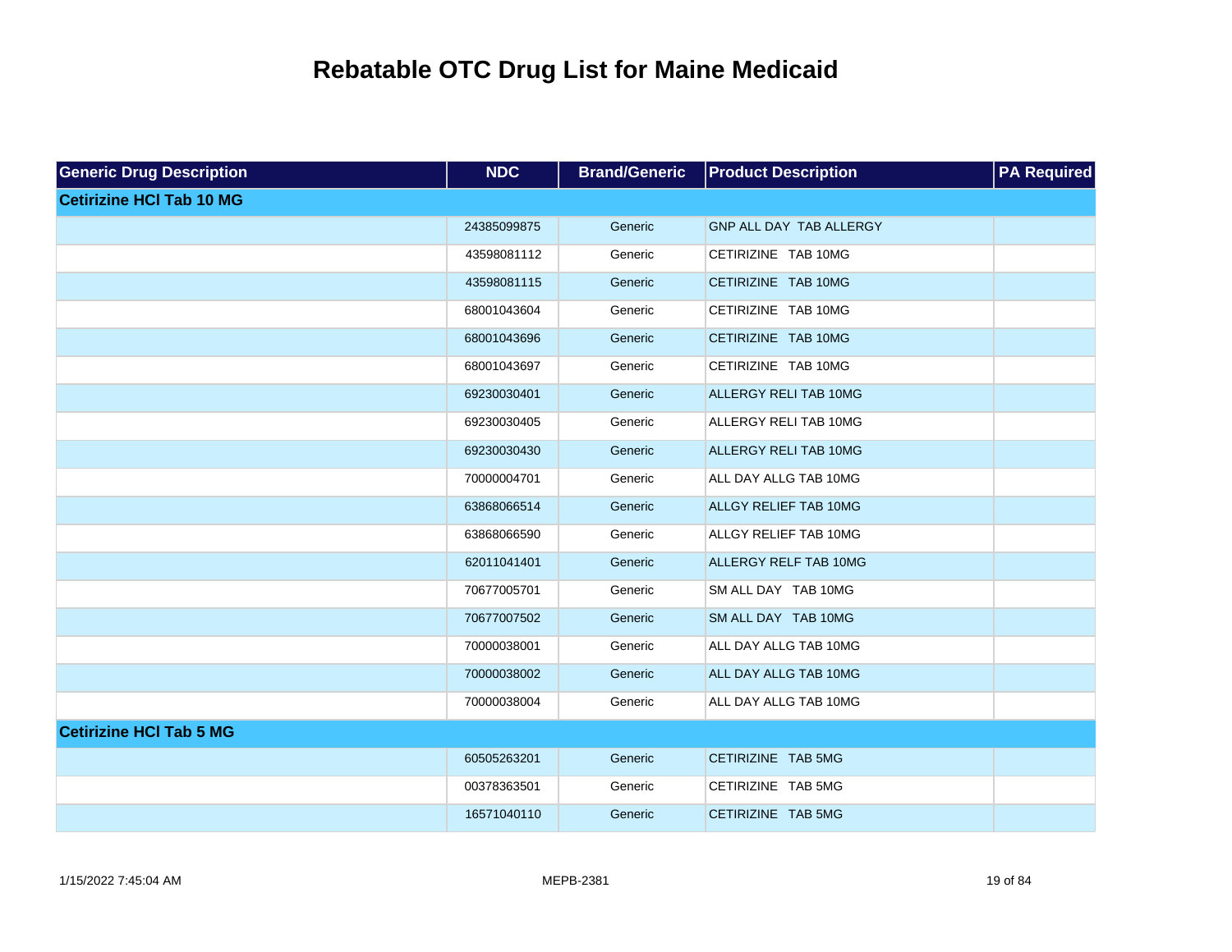# Rebatable OTC Drug List for Maine Medicaid

| Generic Drug Description | NDC | Brand/Generic | Product Description | PA Required |
|---|---|---|---|---|
| **Cetirizine HCl Tab 10 MG** | | | | |
| | 24385099875 | Generic | GNP ALL DAY TAB ALLERGY | |
| | 43598081112 | Generic | CETIRIZINE TAB 10MG | |
| | 43598081115 | Generic | CETIRIZINE TAB 10MG | |
| | 68001043604 | Generic | CETIRIZINE TAB 10MG | |
| | 68001043696 | Generic | CETIRIZINE TAB 10MG | |
| | 68001043697 | Generic | CETIRIZINE TAB 10MG | |
| | 69230030401 | Generic | ALLERGY RELI TAB 10MG | |
| | 69230030405 | Generic | ALLERGY RELI TAB 10MG | |
| | 69230030430 | Generic | ALLERGY RELI TAB 10MG | |
| | 70000004701 | Generic | ALL DAY ALLG TAB 10MG | |
| | 63868066514 | Generic | ALLGY RELIEF TAB 10MG | |
| | 63868066590 | Generic | ALLGY RELIEF TAB 10MG | |
| | 62011041401 | Generic | ALLERGY RELF TAB 10MG | |
| | 70677005701 | Generic | SM ALL DAY TAB 10MG | |
| | 70677007502 | Generic | SM ALL DAY TAB 10MG | |
| | 70000038001 | Generic | ALL DAY ALLG TAB 10MG | |
| | 70000038002 | Generic | ALL DAY ALLG TAB 10MG | |
| | 70000038004 | Generic | ALL DAY ALLG TAB 10MG | |
| **Cetirizine HCl Tab 5 MG** | | | | |
| | 60505263201 | Generic | CETIRIZINE TAB 5MG | |
| | 00378363501 | Generic | CETIRIZINE TAB 5MG | |
| | 16571040110 | Generic | CETIRIZINE TAB 5MG | |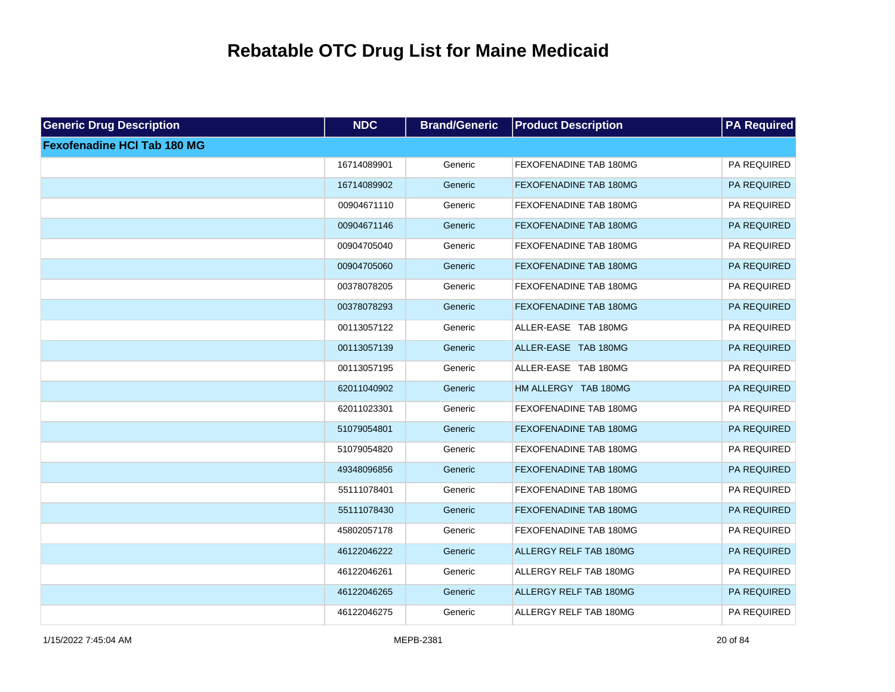# Rebatable OTC Drug List for Maine Medicaid

| Generic Drug Description | NDC | Brand/Generic | Product Description | PA Required |
|---|---|---|---|---|
| **Fexofenadine HCl Tab 180 MG** | | | | |
| | 16714089901 | Generic | FEXOFENADINE TAB 180MG | PA REQUIRED |
| | 16714089902 | Generic | FEXOFENADINE TAB 180MG | PA REQUIRED |
| | 00904671110 | Generic | FEXOFENADINE TAB 180MG | PA REQUIRED |
| | 00904671146 | Generic | FEXOFENADINE TAB 180MG | PA REQUIRED |
| | 00904705040 | Generic | FEXOFENADINE TAB 180MG | PA REQUIRED |
| | 00904705060 | Generic | FEXOFENADINE TAB 180MG | PA REQUIRED |
| | 00378078205 | Generic | FEXOFENADINE TAB 180MG | PA REQUIRED |
| | 00378078293 | Generic | FEXOFENADINE TAB 180MG | PA REQUIRED |
| | 00113057122 | Generic | ALLER-EASE TAB 180MG | PA REQUIRED |
| | 00113057139 | Generic | ALLER-EASE TAB 180MG | PA REQUIRED |
| | 00113057195 | Generic | ALLER-EASE TAB 180MG | PA REQUIRED |
| | 62011040902 | Generic | HM ALLERGY TAB 180MG | PA REQUIRED |
| | 62011023301 | Generic | FEXOFENADINE TAB 180MG | PA REQUIRED |
| | 51079054801 | Generic | FEXOFENADINE TAB 180MG | PA REQUIRED |
| | 51079054820 | Generic | FEXOFENADINE TAB 180MG | PA REQUIRED |
| | 49348096856 | Generic | FEXOFENADINE TAB 180MG | PA REQUIRED |
| | 55111078401 | Generic | FEXOFENADINE TAB 180MG | PA REQUIRED |
| | 55111078430 | Generic | FEXOFENADINE TAB 180MG | PA REQUIRED |
| | 45802057178 | Generic | FEXOFENADINE TAB 180MG | PA REQUIRED |
| | 46122046222 | Generic | ALLERGY RELF TAB 180MG | PA REQUIRED |
| | 46122046261 | Generic | ALLERGY RELF TAB 180MG | PA REQUIRED |
| | 46122046265 | Generic | ALLERGY RELF TAB 180MG | PA REQUIRED |
| | 46122046275 | Generic | ALLERGY RELF TAB 180MG | PA REQUIRED |

1/15/2022 7:45:04 AM MEPB-2381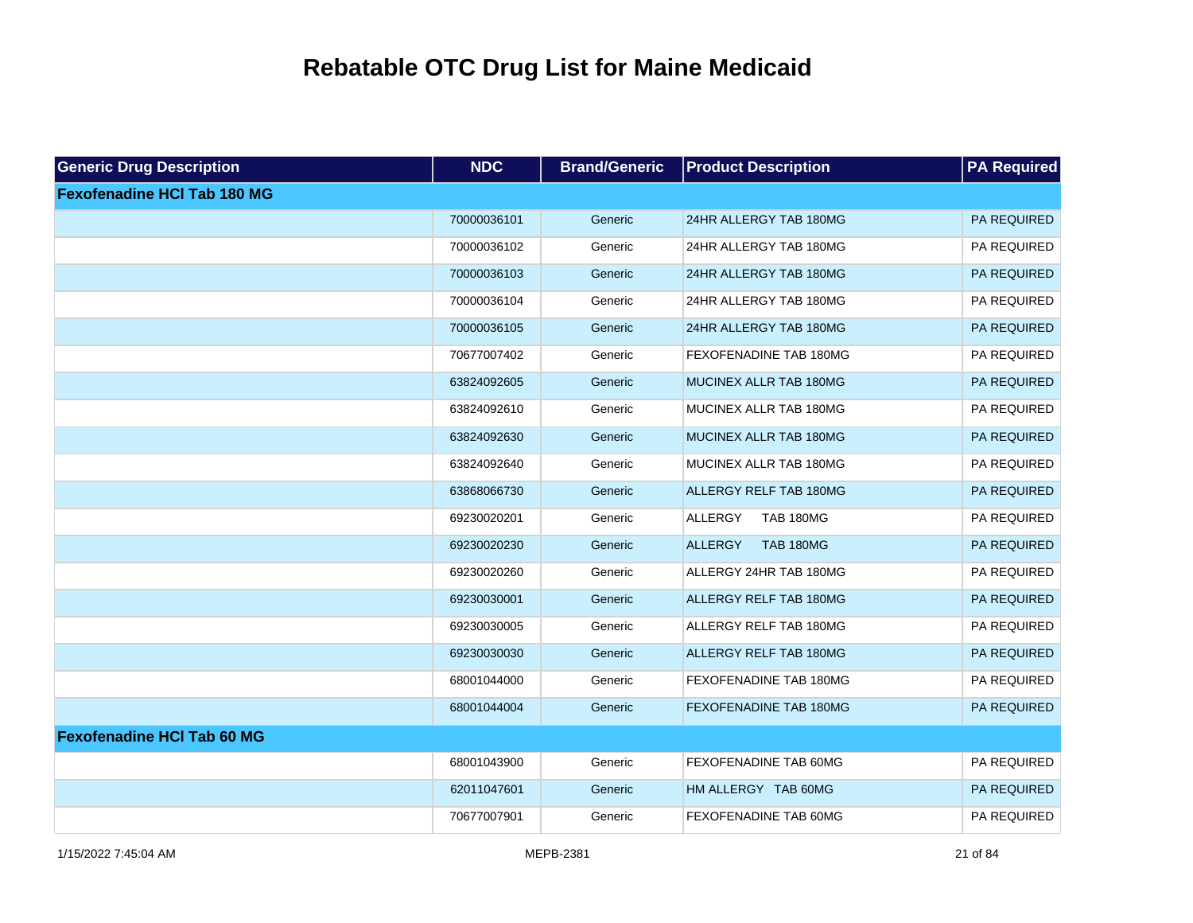# Rebatable OTC Drug List for Maine Medicaid

| Generic Drug Description | NDC | Brand/Generic | Product Description | PA Required |
|---|---|---|---|---|
| **Fexofenadine HCl Tab 180 MG** | | | | |
| | 70000036101 | Generic | 24HR ALLERGY TAB 180MG | PA REQUIRED |
| | 70000036102 | Generic | 24HR ALLERGY TAB 180MG | PA REQUIRED |
| | 70000036103 | Generic | 24HR ALLERGY TAB 180MG | PA REQUIRED |
| | 70000036104 | Generic | 24HR ALLERGY TAB 180MG | PA REQUIRED |
| | 70000036105 | Generic | 24HR ALLERGY TAB 180MG | PA REQUIRED |
| | 70677007402 | Generic | FEXOFENADINE TAB 180MG | PA REQUIRED |
| | 63824092605 | Generic | MUCINEX ALLR TAB 180MG | PA REQUIRED |
| | 63824092610 | Generic | MUCINEX ALLR TAB 180MG | PA REQUIRED |
| | 63824092630 | Generic | MUCINEX ALLR TAB 180MG | PA REQUIRED |
| | 63824092640 | Generic | MUCINEX ALLR TAB 180MG | PA REQUIRED |
| | 63868066730 | Generic | ALLERGY RELF TAB 180MG | PA REQUIRED |
| | 69230020201 | Generic | ALLERGY TAB 180MG | PA REQUIRED |
| | 69230020230 | Generic | ALLERGY TAB 180MG | PA REQUIRED |
| | 69230020260 | Generic | ALLERGY 24HR TAB 180MG | PA REQUIRED |
| | 69230030001 | Generic | ALLERGY RELF TAB 180MG | PA REQUIRED |
| | 69230030005 | Generic | ALLERGY RELF TAB 180MG | PA REQUIRED |
| | 69230030030 | Generic | ALLERGY RELF TAB 180MG | PA REQUIRED |
| | 68001044000 | Generic | FEXOFENADINE TAB 180MG | PA REQUIRED |
| | 68001044004 | Generic | FEXOFENADINE TAB 180MG | PA REQUIRED |
| **Fexofenadine HCl Tab 60 MG** | | | | |
| | 68001043900 | Generic | FEXOFENADINE TAB 60MG | PA REQUIRED |
| | 62011047601 | Generic | HM ALLERGY TAB 60MG | PA REQUIRED |
| | 70677007901 | Generic | FEXOFENADINE TAB 60MG | PA REQUIRED |

1/15/2022 7:45:04 AM MEPB-2381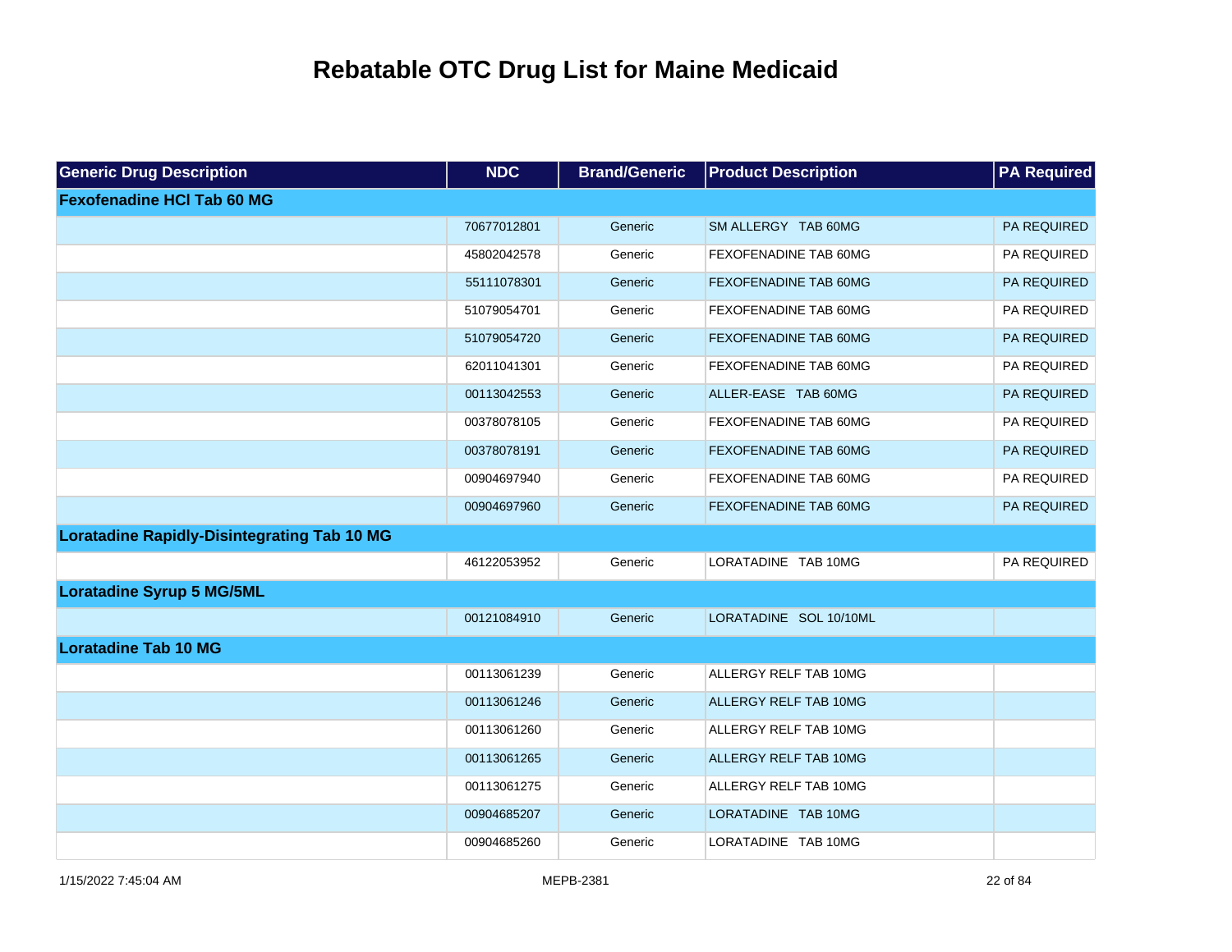# Rebatable OTC Drug List for Maine Medicaid

| Generic Drug Description | NDC | Brand/Generic | Product Description | PA Required |
|---|---|---|---|---|
| **Fexofenadine HCl Tab 60 MG** | | | | |
| | 70677012801 | Generic | SM ALLERGY TAB 60MG | PA REQUIRED |
| | 45802042578 | Generic | FEXOFENADINE TAB 60MG | PA REQUIRED |
| | 55111078301 | Generic | FEXOFENADINE TAB 60MG | PA REQUIRED |
| | 51079054701 | Generic | FEXOFENADINE TAB 60MG | PA REQUIRED |
| | 51079054720 | Generic | FEXOFENADINE TAB 60MG | PA REQUIRED |
| | 62011041301 | Generic | FEXOFENADINE TAB 60MG | PA REQUIRED |
| | 00113042553 | Generic | ALLER-EASE TAB 60MG | PA REQUIRED |
| | 00378078105 | Generic | FEXOFENADINE TAB 60MG | PA REQUIRED |
| | 00378078191 | Generic | FEXOFENADINE TAB 60MG | PA REQUIRED |
| | 00904697940 | Generic | FEXOFENADINE TAB 60MG | PA REQUIRED |
| | 00904697960 | Generic | FEXOFENADINE TAB 60MG | PA REQUIRED |
| **Loratadine Rapidly-Disintegrating Tab 10 MG** | | | | |
| | 46122053952 | Generic | LORATADINE TAB 10MG | PA REQUIRED |
| **Loratadine Syrup 5 MG/5ML** | | | | |
| | 00121084910 | Generic | LORATADINE SOL 10/10ML | |
| **Loratadine Tab 10 MG** | | | | |
| | 00113061239 | Generic | ALLERGY RELF TAB 10MG | |
| | 00113061246 | Generic | ALLERGY RELF TAB 10MG | |
| | 00113061260 | Generic | ALLERGY RELF TAB 10MG | |
| | 00113061265 | Generic | ALLERGY RELF TAB 10MG | |
| | 00113061275 | Generic | ALLERGY RELF TAB 10MG | |
| | 00904685207 | Generic | LORATADINE TAB 10MG | |
| | 00904685260 | Generic | LORATADINE TAB 10MG | |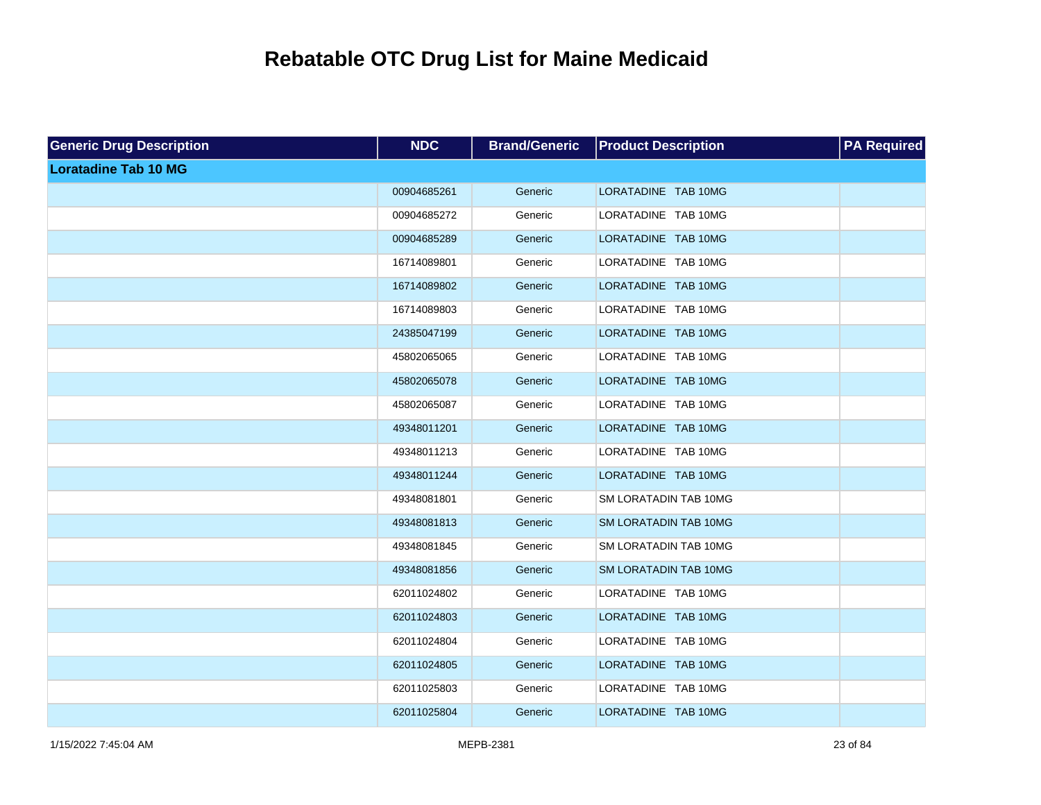# Rebatable OTC Drug List for Maine Medicaid

| Generic Drug Description | NDC | Brand/Generic | Product Description | PA Required |
|---|---|---|---|---|
| **Loratadine Tab 10 MG** | | | | |
| | 00904685261 | Generic | LORATADINE TAB 10MG | |
| | 00904685272 | Generic | LORATADINE TAB 10MG | |
| | 00904685289 | Generic | LORATADINE TAB 10MG | |
| | 16714089801 | Generic | LORATADINE TAB 10MG | |
| | 16714089802 | Generic | LORATADINE TAB 10MG | |
| | 16714089803 | Generic | LORATADINE TAB 10MG | |
| | 24385047199 | Generic | LORATADINE TAB 10MG | |
| | 45802065065 | Generic | LORATADINE TAB 10MG | |
| | 45802065078 | Generic | LORATADINE TAB 10MG | |
| | 45802065087 | Generic | LORATADINE TAB 10MG | |
| | 49348011201 | Generic | LORATADINE TAB 10MG | |
| | 49348011213 | Generic | LORATADINE TAB 10MG | |
| | 49348011244 | Generic | LORATADINE TAB 10MG | |
| | 49348081801 | Generic | SM LORATADIN TAB 10MG | |
| | 49348081813 | Generic | SM LORATADIN TAB 10MG | |
| | 49348081845 | Generic | SM LORATADIN TAB 10MG | |
| | 49348081856 | Generic | SM LORATADIN TAB 10MG | |
| | 62011024802 | Generic | LORATADINE TAB 10MG | |
| | 62011024803 | Generic | LORATADINE TAB 10MG | |
| | 62011024804 | Generic | LORATADINE TAB 10MG | |
| | 62011024805 | Generic | LORATADINE TAB 10MG | |
| | 62011025803 | Generic | LORATADINE TAB 10MG | |
| | 62011025804 | Generic | LORATADINE TAB 10MG | |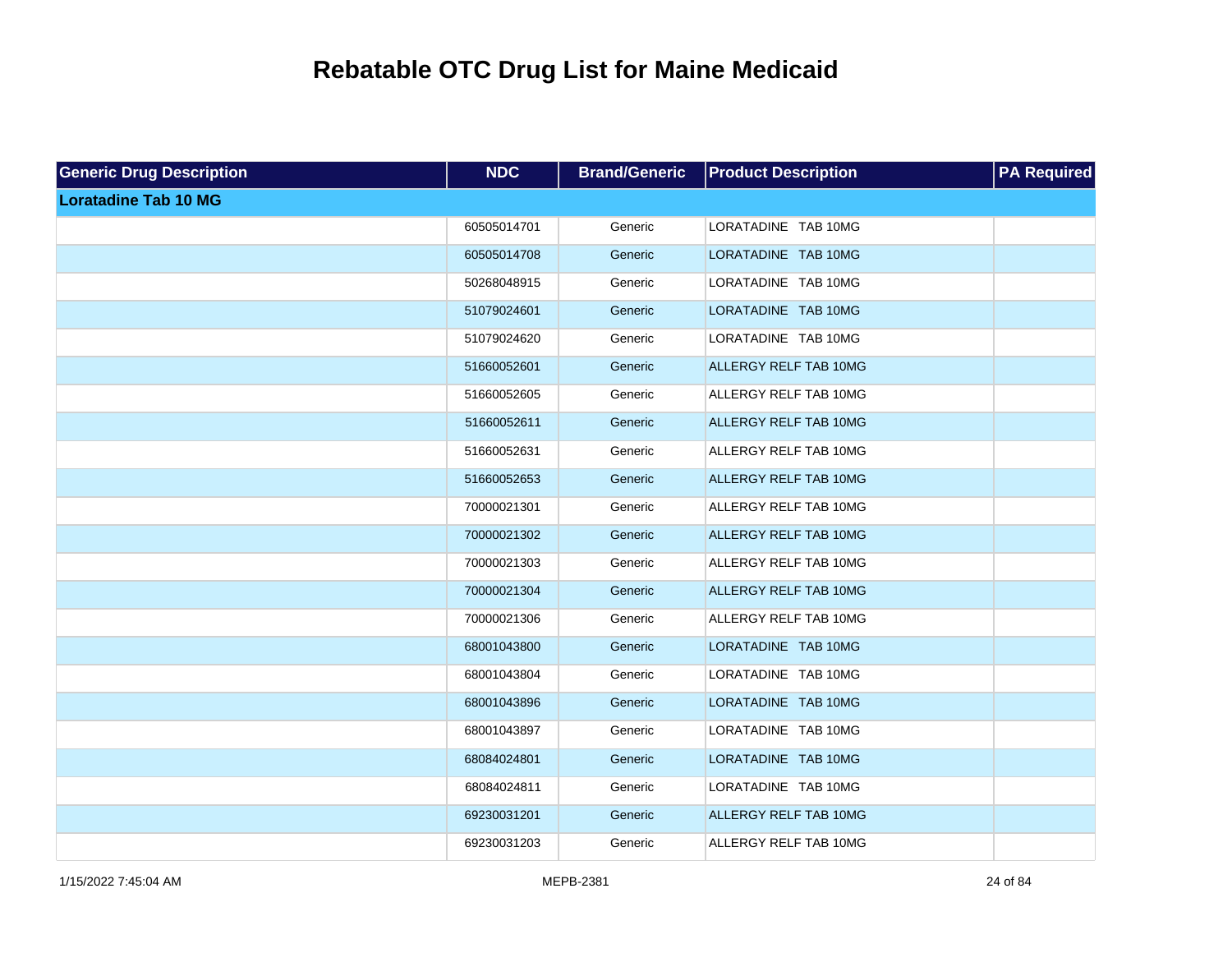# Rebatable OTC Drug List for Maine Medicaid

| Generic Drug Description | NDC | Brand/Generic | Product Description | PA Required |
|---|---|---|---|---|
| **Loratadine Tab 10 MG** | | | | |
| | 60505014701 | Generic | LORATADINE TAB 10MG | |
| | 60505014708 | Generic | LORATADINE TAB 10MG | |
| | 50268048915 | Generic | LORATADINE TAB 10MG | |
| | 51079024601 | Generic | LORATADINE TAB 10MG | |
| | 51079024620 | Generic | LORATADINE TAB 10MG | |
| | 51660052601 | Generic | ALLERGY RELF TAB 10MG | |
| | 51660052605 | Generic | ALLERGY RELF TAB 10MG | |
| | 51660052611 | Generic | ALLERGY RELF TAB 10MG | |
| | 51660052631 | Generic | ALLERGY RELF TAB 10MG | |
| | 51660052653 | Generic | ALLERGY RELF TAB 10MG | |
| | 70000021301 | Generic | ALLERGY RELF TAB 10MG | |
| | 70000021302 | Generic | ALLERGY RELF TAB 10MG | |
| | 70000021303 | Generic | ALLERGY RELF TAB 10MG | |
| | 70000021304 | Generic | ALLERGY RELF TAB 10MG | |
| | 70000021306 | Generic | ALLERGY RELF TAB 10MG | |
| | 68001043800 | Generic | LORATADINE TAB 10MG | |
| | 68001043804 | Generic | LORATADINE TAB 10MG | |
| | 68001043896 | Generic | LORATADINE TAB 10MG | |
| | 68001043897 | Generic | LORATADINE TAB 10MG | |
| | 68084024801 | Generic | LORATADINE TAB 10MG | |
| | 68084024811 | Generic | LORATADINE TAB 10MG | |
| | 69230031201 | Generic | ALLERGY RELF TAB 10MG | |
| | 69230031203 | Generic | ALLERGY RELF TAB 10MG | |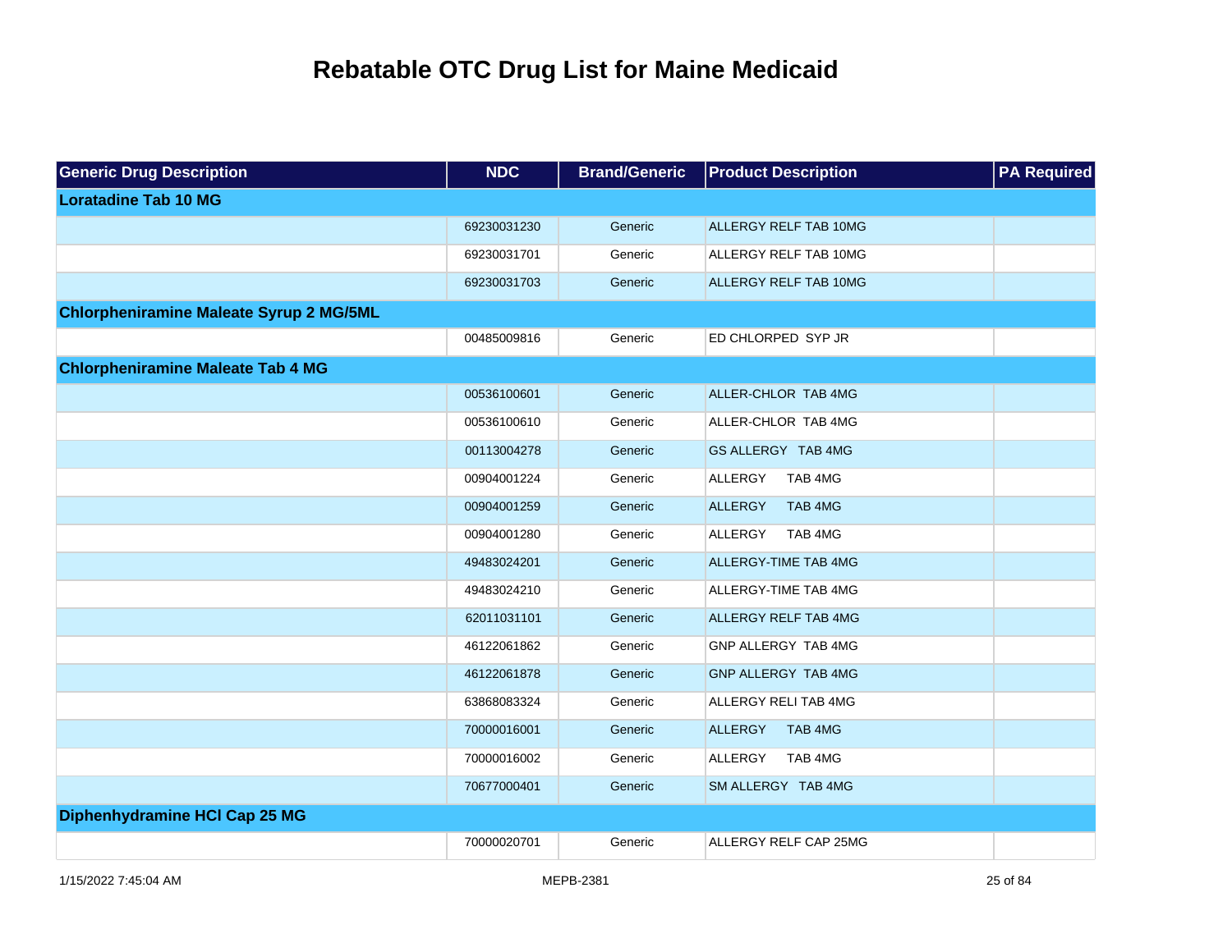# Rebatable OTC Drug List for Maine Medicaid

| Generic Drug Description | NDC | Brand/Generic | Product Description | PA Required |
|---|---|---|---|---|
| **Loratadine Tab 10 MG** | | | | |
| | 69230031230 | Generic | ALLERGY RELF TAB 10MG | |
| | 69230031701 | Generic | ALLERGY RELF TAB 10MG | |
| | 69230031703 | Generic | ALLERGY RELF TAB 10MG | |
| **Chlorpheniramine Maleate Syrup 2 MG/5ML** | | | | |
| | 00485009816 | Generic | ED CHLORPED SYP JR | |
| **Chlorpheniramine Maleate Tab 4 MG** | | | | |
| | 00536100601 | Generic | ALLER-CHLOR TAB 4MG | |
| | 00536100610 | Generic | ALLER-CHLOR TAB 4MG | |
| | 00113004278 | Generic | GS ALLERGY TAB 4MG | |
| | 00904001224 | Generic | ALLERGY TAB 4MG | |
| | 00904001259 | Generic | ALLERGY TAB 4MG | |
| | 00904001280 | Generic | ALLERGY TAB 4MG | |
| | 49483024201 | Generic | ALLERGY-TIME TAB 4MG | |
| | 49483024210 | Generic | ALLERGY-TIME TAB 4MG | |
| | 62011031101 | Generic | ALLERGY RELF TAB 4MG | |
| | 46122061862 | Generic | GNP ALLERGY TAB 4MG | |
| | 46122061878 | Generic | GNP ALLERGY TAB 4MG | |
| | 63868083324 | Generic | ALLERGY RELI TAB 4MG | |
| | 70000016001 | Generic | ALLERGY TAB 4MG | |
| | 70000016002 | Generic | ALLERGY TAB 4MG | |
| | 70677000401 | Generic | SM ALLERGY TAB 4MG | |
| **Diphenhydramine HCl Cap 25 MG** | | | | |
| | 70000020701 | Generic | ALLERGY RELF CAP 25MG | |

1/15/2022 7:45:04 AM MEPB-2381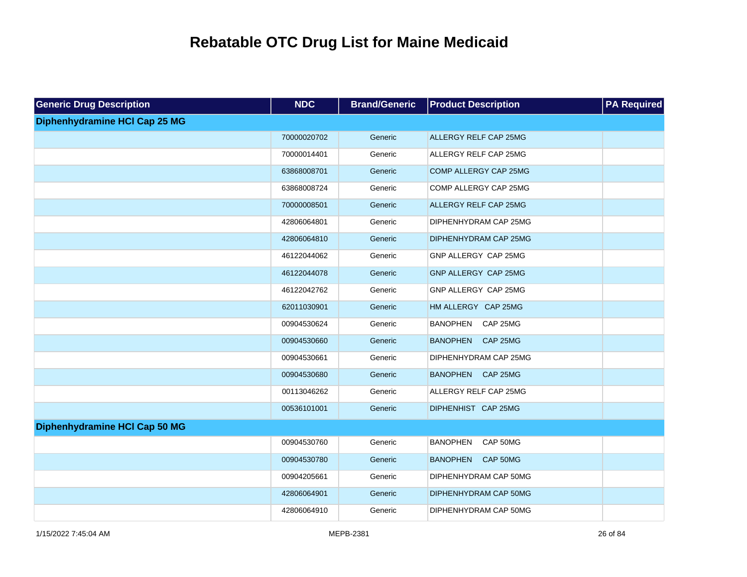# Rebatable OTC Drug List for Maine Medicaid

| Generic Drug Description | NDC | Brand/Generic | Product Description | PA Required |
|---|---|---|---|---|
| **Diphenhydramine HCl Cap 25 MG** | | | | |
| | 70000020702 | Generic | ALLERGY RELF CAP 25MG | |
| | 70000014401 | Generic | ALLERGY RELF CAP 25MG | |
| | 63868008701 | Generic | COMP ALLERGY CAP 25MG | |
| | 63868008724 | Generic | COMP ALLERGY CAP 25MG | |
| | 70000008501 | Generic | ALLERGY RELF CAP 25MG | |
| | 42806064801 | Generic | DIPHENHYDRAM CAP 25MG | |
| | 42806064810 | Generic | DIPHENHYDRAM CAP 25MG | |
| | 46122044062 | Generic | GNP ALLERGY CAP 25MG | |
| | 46122044078 | Generic | GNP ALLERGY CAP 25MG | |
| | 46122042762 | Generic | GNP ALLERGY CAP 25MG | |
| | 62011030901 | Generic | HM ALLERGY CAP 25MG | |
| | 00904530624 | Generic | BANOPHEN CAP 25MG | |
| | 00904530660 | Generic | BANOPHEN CAP 25MG | |
| | 00904530661 | Generic | DIPHENHYDRAM CAP 25MG | |
| | 00904530680 | Generic | BANOPHEN CAP 25MG | |
| | 00113046262 | Generic | ALLERGY RELF CAP 25MG | |
| | 00536101001 | Generic | DIPHENHIST CAP 25MG | |
| **Diphenhydramine HCl Cap 50 MG** | | | | |
| | 00904530760 | Generic | BANOPHEN CAP 50MG | |
| | 00904530780 | Generic | BANOPHEN CAP 50MG | |
| | 00904205661 | Generic | DIPHENHYDRAM CAP 50MG | |
| | 42806064901 | Generic | DIPHENHYDRAM CAP 50MG | |
| | 42806064910 | Generic | DIPHENHYDRAM CAP 50MG | |

1/15/2022 7:45:04 AM MEPB-2381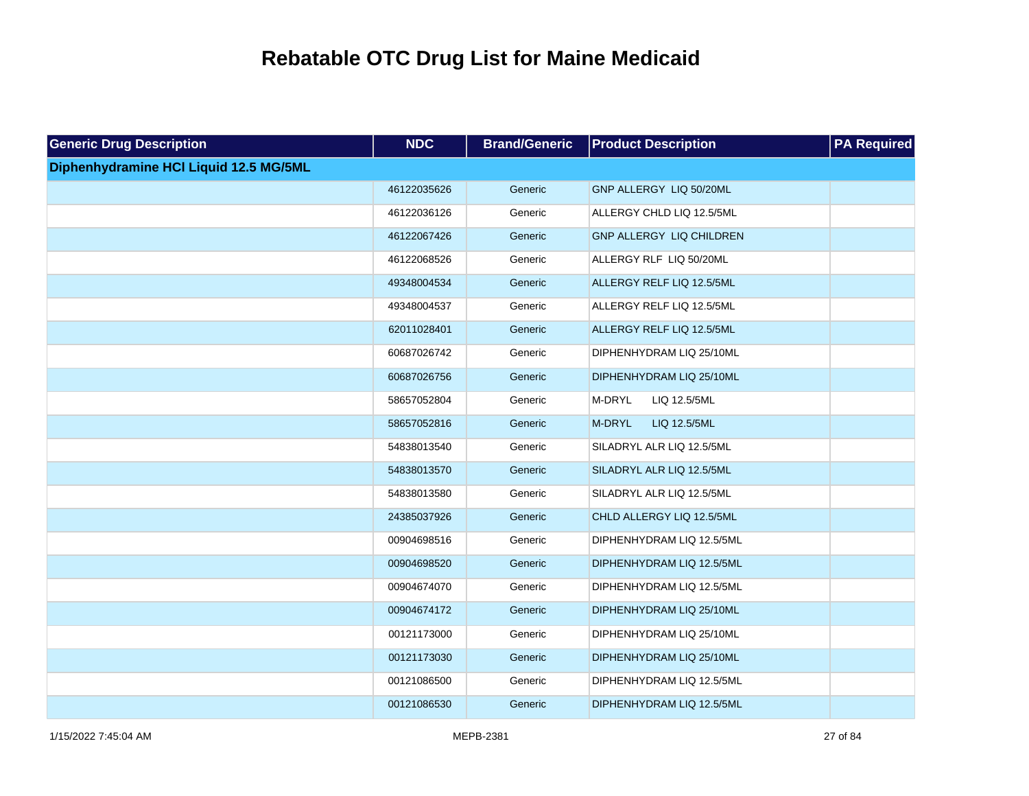# Rebatable OTC Drug List for Maine Medicaid

| Generic Drug Description | NDC | Brand/Generic | Product Description | PA Required |
|---|---|---|---|---|
| **Diphenhydramine HCl Liquid 12.5 MG/5ML** | | | | |
| | 46122035626 | Generic | GNP ALLERGY LIQ 50/20ML | |
| | 46122036126 | Generic | ALLERGY CHLD LIQ 12.5/5ML | |
| | 46122067426 | Generic | GNP ALLERGY LIQ CHILDREN | |
| | 46122068526 | Generic | ALLERGY RLF LIQ 50/20ML | |
| | 49348004534 | Generic | ALLERGY RELF LIQ 12.5/5ML | |
| | 49348004537 | Generic | ALLERGY RELF LIQ 12.5/5ML | |
| | 62011028401 | Generic | ALLERGY RELF LIQ 12.5/5ML | |
| | 60687026742 | Generic | DIPHENHYDRAM LIQ 25/10ML | |
| | 60687026756 | Generic | DIPHENHYDRAM LIQ 25/10ML | |
| | 58657052804 | Generic | M-DRYL LIQ 12.5/5ML | |
| | 58657052816 | Generic | M-DRYL LIQ 12.5/5ML | |
| | 54838013540 | Generic | SILADRYL ALR LIQ 12.5/5ML | |
| | 54838013570 | Generic | SILADRYL ALR LIQ 12.5/5ML | |
| | 54838013580 | Generic | SILADRYL ALR LIQ 12.5/5ML | |
| | 24385037926 | Generic | CHLD ALLERGY LIQ 12.5/5ML | |
| | 00904698516 | Generic | DIPHENHYDRAM LIQ 12.5/5ML | |
| | 00904698520 | Generic | DIPHENHYDRAM LIQ 12.5/5ML | |
| | 00904674070 | Generic | DIPHENHYDRAM LIQ 12.5/5ML | |
| | 00904674172 | Generic | DIPHENHYDRAM LIQ 25/10ML | |
| | 00121173000 | Generic | DIPHENHYDRAM LIQ 25/10ML | |
| | 00121173030 | Generic | DIPHENHYDRAM LIQ 25/10ML | |
| | 00121086500 | Generic | DIPHENHYDRAM LIQ 12.5/5ML | |
| | 00121086530 | Generic | DIPHENHYDRAM LIQ 12.5/5ML | |

1/15/2022 7:45:04 AM MEPB-2381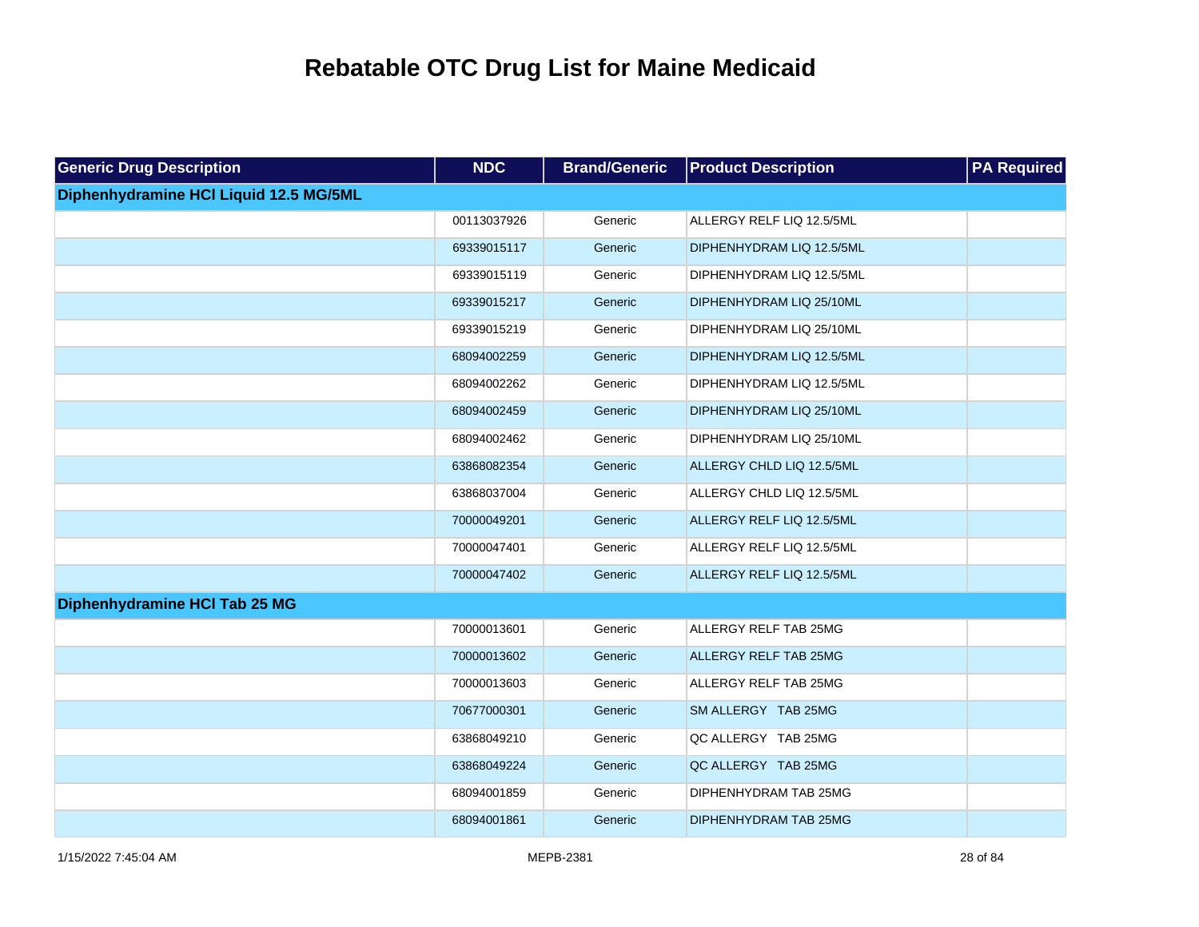# Rebatable OTC Drug List for Maine Medicaid

| Generic Drug Description | NDC | Brand/Generic | Product Description | PA Required |
|---|---|---|---|---|
| **Diphenhydramine HCl Liquid 12.5 MG/5ML** | | | | |
| | 00113037926 | Generic | ALLERGY RELF LIQ 12.5/5ML | |
| | 69339015117 | Generic | DIPHENHYDRAM LIQ 12.5/5ML | |
| | 69339015119 | Generic | DIPHENHYDRAM LIQ 12.5/5ML | |
| | 69339015217 | Generic | DIPHENHYDRAM LIQ 25/10ML | |
| | 69339015219 | Generic | DIPHENHYDRAM LIQ 25/10ML | |
| | 68094002259 | Generic | DIPHENHYDRAM LIQ 12.5/5ML | |
| | 68094002262 | Generic | DIPHENHYDRAM LIQ 12.5/5ML | |
| | 68094002459 | Generic | DIPHENHYDRAM LIQ 25/10ML | |
| | 68094002462 | Generic | DIPHENHYDRAM LIQ 25/10ML | |
| | 63868082354 | Generic | ALLERGY CHLD LIQ 12.5/5ML | |
| | 63868037004 | Generic | ALLERGY CHLD LIQ 12.5/5ML | |
| | 70000049201 | Generic | ALLERGY RELF LIQ 12.5/5ML | |
| | 70000047401 | Generic | ALLERGY RELF LIQ 12.5/5ML | |
| | 70000047402 | Generic | ALLERGY RELF LIQ 12.5/5ML | |
| **Diphenhydramine HCl Tab 25 MG** | | | | |
| | 70000013601 | Generic | ALLERGY RELF TAB 25MG | |
| | 70000013602 | Generic | ALLERGY RELF TAB 25MG | |
| | 70000013603 | Generic | ALLERGY RELF TAB 25MG | |
| | 70677000301 | Generic | SM ALLERGY TAB 25MG | |
| | 63868049210 | Generic | QC ALLERGY TAB 25MG | |
| | 63868049224 | Generic | QC ALLERGY TAB 25MG | |
| | 68094001859 | Generic | DIPHENHYDRAM TAB 25MG | |
| | 68094001861 | Generic | DIPHENHYDRAM TAB 25MG | |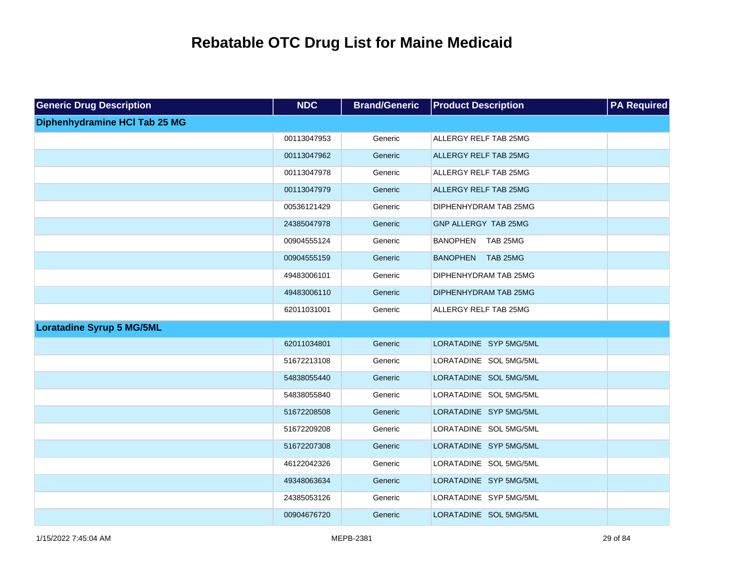# Rebatable OTC Drug List for Maine Medicaid

| Generic Drug Description | NDC | Brand/Generic | Product Description | PA Required |
|---|---|---|---|---|
| **Diphenhydramine HCl Tab 25 MG** | | | | |
| | 00113047953 | Generic | ALLERGY RELF TAB 25MG | |
| | 00113047962 | Generic | ALLERGY RELF TAB 25MG | |
| | 00113047978 | Generic | ALLERGY RELF TAB 25MG | |
| | 00113047979 | Generic | ALLERGY RELF TAB 25MG | |
| | 00536121429 | Generic | DIPHENHYDRAM TAB 25MG | |
| | 24385047978 | Generic | GNP ALLERGY TAB 25MG | |
| | 00904555124 | Generic | BANOPHEN TAB 25MG | |
| | 00904555159 | Generic | BANOPHEN TAB 25MG | |
| | 49483006101 | Generic | DIPHENHYDRAM TAB 25MG | |
| | 49483006110 | Generic | DIPHENHYDRAM TAB 25MG | |
| | 62011031001 | Generic | ALLERGY RELF TAB 25MG | |
| **Loratadine Syrup 5 MG/5ML** | | | | |
| | 62011034801 | Generic | LORATADINE SYP 5MG/5ML | |
| | 51672213108 | Generic | LORATADINE SOL 5MG/5ML | |
| | 54838055440 | Generic | LORATADINE SOL 5MG/5ML | |
| | 54838055840 | Generic | LORATADINE SOL 5MG/5ML | |
| | 51672208508 | Generic | LORATADINE SYP 5MG/5ML | |
| | 51672209208 | Generic | LORATADINE SOL 5MG/5ML | |
| | 51672207308 | Generic | LORATADINE SYP 5MG/5ML | |
| | 46122042326 | Generic | LORATADINE SOL 5MG/5ML | |
| | 49348063634 | Generic | LORATADINE SYP 5MG/5ML | |
| | 24385053126 | Generic | LORATADINE SYP 5MG/5ML | |
| | 00904676720 | Generic | LORATADINE SOL 5MG/5ML | |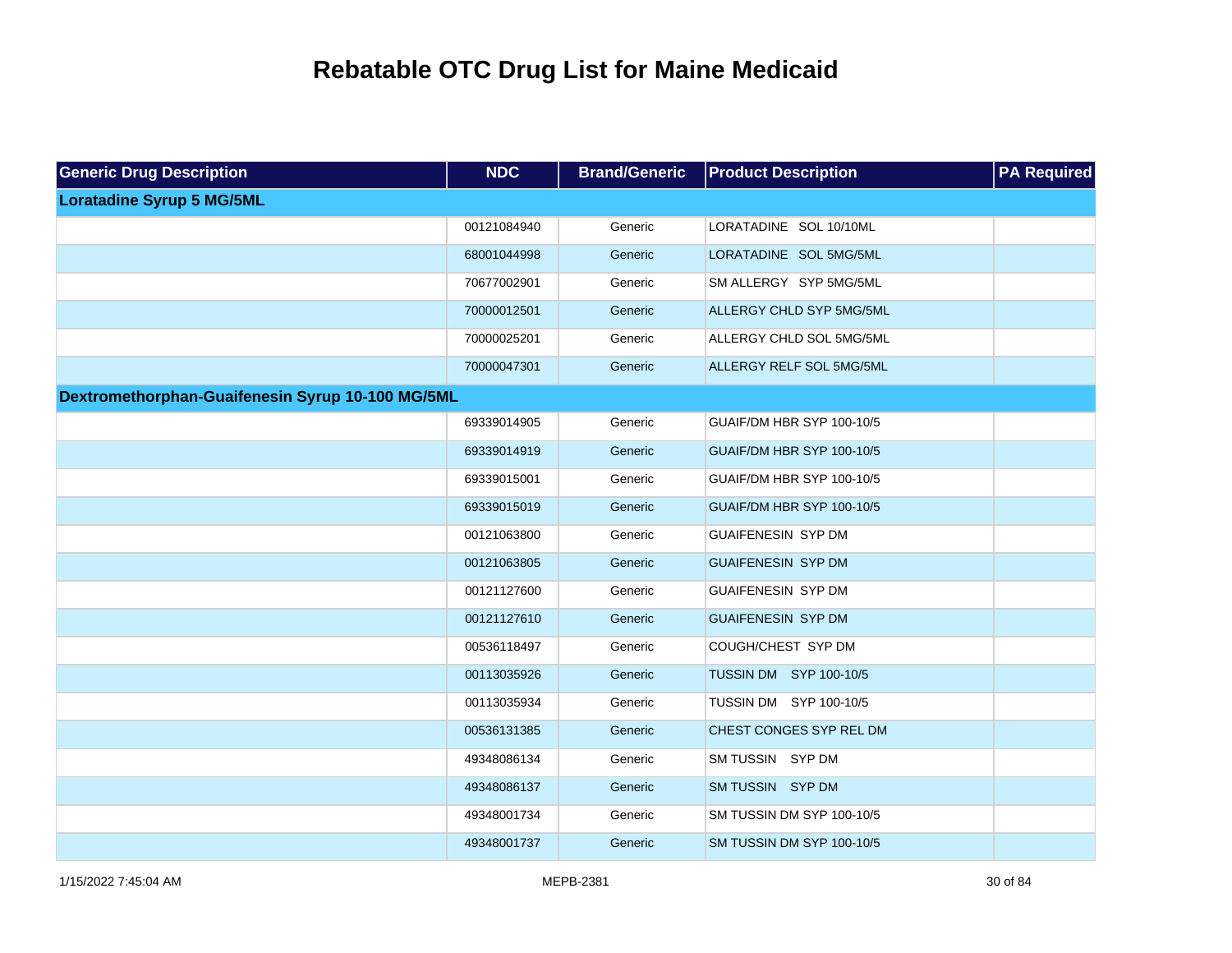# Rebatable OTC Drug List for Maine Medicaid

| Generic Drug Description | NDC | Brand/Generic | Product Description | PA Required |
|---|---|---|---|---|
| **Loratadine Syrup 5 MG/5ML** | | | | |
| | 00121084940 | Generic | LORATADINE SOL 10/10ML | |
| | 68001044998 | Generic | LORATADINE SOL 5MG/5ML | |
| | 70677002901 | Generic | SM ALLERGY SYP 5MG/5ML | |
| | 70000012501 | Generic | ALLERGY CHLD SYP 5MG/5ML | |
| | 70000025201 | Generic | ALLERGY CHLD SOL 5MG/5ML | |
| | 70000047301 | Generic | ALLERGY RELF SOL 5MG/5ML | |
| **Dextromethorphan-Guaifenesin Syrup 10-100 MG/5ML** | | | | |
| | 69339014905 | Generic | GUAIF/DM HBR SYP 100-10/5 | |
| | 69339014919 | Generic | GUAIF/DM HBR SYP 100-10/5 | |
| | 69339015001 | Generic | GUAIF/DM HBR SYP 100-10/5 | |
| | 69339015019 | Generic | GUAIF/DM HBR SYP 100-10/5 | |
| | 00121063800 | Generic | GUAIFENESIN SYP DM | |
| | 00121063805 | Generic | GUAIFENESIN SYP DM | |
| | 00121127600 | Generic | GUAIFENESIN SYP DM | |
| | 00121127610 | Generic | GUAIFENESIN SYP DM | |
| | 00536118497 | Generic | COUGH/CHEST SYP DM | |
| | 00113035926 | Generic | TUSSIN DM SYP 100-10/5 | |
| | 00113035934 | Generic | TUSSIN DM SYP 100-10/5 | |
| | 00536131385 | Generic | CHEST CONGES SYP REL DM | |
| | 49348086134 | Generic | SM TUSSIN SYP DM | |
| | 49348086137 | Generic | SM TUSSIN SYP DM | |
| | 49348001734 | Generic | SM TUSSIN DM SYP 100-10/5 | |
| | 49348001737 | Generic | SM TUSSIN DM SYP 100-10/5 | |

1/15/2022 7:45:04 AM MEPB-2381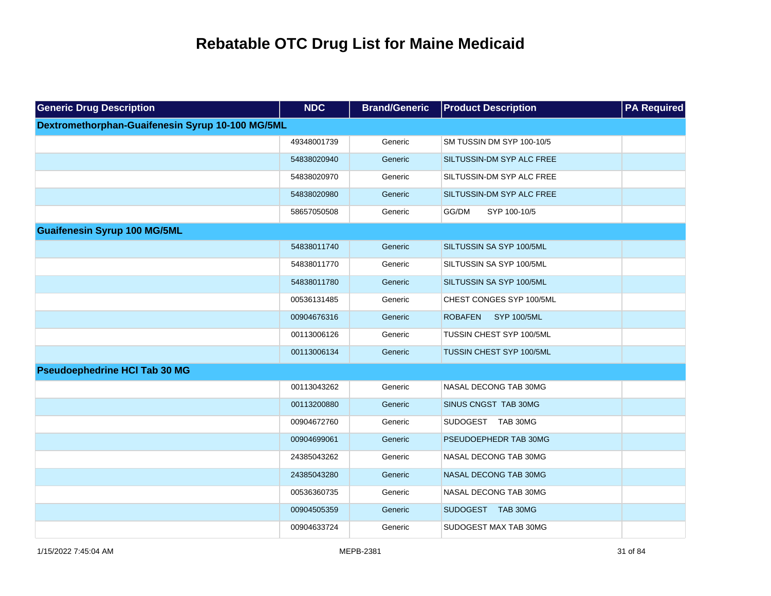# Rebatable OTC Drug List for Maine Medicaid

| Generic Drug Description | NDC | Brand/Generic | Product Description | PA Required |
|---|---|---|---|---|
| **Dextromethorphan-Guaifenesin Syrup 10-100 MG/5ML** | | | | |
| | 49348001739 | Generic | SM TUSSIN DM SYP 100-10/5 | |
| | 54838020940 | Generic | SILTUSSIN-DM SYP ALC FREE | |
| | 54838020970 | Generic | SILTUSSIN-DM SYP ALC FREE | |
| | 54838020980 | Generic | SILTUSSIN-DM SYP ALC FREE | |
| | 58657050508 | Generic | GG/DM SYP 100-10/5 | |
| **Guaifenesin Syrup 100 MG/5ML** | | | | |
| | 54838011740 | Generic | SILTUSSIN SA SYP 100/5ML | |
| | 54838011770 | Generic | SILTUSSIN SA SYP 100/5ML | |
| | 54838011780 | Generic | SILTUSSIN SA SYP 100/5ML | |
| | 00536131485 | Generic | CHEST CONGES SYP 100/5ML | |
| | 00904676316 | Generic | ROBAFEN SYP 100/5ML | |
| | 00113006126 | Generic | TUSSIN CHEST SYP 100/5ML | |
| | 00113006134 | Generic | TUSSIN CHEST SYP 100/5ML | |
| **Pseudoephedrine HCl Tab 30 MG** | | | | |
| | 00113043262 | Generic | NASAL DECONG TAB 30MG | |
| | 00113200880 | Generic | SINUS CNGST TAB 30MG | |
| | 00904672760 | Generic | SUDOGEST TAB 30MG | |
| | 00904699061 | Generic | PSEUDOEPHEDR TAB 30MG | |
| | 24385043262 | Generic | NASAL DECONG TAB 30MG | |
| | 24385043280 | Generic | NASAL DECONG TAB 30MG | |
| | 00536360735 | Generic | NASAL DECONG TAB 30MG | |
| | 00904505359 | Generic | SUDOGEST TAB 30MG | |
| | 00904633724 | Generic | SUDOGEST MAX TAB 30MG | |

1/15/2022 7:45:04 AM MEPB-2381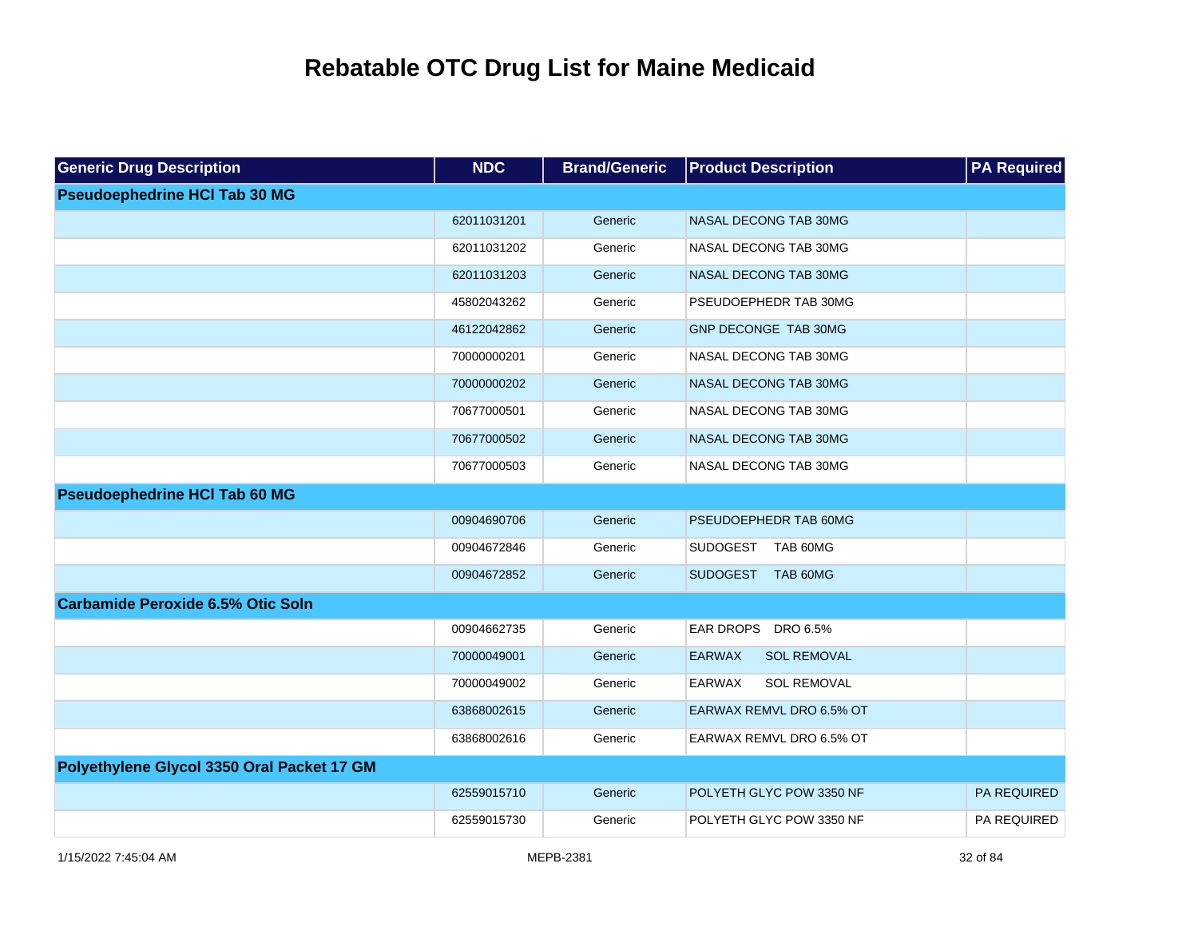# Rebatable OTC Drug List for Maine Medicaid

| Generic Drug Description | NDC | Brand/Generic | Product Description | PA Required |
|---|---|---|---|---|
| **Pseudoephedrine HCl Tab 30 MG** | | | | |
| | 62011031201 | Generic | NASAL DECONG TAB 30MG | |
| | 62011031202 | Generic | NASAL DECONG TAB 30MG | |
| | 62011031203 | Generic | NASAL DECONG TAB 30MG | |
| | 45802043262 | Generic | PSEUDOEPHEDR TAB 30MG | |
| | 46122042862 | Generic | GNP DECONGE TAB 30MG | |
| | 70000000201 | Generic | NASAL DECONG TAB 30MG | |
| | 70000000202 | Generic | NASAL DECONG TAB 30MG | |
| | 70677000501 | Generic | NASAL DECONG TAB 30MG | |
| | 70677000502 | Generic | NASAL DECONG TAB 30MG | |
| | 70677000503 | Generic | NASAL DECONG TAB 30MG | |
| **Pseudoephedrine HCl Tab 60 MG** | | | | |
| | 00904690706 | Generic | PSEUDOEPHEDR TAB 60MG | |
| | 00904672846 | Generic | SUDOGEST TAB 60MG | |
| | 00904672852 | Generic | SUDOGEST TAB 60MG | |
| **Carbamide Peroxide 6.5% Otic Soln** | | | | |
| | 00904662735 | Generic | EAR DROPS DRO 6.5% | |
| | 70000049001 | Generic | EARWAX SOL REMOVAL | |
| | 70000049002 | Generic | EARWAX SOL REMOVAL | |
| | 63868002615 | Generic | EARWAX REMVL DRO 6.5% OT | |
| | 63868002616 | Generic | EARWAX REMVL DRO 6.5% OT | |
| **Polyethylene Glycol 3350 Oral Packet 17 GM** | | | | |
| | 62559015710 | Generic | POLYETH GLYC POW 3350 NF | PA REQUIRED |
| | 62559015730 | Generic | POLYETH GLYC POW 3350 NF | PA REQUIRED |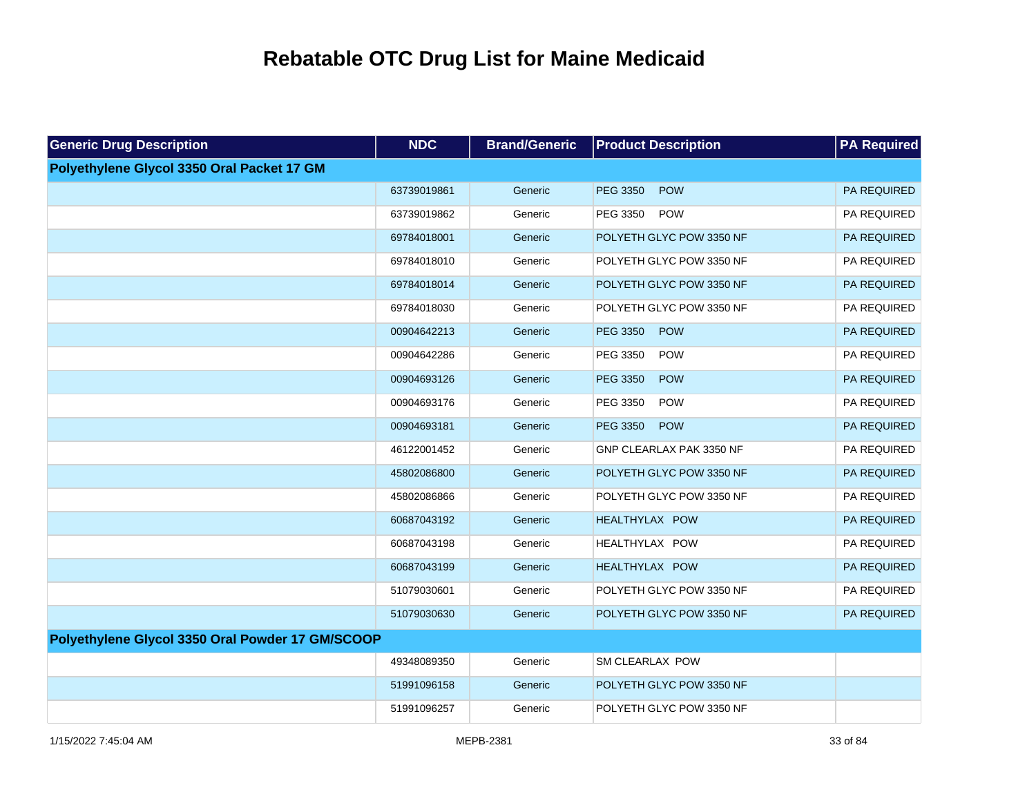# Rebatable OTC Drug List for Maine Medicaid

| Generic Drug Description | NDC | Brand/Generic | Product Description | PA Required |
|---|---|---|---|---|
| **Polyethylene Glycol 3350 Oral Packet 17 GM** | | | | |
| | 63739019861 | Generic | PEG 3350 POW | PA REQUIRED |
| | 63739019862 | Generic | PEG 3350 POW | PA REQUIRED |
| | 69784018001 | Generic | POLYETH GLYC POW 3350 NF | PA REQUIRED |
| | 69784018010 | Generic | POLYETH GLYC POW 3350 NF | PA REQUIRED |
| | 69784018014 | Generic | POLYETH GLYC POW 3350 NF | PA REQUIRED |
| | 69784018030 | Generic | POLYETH GLYC POW 3350 NF | PA REQUIRED |
| | 00904642213 | Generic | PEG 3350 POW | PA REQUIRED |
| | 00904642286 | Generic | PEG 3350 POW | PA REQUIRED |
| | 00904693126 | Generic | PEG 3350 POW | PA REQUIRED |
| | 00904693176 | Generic | PEG 3350 POW | PA REQUIRED |
| | 00904693181 | Generic | PEG 3350 POW | PA REQUIRED |
| | 46122001452 | Generic | GNP CLEARLAX PAK 3350 NF | PA REQUIRED |
| | 45802086800 | Generic | POLYETH GLYC POW 3350 NF | PA REQUIRED |
| | 45802086866 | Generic | POLYETH GLYC POW 3350 NF | PA REQUIRED |
| | 60687043192 | Generic | HEALTHYLAX POW | PA REQUIRED |
| | 60687043198 | Generic | HEALTHYLAX POW | PA REQUIRED |
| | 60687043199 | Generic | HEALTHYLAX POW | PA REQUIRED |
| | 51079030601 | Generic | POLYETH GLYC POW 3350 NF | PA REQUIRED |
| | 51079030630 | Generic | POLYETH GLYC POW 3350 NF | PA REQUIRED |
| **Polyethylene Glycol 3350 Oral Powder 17 GM/SCOOP** | | | | |
| | 49348089350 | Generic | SM CLEARLAX POW | |
| | 51991096158 | Generic | POLYETH GLYC POW 3350 NF | |
| | 51991096257 | Generic | POLYETH GLYC POW 3350 NF | |

1/15/2022 7:45:04 AM MEPB-2381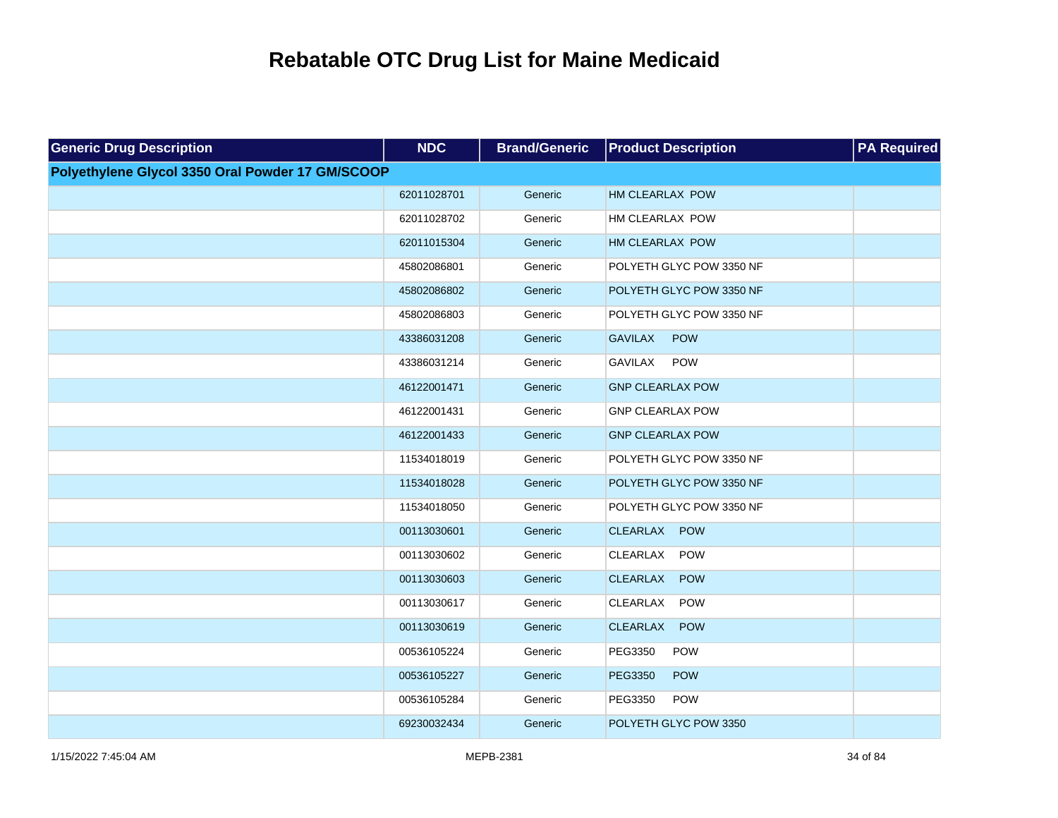# Rebatable OTC Drug List for Maine Medicaid

| Generic Drug Description | NDC | Brand/Generic | Product Description | PA Required |
|---|---|---|---|---|
| **Polyethylene Glycol 3350 Oral Powder 17 GM/SCOOP** | | | | |
| | 62011028701 | Generic | HM CLEARLAX POW | |
| | 62011028702 | Generic | HM CLEARLAX POW | |
| | 62011015304 | Generic | HM CLEARLAX POW | |
| | 45802086801 | Generic | POLYETH GLYC POW 3350 NF | |
| | 45802086802 | Generic | POLYETH GLYC POW 3350 NF | |
| | 45802086803 | Generic | POLYETH GLYC POW 3350 NF | |
| | 43386031208 | Generic | GAVILAX POW | |
| | 43386031214 | Generic | GAVILAX POW | |
| | 46122001471 | Generic | GNP CLEARLAX POW | |
| | 46122001431 | Generic | GNP CLEARLAX POW | |
| | 46122001433 | Generic | GNP CLEARLAX POW | |
| | 11534018019 | Generic | POLYETH GLYC POW 3350 NF | |
| | 11534018028 | Generic | POLYETH GLYC POW 3350 NF | |
| | 11534018050 | Generic | POLYETH GLYC POW 3350 NF | |
| | 00113030601 | Generic | CLEARLAX POW | |
| | 00113030602 | Generic | CLEARLAX POW | |
| | 00113030603 | Generic | CLEARLAX POW | |
| | 00113030617 | Generic | CLEARLAX POW | |
| | 00113030619 | Generic | CLEARLAX POW | |
| | 00536105224 | Generic | PEG3350 POW | |
| | 00536105227 | Generic | PEG3350 POW | |
| | 00536105284 | Generic | PEG3350 POW | |
| | 69230032434 | Generic | POLYETH GLYC POW 3350 | |

1/15/2022 7:45:04 AM MEPB-2381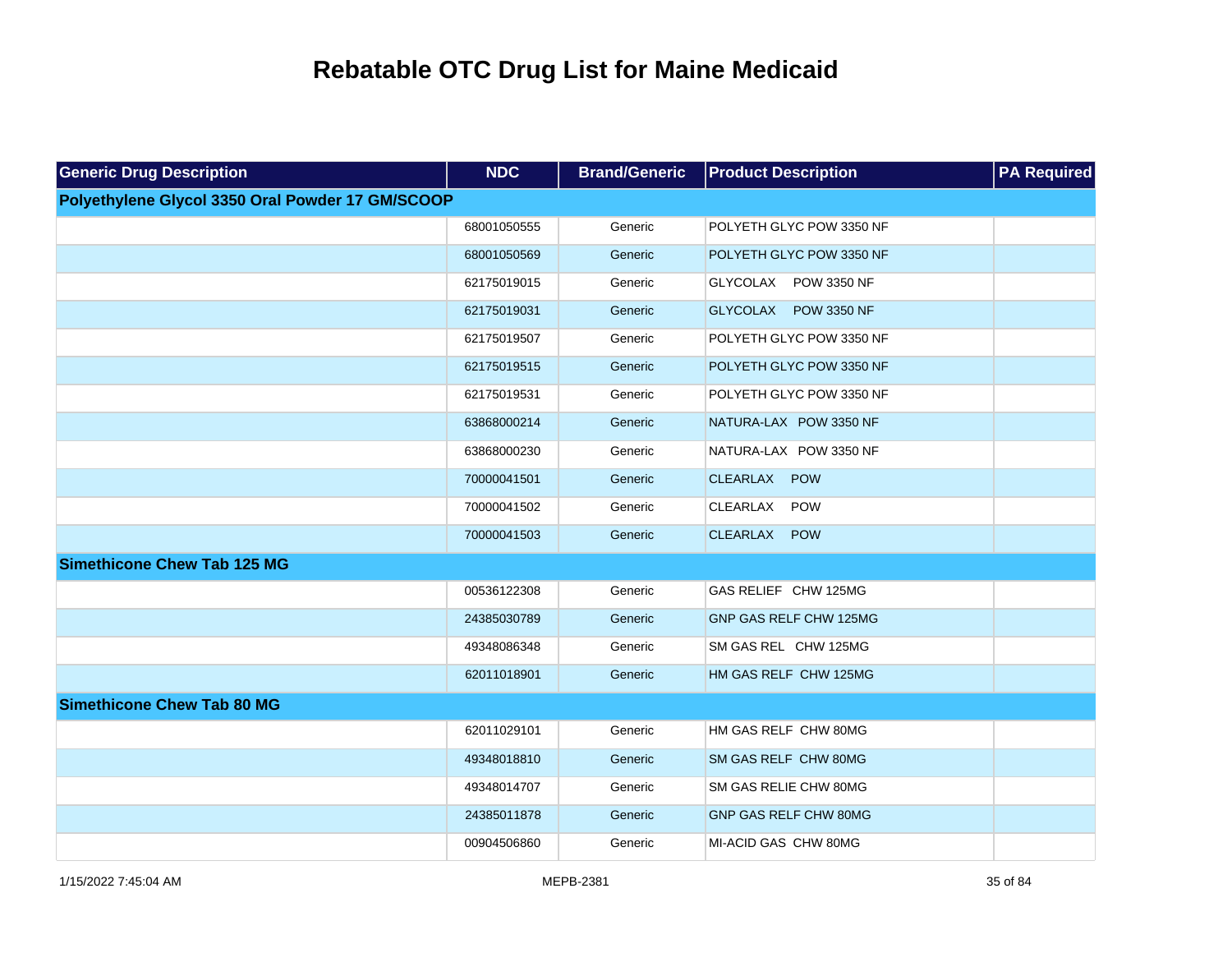# Rebatable OTC Drug List for Maine Medicaid

| Generic Drug Description | NDC | Brand/Generic | Product Description | PA Required |
|---|---|---|---|---|
| **Polyethylene Glycol 3350 Oral Powder 17 GM/SCOOP** | | | | |
| | 68001050555 | Generic | POLYETH GLYC POW 3350 NF | |
| | 68001050569 | Generic | POLYETH GLYC POW 3350 NF | |
| | 62175019015 | Generic | GLYCOLAX POW 3350 NF | |
| | 62175019031 | Generic | GLYCOLAX POW 3350 NF | |
| | 62175019507 | Generic | POLYETH GLYC POW 3350 NF | |
| | 62175019515 | Generic | POLYETH GLYC POW 3350 NF | |
| | 62175019531 | Generic | POLYETH GLYC POW 3350 NF | |
| | 63868000214 | Generic | NATURA-LAX POW 3350 NF | |
| | 63868000230 | Generic | NATURA-LAX POW 3350 NF | |
| | 70000041501 | Generic | CLEARLAX POW | |
| | 70000041502 | Generic | CLEARLAX POW | |
| | 70000041503 | Generic | CLEARLAX POW | |
| **Simethicone Chew Tab 125 MG** | | | | |
| | 00536122308 | Generic | GAS RELIEF CHW 125MG | |
| | 24385030789 | Generic | GNP GAS RELF CHW 125MG | |
| | 49348086348 | Generic | SM GAS REL CHW 125MG | |
| | 62011018901 | Generic | HM GAS RELF CHW 125MG | |
| **Simethicone Chew Tab 80 MG** | | | | |
| | 62011029101 | Generic | HM GAS RELF CHW 80MG | |
| | 49348018810 | Generic | SM GAS RELF CHW 80MG | |
| | 49348014707 | Generic | SM GAS RELIE CHW 80MG | |
| | 24385011878 | Generic | GNP GAS RELF CHW 80MG | |
| | 00904506860 | Generic | MI-ACID GAS CHW 80MG | |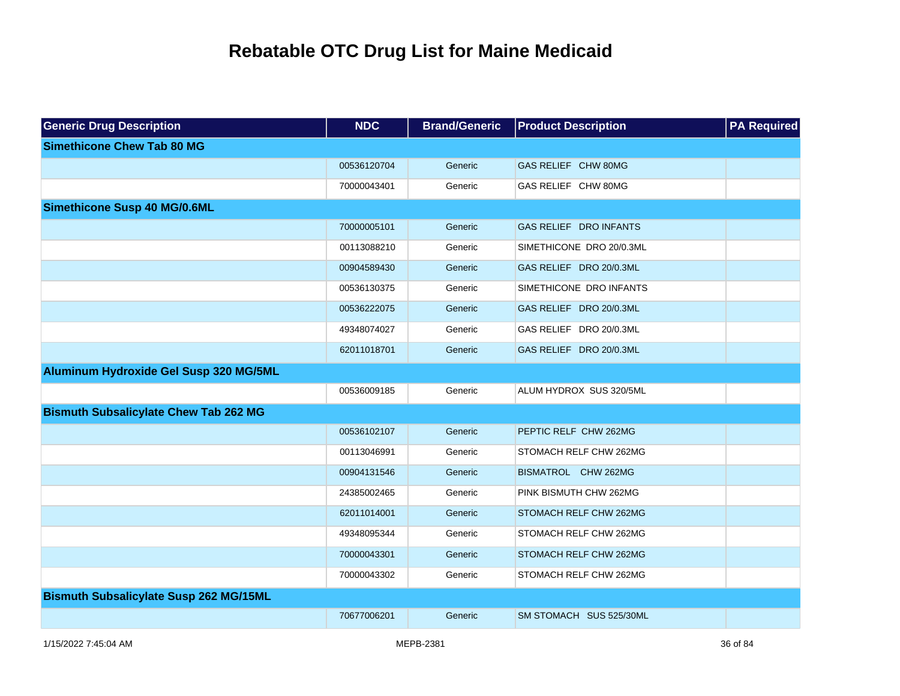# Rebatable OTC Drug List for Maine Medicaid

| Generic Drug Description | NDC | Brand/Generic | Product Description | PA Required |
|---|---|---|---|---|
| **Simethicone Chew Tab 80 MG** | | | | |
| | 00536120704 | Generic | GAS RELIEF CHW 80MG | |
| | 70000043401 | Generic | GAS RELIEF CHW 80MG | |
| **Simethicone Susp 40 MG/0.6ML** | | | | |
| | 70000005101 | Generic | GAS RELIEF DRO INFANTS | |
| | 00113088210 | Generic | SIMETHICONE DRO 20/0.3ML | |
| | 00904589430 | Generic | GAS RELIEF DRO 20/0.3ML | |
| | 00536130375 | Generic | SIMETHICONE DRO INFANTS | |
| | 00536222075 | Generic | GAS RELIEF DRO 20/0.3ML | |
| | 49348074027 | Generic | GAS RELIEF DRO 20/0.3ML | |
| | 62011018701 | Generic | GAS RELIEF DRO 20/0.3ML | |
| **Aluminum Hydroxide Gel Susp 320 MG/5ML** | | | | |
| | 00536009185 | Generic | ALUM HYDROX SUS 320/5ML | |
| **Bismuth Subsalicylate Chew Tab 262 MG** | | | | |
| | 00536102107 | Generic | PEPTIC RELF CHW 262MG | |
| | 00113046991 | Generic | STOMACH RELF CHW 262MG | |
| | 00904131546 | Generic | BISMATROL CHW 262MG | |
| | 24385002465 | Generic | PINK BISMUTH CHW 262MG | |
| | 62011014001 | Generic | STOMACH RELF CHW 262MG | |
| | 49348095344 | Generic | STOMACH RELF CHW 262MG | |
| | 70000043301 | Generic | STOMACH RELF CHW 262MG | |
| | 70000043302 | Generic | STOMACH RELF CHW 262MG | |
| **Bismuth Subsalicylate Susp 262 MG/15ML** | | | | |
| | 70677006201 | Generic | SM STOMACH SUS 525/30ML | |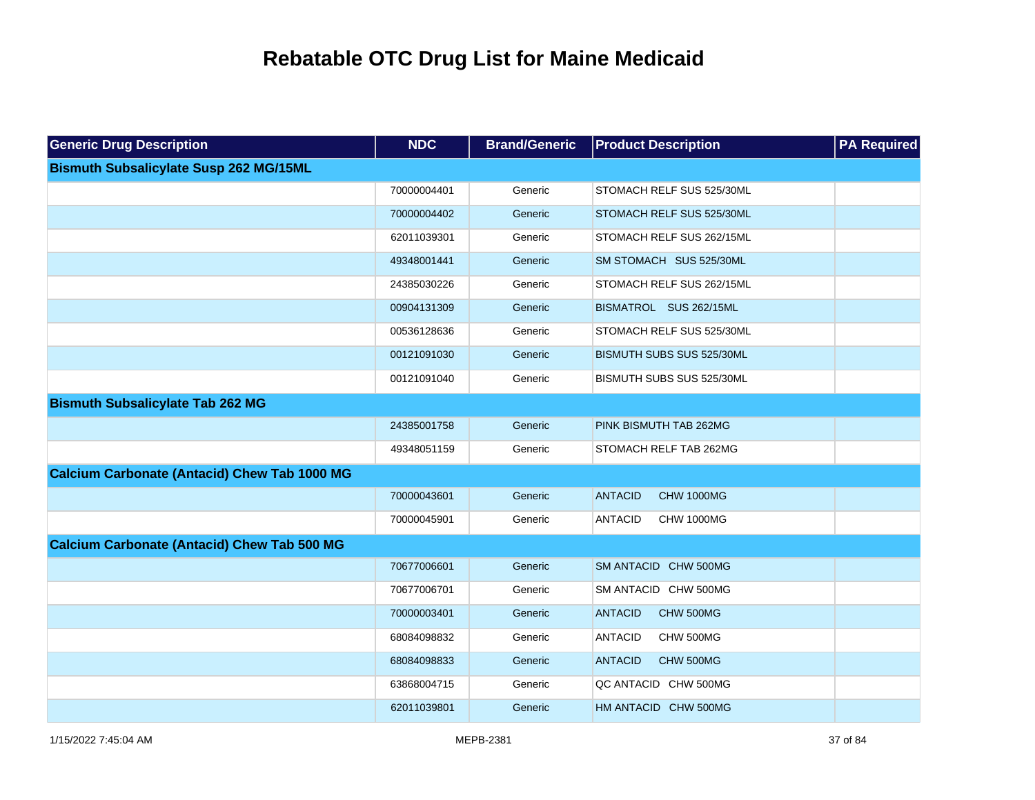# Rebatable OTC Drug List for Maine Medicaid

| Generic Drug Description | NDC | Brand/Generic | Product Description | PA Required |
|---|---|---|---|---|
| **Bismuth Subsalicylate Susp 262 MG/15ML** | | | | |
| | 70000004401 | Generic | STOMACH RELF SUS 525/30ML | |
| | 70000004402 | Generic | STOMACH RELF SUS 525/30ML | |
| | 62011039301 | Generic | STOMACH RELF SUS 262/15ML | |
| | 49348001441 | Generic | SM STOMACH SUS 525/30ML | |
| | 24385030226 | Generic | STOMACH RELF SUS 262/15ML | |
| | 00904131309 | Generic | BISMATROL SUS 262/15ML | |
| | 00536128636 | Generic | STOMACH RELF SUS 525/30ML | |
| | 00121091030 | Generic | BISMUTH SUBS SUS 525/30ML | |
| | 00121091040 | Generic | BISMUTH SUBS SUS 525/30ML | |
| **Bismuth Subsalicylate Tab 262 MG** | | | | |
| | 24385001758 | Generic | PINK BISMUTH TAB 262MG | |
| | 49348051159 | Generic | STOMACH RELF TAB 262MG | |
| **Calcium Carbonate (Antacid) Chew Tab 1000 MG** | | | | |
| | 70000043601 | Generic | ANTACID CHW 1000MG | |
| | 70000045901 | Generic | ANTACID CHW 1000MG | |
| **Calcium Carbonate (Antacid) Chew Tab 500 MG** | | | | |
| | 70677006601 | Generic | SM ANTACID CHW 500MG | |
| | 70677006701 | Generic | SM ANTACID CHW 500MG | |
| | 70000003401 | Generic | ANTACID CHW 500MG | |
| | 68084098832 | Generic | ANTACID CHW 500MG | |
| | 68084098833 | Generic | ANTACID CHW 500MG | |
| | 63868004715 | Generic | QC ANTACID CHW 500MG | |
| | 62011039801 | Generic | HM ANTACID CHW 500MG | |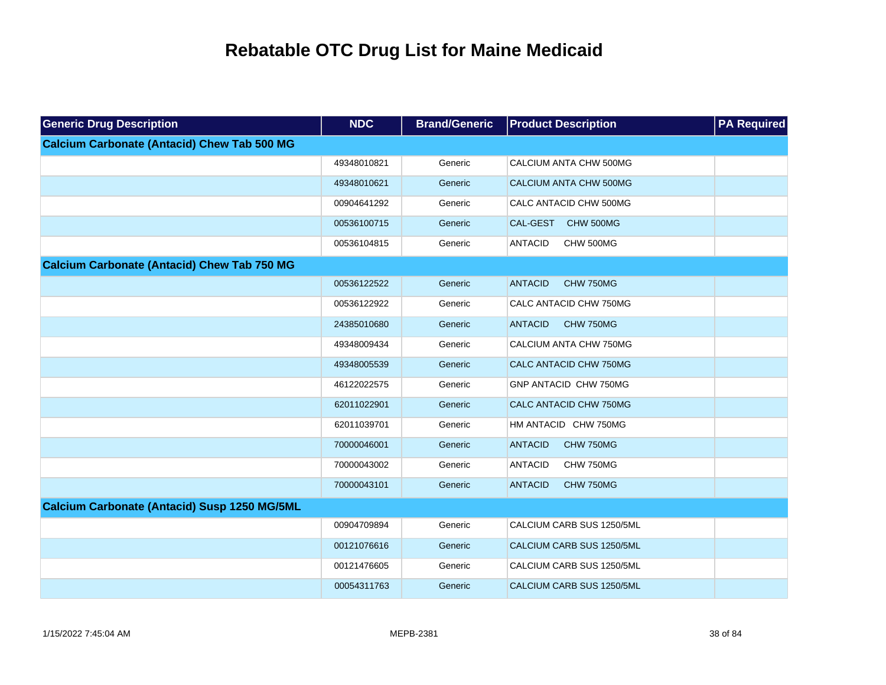# Rebatable OTC Drug List for Maine Medicaid

| Generic Drug Description | NDC | Brand/Generic | Product Description | PA Required |
|---|---|---|---|---|
| **Calcium Carbonate (Antacid) Chew Tab 500 MG** | | | | |
| | 49348010821 | Generic | CALCIUM ANTA CHW 500MG | |
| | 49348010621 | Generic | CALCIUM ANTA CHW 500MG | |
| | 00904641292 | Generic | CALC ANTACID CHW 500MG | |
| | 00536100715 | Generic | CAL-GEST CHW 500MG | |
| | 00536104815 | Generic | ANTACID CHW 500MG | |
| **Calcium Carbonate (Antacid) Chew Tab 750 MG** | | | | |
| | 00536122522 | Generic | ANTACID CHW 750MG | |
| | 00536122922 | Generic | CALC ANTACID CHW 750MG | |
| | 24385010680 | Generic | ANTACID CHW 750MG | |
| | 49348009434 | Generic | CALCIUM ANTA CHW 750MG | |
| | 49348005539 | Generic | CALC ANTACID CHW 750MG | |
| | 46122022575 | Generic | GNP ANTACID CHW 750MG | |
| | 62011022901 | Generic | CALC ANTACID CHW 750MG | |
| | 62011039701 | Generic | HM ANTACID CHW 750MG | |
| | 70000046001 | Generic | ANTACID CHW 750MG | |
| | 70000043002 | Generic | ANTACID CHW 750MG | |
| | 70000043101 | Generic | ANTACID CHW 750MG | |
| **Calcium Carbonate (Antacid) Susp 1250 MG/5ML** | | | | |
| | 00904709894 | Generic | CALCIUM CARB SUS 1250/5ML | |
| | 00121076616 | Generic | CALCIUM CARB SUS 1250/5ML | |
| | 00121476605 | Generic | CALCIUM CARB SUS 1250/5ML | |
| | 00054311763 | Generic | CALCIUM CARB SUS 1250/5ML | |

1/15/2022 7:45:04 AM MEPB-2381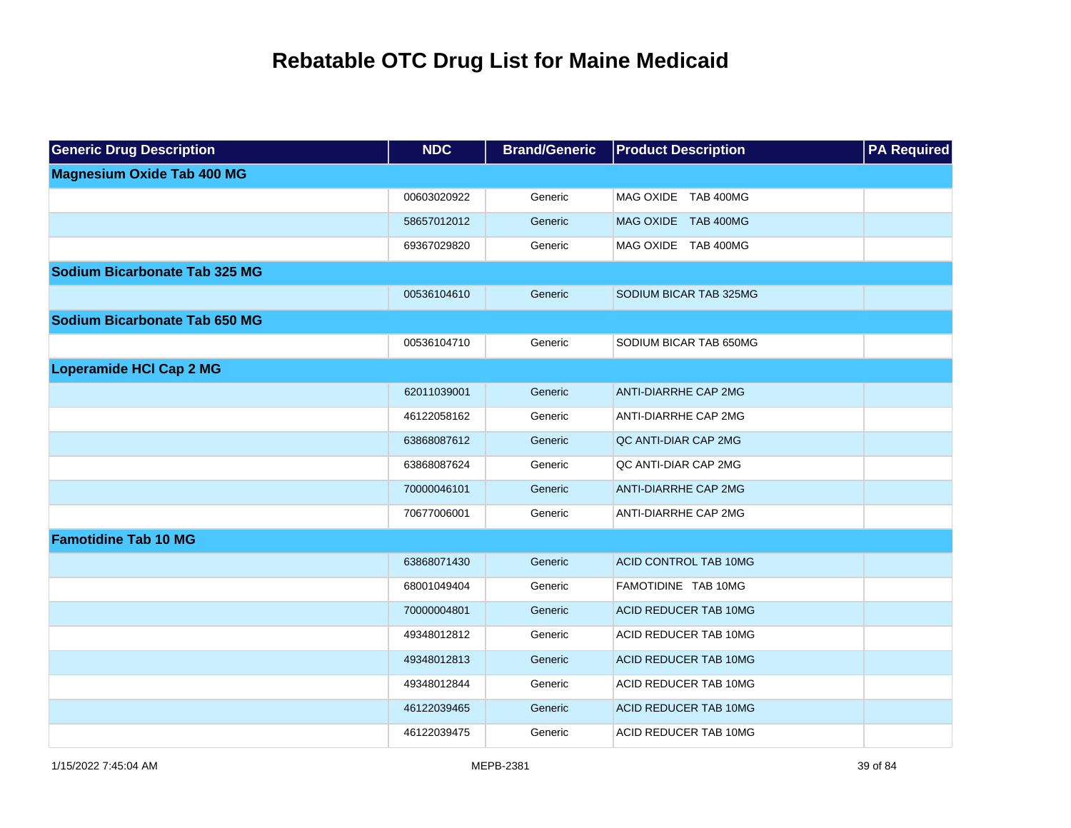# Rebatable OTC Drug List for Maine Medicaid

| Generic Drug Description | NDC | Brand/Generic | Product Description | PA Required |
|---|---|---|---|---|
| **Magnesium Oxide Tab 400 MG** | | | | |
| | 00603020922 | Generic | MAG OXIDE TAB 400MG | |
| | 58657012012 | Generic | MAG OXIDE TAB 400MG | |
| | 69367029820 | Generic | MAG OXIDE TAB 400MG | |
| **Sodium Bicarbonate Tab 325 MG** | | | | |
| | 00536104610 | Generic | SODIUM BICAR TAB 325MG | |
| **Sodium Bicarbonate Tab 650 MG** | | | | |
| | 00536104710 | Generic | SODIUM BICAR TAB 650MG | |
| **Loperamide HCl Cap 2 MG** | | | | |
| | 62011039001 | Generic | ANTI-DIARRHE CAP 2MG | |
| | 46122058162 | Generic | ANTI-DIARRHE CAP 2MG | |
| | 63868087612 | Generic | QC ANTI-DIAR CAP 2MG | |
| | 63868087624 | Generic | QC ANTI-DIAR CAP 2MG | |
| | 70000046101 | Generic | ANTI-DIARRHE CAP 2MG | |
| | 70677006001 | Generic | ANTI-DIARRHE CAP 2MG | |
| **Famotidine Tab 10 MG** | | | | |
| | 63868071430 | Generic | ACID CONTROL TAB 10MG | |
| | 68001049404 | Generic | FAMOTIDINE TAB 10MG | |
| | 70000004801 | Generic | ACID REDUCER TAB 10MG | |
| | 49348012812 | Generic | ACID REDUCER TAB 10MG | |
| | 49348012813 | Generic | ACID REDUCER TAB 10MG | |
| | 49348012844 | Generic | ACID REDUCER TAB 10MG | |
| | 46122039465 | Generic | ACID REDUCER TAB 10MG | |
| | 46122039475 | Generic | ACID REDUCER TAB 10MG | |

1/15/2022 7:45:04 AM MEPB-2381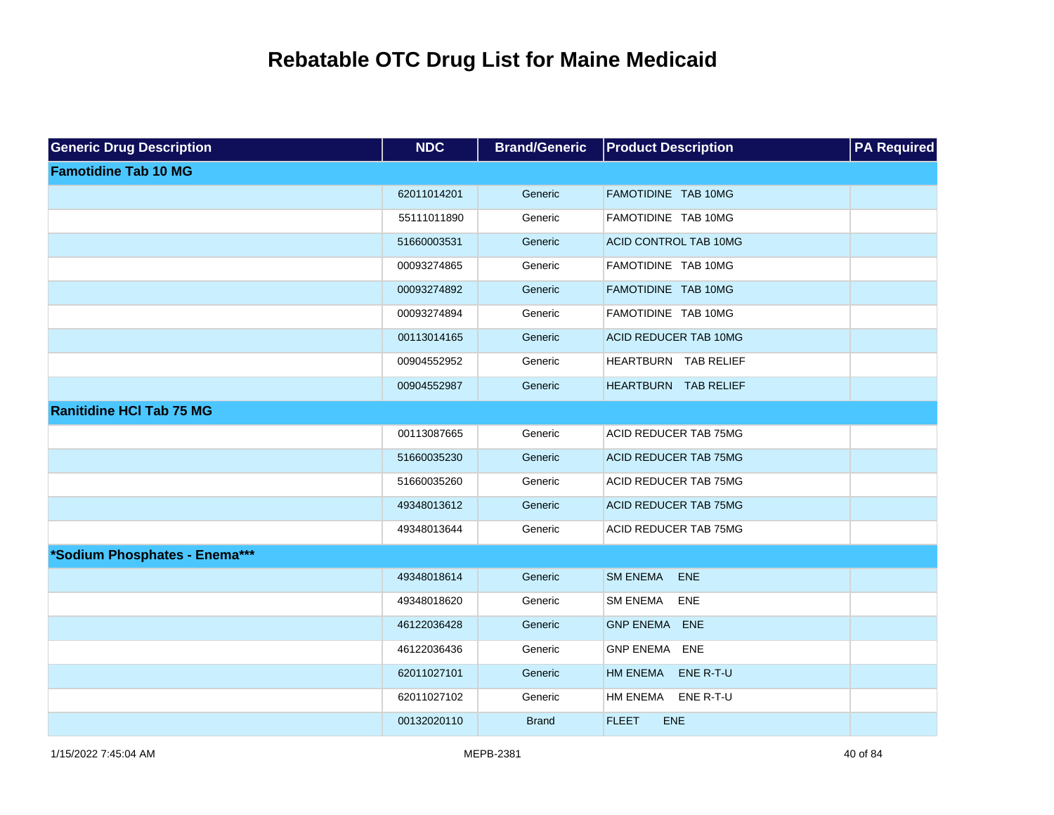# Rebatable OTC Drug List for Maine Medicaid

| Generic Drug Description | NDC | Brand/Generic | Product Description | PA Required |
|---|---|---|---|---|
| **Famotidine Tab 10 MG** | | | | |
| | 62011014201 | Generic | FAMOTIDINE TAB 10MG | |
| | 55111011890 | Generic | FAMOTIDINE TAB 10MG | |
| | 51660003531 | Generic | ACID CONTROL TAB 10MG | |
| | 00093274865 | Generic | FAMOTIDINE TAB 10MG | |
| | 00093274892 | Generic | FAMOTIDINE TAB 10MG | |
| | 00093274894 | Generic | FAMOTIDINE TAB 10MG | |
| | 00113014165 | Generic | ACID REDUCER TAB 10MG | |
| | 00904552952 | Generic | HEARTBURN TAB RELIEF | |
| | 00904552987 | Generic | HEARTBURN TAB RELIEF | |
| **Ranitidine HCl Tab 75 MG** | | | | |
| | 00113087665 | Generic | ACID REDUCER TAB 75MG | |
| | 51660035230 | Generic | ACID REDUCER TAB 75MG | |
| | 51660035260 | Generic | ACID REDUCER TAB 75MG | |
| | 49348013612 | Generic | ACID REDUCER TAB 75MG | |
| | 49348013644 | Generic | ACID REDUCER TAB 75MG | |
| ***Sodium Phosphates - Enema*** | | | | |
| | 49348018614 | Generic | SM ENEMA ENE | |
| | 49348018620 | Generic | SM ENEMA ENE | |
| | 46122036428 | Generic | GNP ENEMA ENE | |
| | 46122036436 | Generic | GNP ENEMA ENE | |
| | 62011027101 | Generic | HM ENEMA ENE R-T-U | |
| | 62011027102 | Generic | HM ENEMA ENE R-T-U | |
| | 00132020110 | Brand | FLEET ENE | |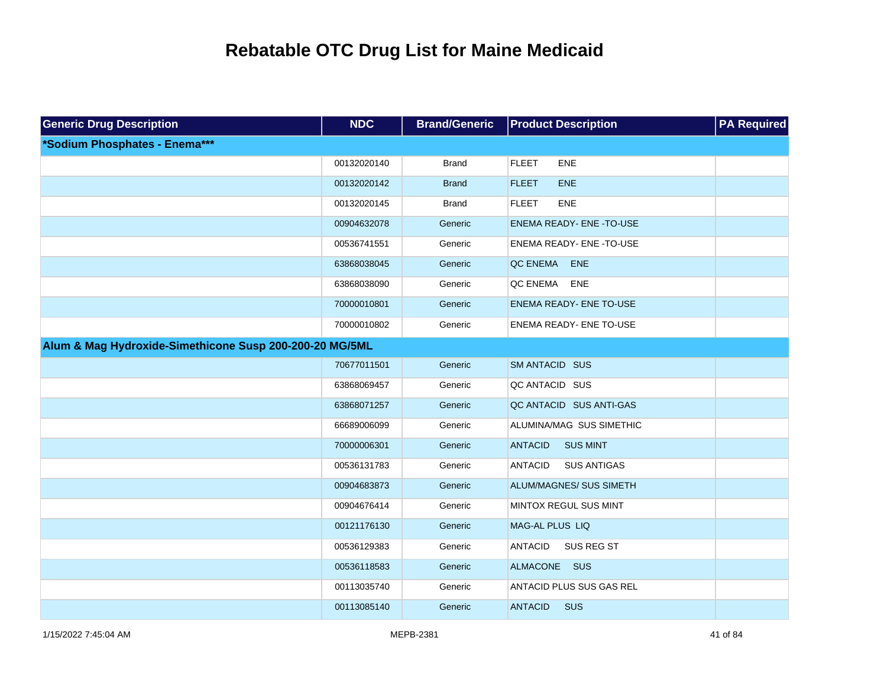# Rebatable OTC Drug List for Maine Medicaid

| Generic Drug Description | NDC | Brand/Generic | Product Description | PA Required |
|---|---|---|---|---|
| ***Sodium Phosphates - Enema***** | | | | |
| | 00132020140 | Brand | FLEET ENE | |
| | 00132020142 | Brand | FLEET ENE | |
| | 00132020145 | Brand | FLEET ENE | |
| | 00904632078 | Generic | ENEMA READY- ENE -TO-USE | |
| | 00536741551 | Generic | ENEMA READY- ENE -TO-USE | |
| | 63868038045 | Generic | QC ENEMA ENE | |
| | 63868038090 | Generic | QC ENEMA ENE | |
| | 70000010801 | Generic | ENEMA READY- ENE TO-USE | |
| | 70000010802 | Generic | ENEMA READY- ENE TO-USE | |
| **Alum & Mag Hydroxide-Simethicone Susp 200-200-20 MG/5ML** | | | | |
| | 70677011501 | Generic | SM ANTACID SUS | |
| | 63868069457 | Generic | QC ANTACID SUS | |
| | 63868071257 | Generic | QC ANTACID SUS ANTI-GAS | |
| | 66689006099 | Generic | ALUMINA/MAG SUS SIMETHIC | |
| | 70000006301 | Generic | ANTACID SUS MINT | |
| | 00536131783 | Generic | ANTACID SUS ANTIGAS | |
| | 00904683873 | Generic | ALUM/MAGNES/ SUS SIMETH | |
| | 00904676414 | Generic | MINTOX REGUL SUS MINT | |
| | 00121176130 | Generic | MAG-AL PLUS LIQ | |
| | 00536129383 | Generic | ANTACID SUS REG ST | |
| | 00536118583 | Generic | ALMACONE SUS | |
| | 00113035740 | Generic | ANTACID PLUS SUS GAS REL | |
| | 00113085140 | Generic | ANTACID SUS | |

MEPB-2381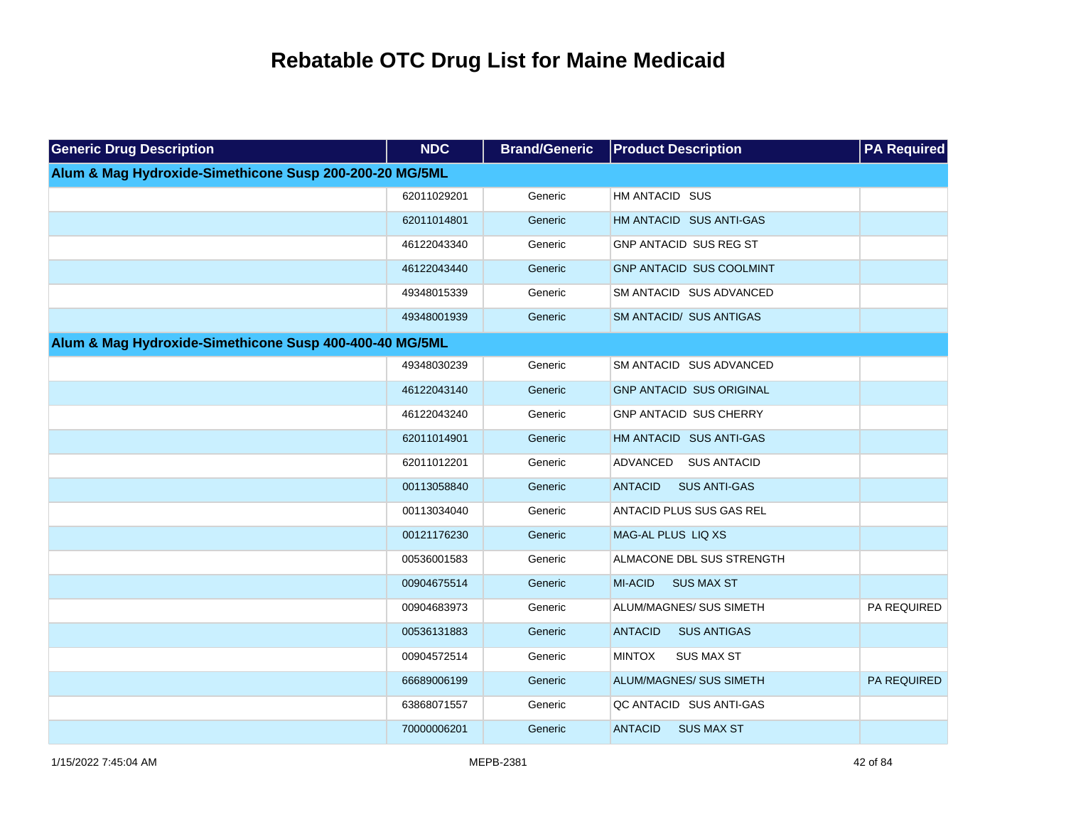# Rebatable OTC Drug List for Maine Medicaid

| Generic Drug Description | NDC | Brand/Generic | Product Description | PA Required |
|---|---|---|---|---|
| **Alum & Mag Hydroxide-Simethicone Susp 200-200-20 MG/5ML** | | | | |
| | 62011029201 | Generic | HM ANTACID SUS | |
| | 62011014801 | Generic | HM ANTACID SUS ANTI-GAS | |
| | 46122043340 | Generic | GNP ANTACID SUS REG ST | |
| | 46122043440 | Generic | GNP ANTACID SUS COOLMINT | |
| | 49348015339 | Generic | SM ANTACID SUS ADVANCED | |
| | 49348001939 | Generic | SM ANTACID/ SUS ANTIGAS | |
| **Alum & Mag Hydroxide-Simethicone Susp 400-400-40 MG/5ML** | | | | |
| | 49348030239 | Generic | SM ANTACID SUS ADVANCED | |
| | 46122043140 | Generic | GNP ANTACID SUS ORIGINAL | |
| | 46122043240 | Generic | GNP ANTACID SUS CHERRY | |
| | 62011014901 | Generic | HM ANTACID SUS ANTI-GAS | |
| | 62011012201 | Generic | ADVANCED SUS ANTACID | |
| | 00113058840 | Generic | ANTACID SUS ANTI-GAS | |
| | 00113034040 | Generic | ANTACID PLUS SUS GAS REL | |
| | 00121176230 | Generic | MAG-AL PLUS LIQ XS | |
| | 00536001583 | Generic | ALMACONE DBL SUS STRENGTH | |
| | 00904675514 | Generic | MI-ACID SUS MAX ST | |
| | 00904683973 | Generic | ALUM/MAGNES/ SUS SIMETH | PA REQUIRED |
| | 00536131883 | Generic | ANTACID SUS ANTIGAS | |
| | 00904572514 | Generic | MINTOX SUS MAX ST | |
| | 66689006199 | Generic | ALUM/MAGNES/ SUS SIMETH | PA REQUIRED |
| | 63868071557 | Generic | QC ANTACID SUS ANTI-GAS | |
| | 70000006201 | Generic | ANTACID SUS MAX ST | |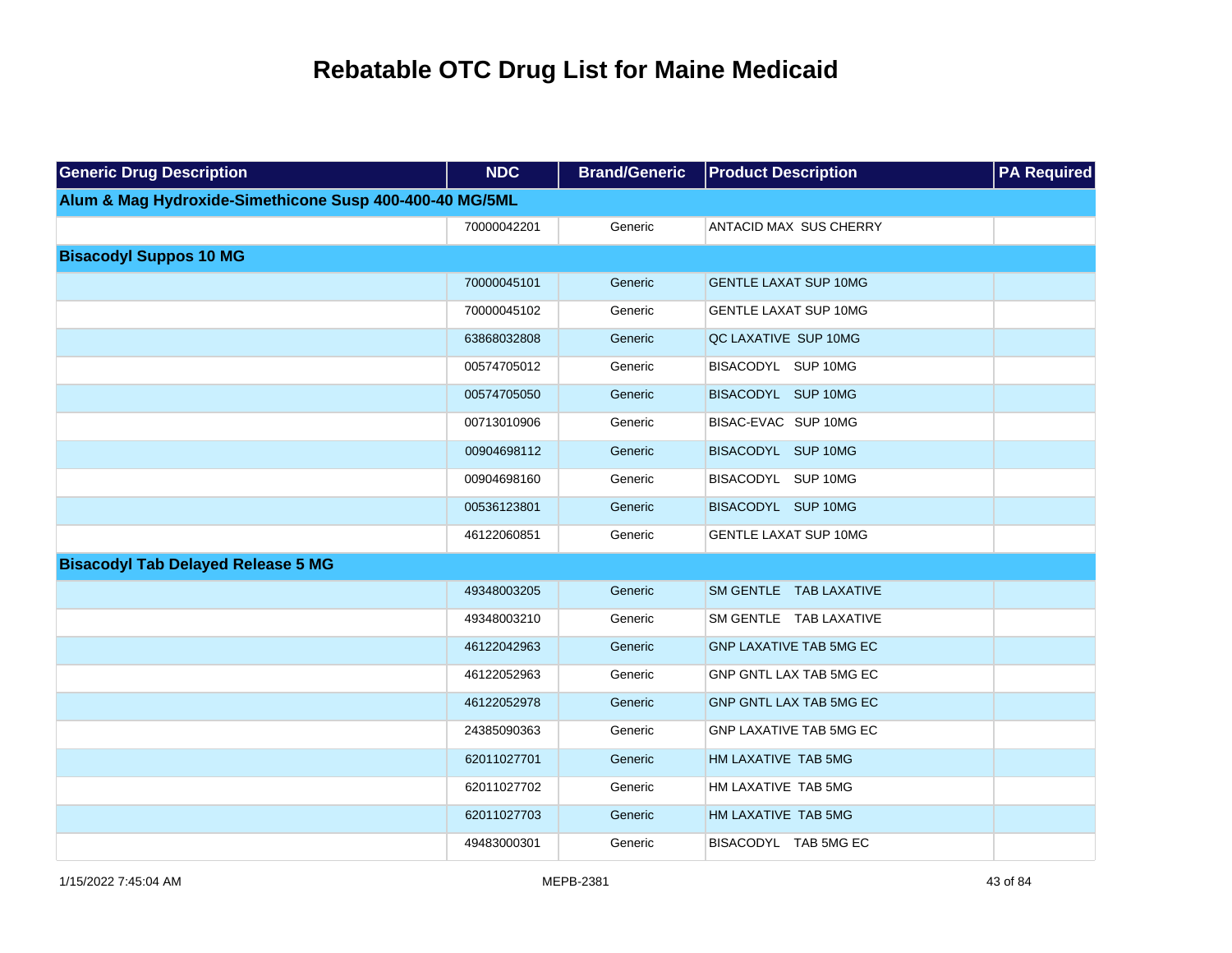# Rebatable OTC Drug List for Maine Medicaid

| Generic Drug Description | NDC | Brand/Generic | Product Description | PA Required |
|---|---|---|---|---|
| **Alum & Mag Hydroxide-Simethicone Susp 400-400-40 MG/5ML** | | | | |
| | 70000042201 | Generic | ANTACID MAX SUS CHERRY | |
| **Bisacodyl Suppos 10 MG** | | | | |
| | 70000045101 | Generic | GENTLE LAXAT SUP 10MG | |
| | 70000045102 | Generic | GENTLE LAXAT SUP 10MG | |
| | 63868032808 | Generic | QC LAXATIVE SUP 10MG | |
| | 00574705012 | Generic | BISACODYL SUP 10MG | |
| | 00574705050 | Generic | BISACODYL SUP 10MG | |
| | 00713010906 | Generic | BISAC-EVAC SUP 10MG | |
| | 00904698112 | Generic | BISACODYL SUP 10MG | |
| | 00904698160 | Generic | BISACODYL SUP 10MG | |
| | 00536123801 | Generic | BISACODYL SUP 10MG | |
| | 46122060851 | Generic | GENTLE LAXAT SUP 10MG | |
| **Bisacodyl Tab Delayed Release 5 MG** | | | | |
| | 49348003205 | Generic | SM GENTLE TAB LAXATIVE | |
| | 49348003210 | Generic | SM GENTLE TAB LAXATIVE | |
| | 46122042963 | Generic | GNP LAXATIVE TAB 5MG EC | |
| | 46122052963 | Generic | GNP GNTL LAX TAB 5MG EC | |
| | 46122052978 | Generic | GNP GNTL LAX TAB 5MG EC | |
| | 24385090363 | Generic | GNP LAXATIVE TAB 5MG EC | |
| | 62011027701 | Generic | HM LAXATIVE TAB 5MG | |
| | 62011027702 | Generic | HM LAXATIVE TAB 5MG | |
| | 62011027703 | Generic | HM LAXATIVE TAB 5MG | |
| | 49483000301 | Generic | BISACODYL TAB 5MG EC | |

1/15/2022 7:45:04 AM MEPB-2381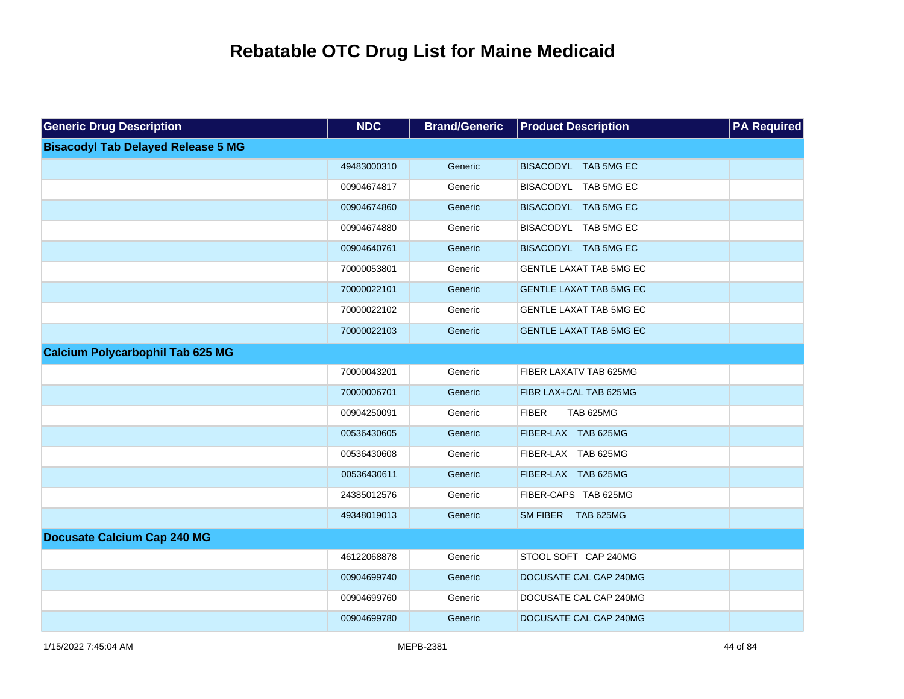# Rebatable OTC Drug List for Maine Medicaid

| Generic Drug Description | NDC | Brand/Generic | Product Description | PA Required |
|---|---|---|---|---|
| **Bisacodyl Tab Delayed Release 5 MG** | | | | |
| | 49483000310 | Generic | BISACODYL TAB 5MG EC | |
| | 00904674817 | Generic | BISACODYL TAB 5MG EC | |
| | 00904674860 | Generic | BISACODYL TAB 5MG EC | |
| | 00904674880 | Generic | BISACODYL TAB 5MG EC | |
| | 00904640761 | Generic | BISACODYL TAB 5MG EC | |
| | 70000053801 | Generic | GENTLE LAXAT TAB 5MG EC | |
| | 70000022101 | Generic | GENTLE LAXAT TAB 5MG EC | |
| | 70000022102 | Generic | GENTLE LAXAT TAB 5MG EC | |
| | 70000022103 | Generic | GENTLE LAXAT TAB 5MG EC | |
| **Calcium Polycarbophil Tab 625 MG** | | | | |
| | 70000043201 | Generic | FIBER LAXATV TAB 625MG | |
| | 70000006701 | Generic | FIBR LAX+CAL TAB 625MG | |
| | 00904250091 | Generic | FIBER TAB 625MG | |
| | 00536430605 | Generic | FIBER-LAX TAB 625MG | |
| | 00536430608 | Generic | FIBER-LAX TAB 625MG | |
| | 00536430611 | Generic | FIBER-LAX TAB 625MG | |
| | 24385012576 | Generic | FIBER-CAPS TAB 625MG | |
| | 49348019013 | Generic | SM FIBER TAB 625MG | |
| **Docusate Calcium Cap 240 MG** | | | | |
| | 46122068878 | Generic | STOOL SOFT CAP 240MG | |
| | 00904699740 | Generic | DOCUSATE CAL CAP 240MG | |
| | 00904699760 | Generic | DOCUSATE CAL CAP 240MG | |
| | 00904699780 | Generic | DOCUSATE CAL CAP 240MG | |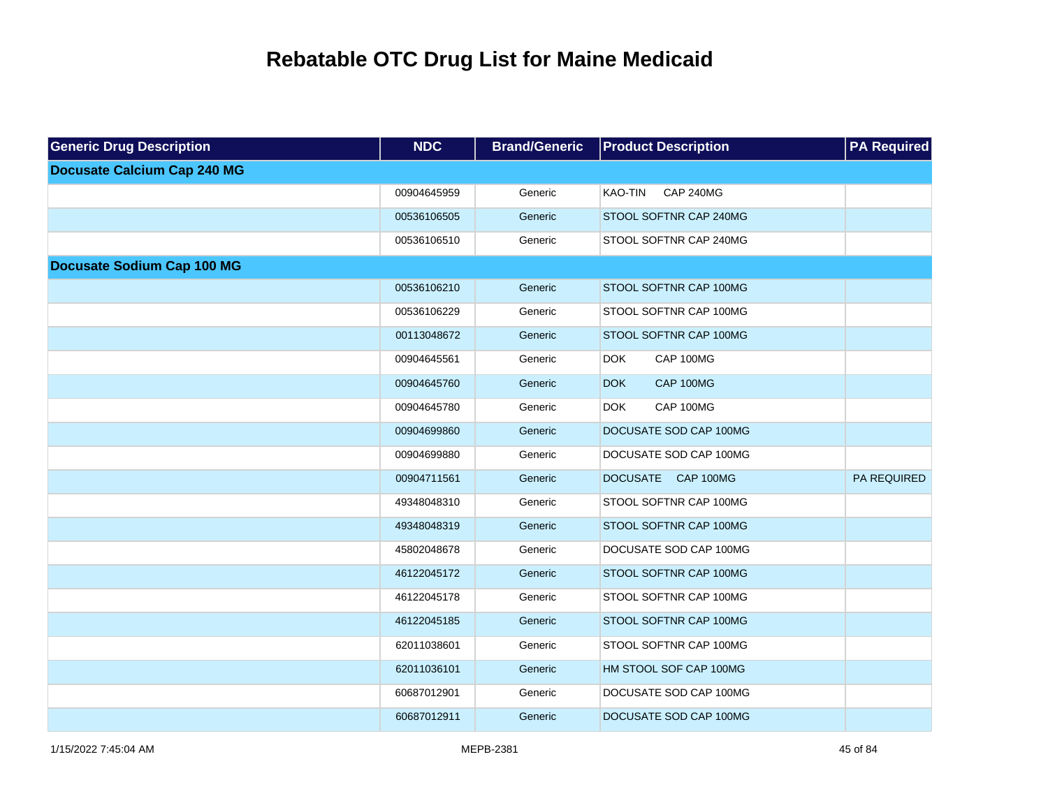# Rebatable OTC Drug List for Maine Medicaid

| Generic Drug Description | NDC | Brand/Generic | Product Description | PA Required |
|---|---|---|---|---|
| **Docusate Calcium Cap 240 MG** | | | | |
| | 00904645959 | Generic | KAO-TIN CAP 240MG | |
| | 00536106505 | Generic | STOOL SOFTNR CAP 240MG | |
| | 00536106510 | Generic | STOOL SOFTNR CAP 240MG | |
| **Docusate Sodium Cap 100 MG** | | | | |
| | 00536106210 | Generic | STOOL SOFTNR CAP 100MG | |
| | 00536106229 | Generic | STOOL SOFTNR CAP 100MG | |
| | 00113048672 | Generic | STOOL SOFTNR CAP 100MG | |
| | 00904645561 | Generic | DOK CAP 100MG | |
| | 00904645760 | Generic | DOK CAP 100MG | |
| | 00904645780 | Generic | DOK CAP 100MG | |
| | 00904699860 | Generic | DOCUSATE SOD CAP 100MG | |
| | 00904699880 | Generic | DOCUSATE SOD CAP 100MG | |
| | 00904711561 | Generic | DOCUSATE CAP 100MG | PA REQUIRED |
| | 49348048310 | Generic | STOOL SOFTNR CAP 100MG | |
| | 49348048319 | Generic | STOOL SOFTNR CAP 100MG | |
| | 45802048678 | Generic | DOCUSATE SOD CAP 100MG | |
| | 46122045172 | Generic | STOOL SOFTNR CAP 100MG | |
| | 46122045178 | Generic | STOOL SOFTNR CAP 100MG | |
| | 46122045185 | Generic | STOOL SOFTNR CAP 100MG | |
| | 62011038601 | Generic | STOOL SOFTNR CAP 100MG | |
| | 62011036101 | Generic | HM STOOL SOF CAP 100MG | |
| | 60687012901 | Generic | DOCUSATE SOD CAP 100MG | |
| | 60687012911 | Generic | DOCUSATE SOD CAP 100MG | |

1/15/2022 7:45:04 AM MEPB-2381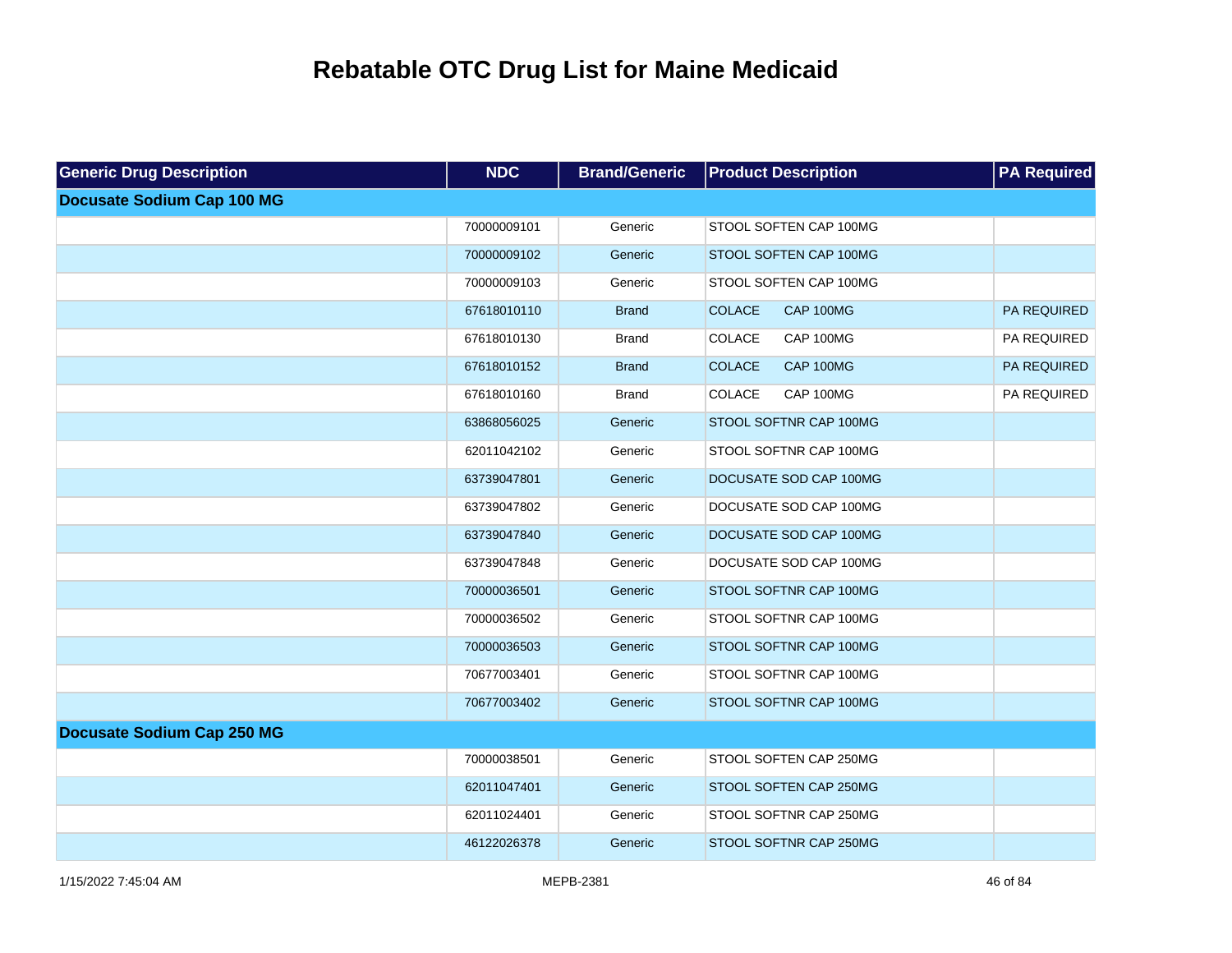# Rebatable OTC Drug List for Maine Medicaid

| Generic Drug Description | NDC | Brand/Generic | Product Description | PA Required |
|---|---|---|---|---|
| **Docusate Sodium Cap 100 MG** | | | | |
| | 70000009101 | Generic | STOOL SOFTEN CAP 100MG | |
| | 70000009102 | Generic | STOOL SOFTEN CAP 100MG | |
| | 70000009103 | Generic | STOOL SOFTEN CAP 100MG | |
| | 67618010110 | Brand | COLACE CAP 100MG | PA REQUIRED |
| | 67618010130 | Brand | COLACE CAP 100MG | PA REQUIRED |
| | 67618010152 | Brand | COLACE CAP 100MG | PA REQUIRED |
| | 67618010160 | Brand | COLACE CAP 100MG | PA REQUIRED |
| | 63868056025 | Generic | STOOL SOFTNR CAP 100MG | |
| | 62011042102 | Generic | STOOL SOFTNR CAP 100MG | |
| | 63739047801 | Generic | DOCUSATE SOD CAP 100MG | |
| | 63739047802 | Generic | DOCUSATE SOD CAP 100MG | |
| | 63739047840 | Generic | DOCUSATE SOD CAP 100MG | |
| | 63739047848 | Generic | DOCUSATE SOD CAP 100MG | |
| | 70000036501 | Generic | STOOL SOFTNR CAP 100MG | |
| | 70000036502 | Generic | STOOL SOFTNR CAP 100MG | |
| | 70000036503 | Generic | STOOL SOFTNR CAP 100MG | |
| | 70677003401 | Generic | STOOL SOFTNR CAP 100MG | |
| | 70677003402 | Generic | STOOL SOFTNR CAP 100MG | |
| **Docusate Sodium Cap 250 MG** | | | | |
| | 70000038501 | Generic | STOOL SOFTEN CAP 250MG | |
| | 62011047401 | Generic | STOOL SOFTEN CAP 250MG | |
| | 62011024401 | Generic | STOOL SOFTNR CAP 250MG | |
| | 46122026378 | Generic | STOOL SOFTNR CAP 250MG | |

1/15/2022 7:45:04 AM MEPB-2381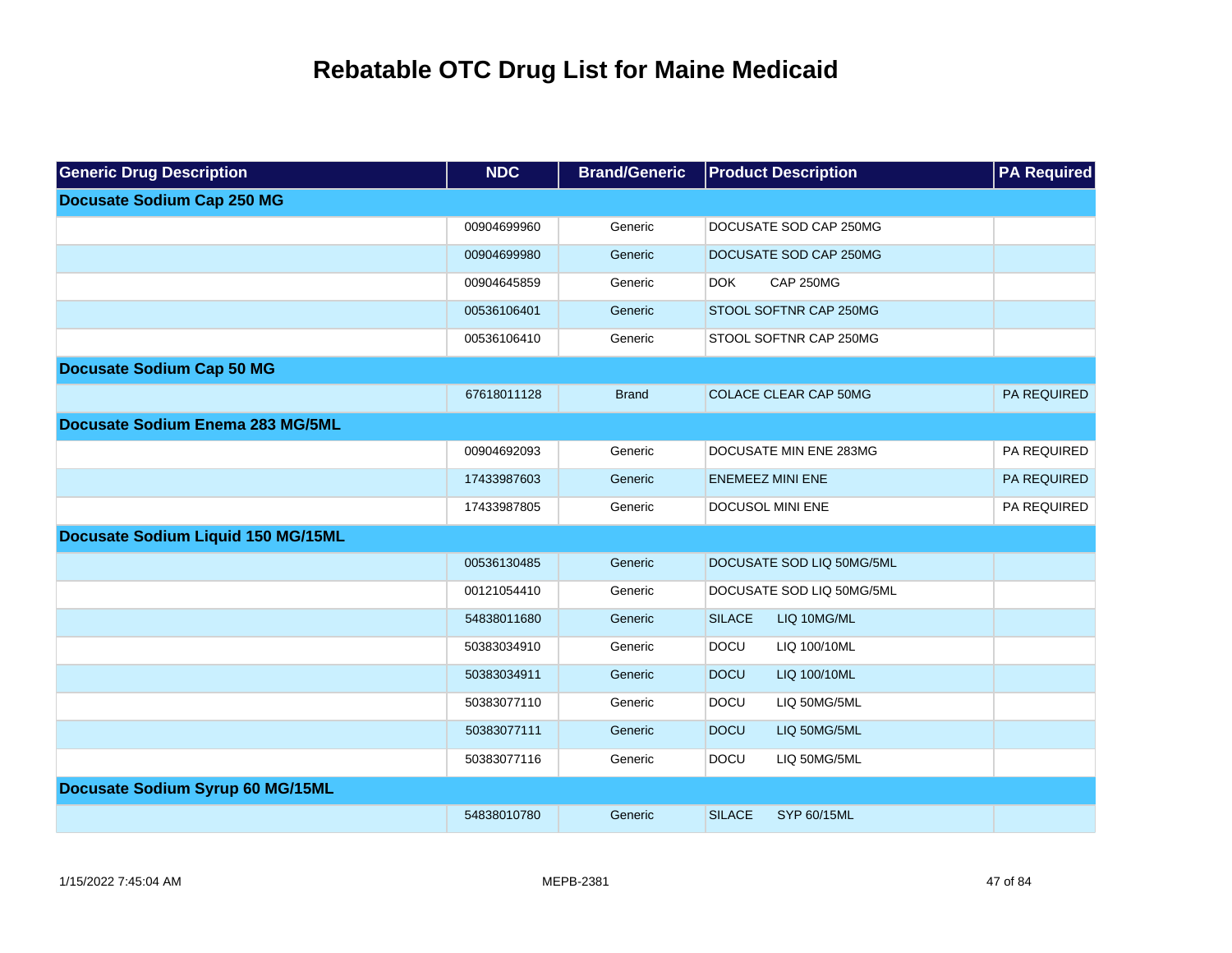# Rebatable OTC Drug List for Maine Medicaid

| Generic Drug Description | NDC | Brand/Generic | Product Description | PA Required |
|---|---|---|---|---|
| **Docusate Sodium Cap 250 MG** | | | | |
| | 00904699960 | Generic | DOCUSATE SOD CAP 250MG | |
| | 00904699980 | Generic | DOCUSATE SOD CAP 250MG | |
| | 00904645859 | Generic | DOK CAP 250MG | |
| | 00536106401 | Generic | STOOL SOFTNR CAP 250MG | |
| | 00536106410 | Generic | STOOL SOFTNR CAP 250MG | |
| **Docusate Sodium Cap 50 MG** | | | | |
| | 67618011128 | Brand | COLACE CLEAR CAP 50MG | PA REQUIRED |
| **Docusate Sodium Enema 283 MG/5ML** | | | | |
| | 00904692093 | Generic | DOCUSATE MIN ENE 283MG | PA REQUIRED |
| | 17433987603 | Generic | ENEMEEZ MINI ENE | PA REQUIRED |
| | 17433987805 | Generic | DOCUSOL MINI ENE | PA REQUIRED |
| **Docusate Sodium Liquid 150 MG/15ML** | | | | |
| | 00536130485 | Generic | DOCUSATE SOD LIQ 50MG/5ML | |
| | 00121054410 | Generic | DOCUSATE SOD LIQ 50MG/5ML | |
| | 54838011680 | Generic | SILACE LIQ 10MG/ML | |
| | 50383034910 | Generic | DOCU LIQ 100/10ML | |
| | 50383034911 | Generic | DOCU LIQ 100/10ML | |
| | 50383077110 | Generic | DOCU LIQ 50MG/5ML | |
| | 50383077111 | Generic | DOCU LIQ 50MG/5ML | |
| | 50383077116 | Generic | DOCU LIQ 50MG/5ML | |
| **Docusate Sodium Syrup 60 MG/15ML** | | | | |
| | 54838010780 | Generic | SILACE SYP 60/15ML | |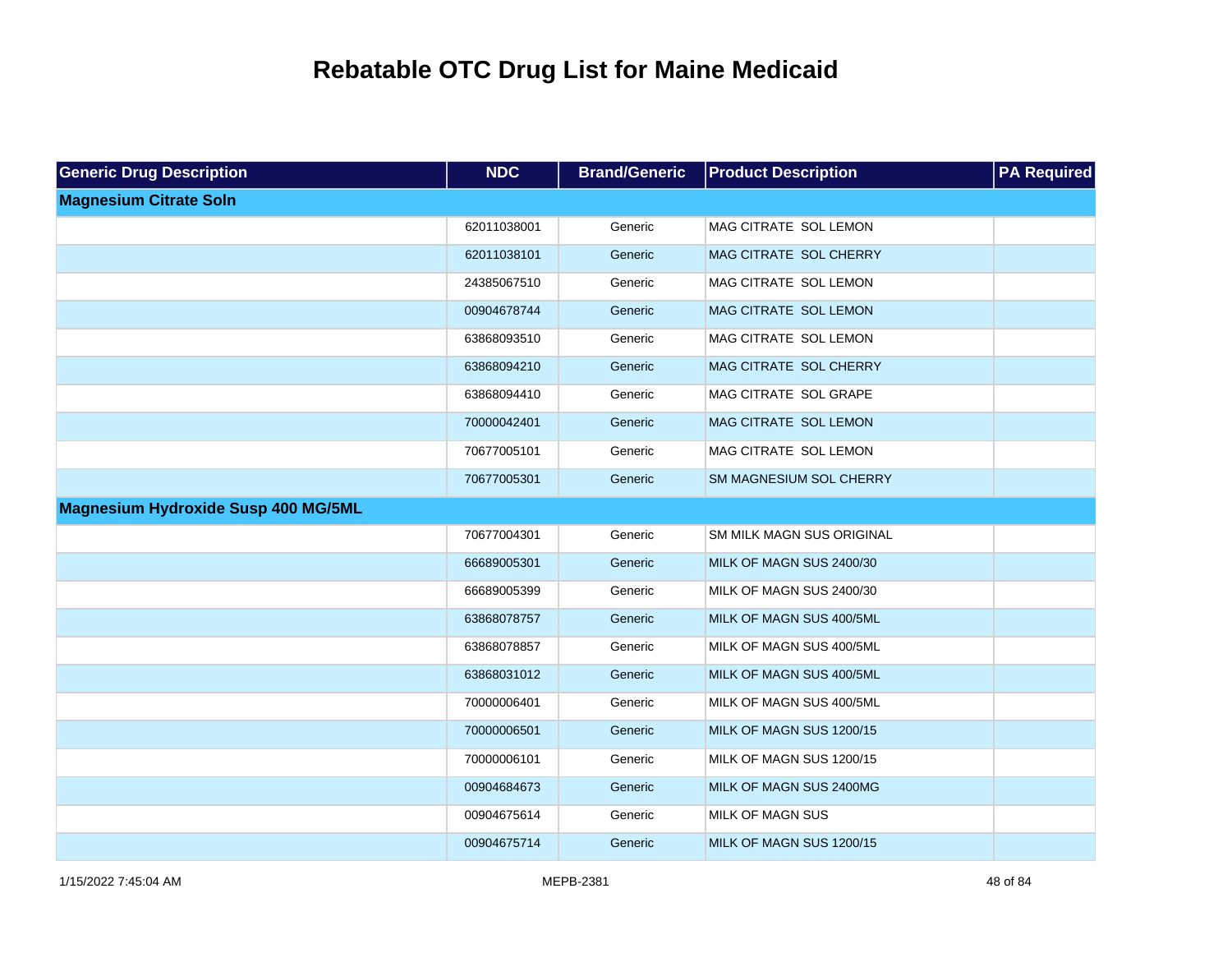# Rebatable OTC Drug List for Maine Medicaid

| Generic Drug Description | NDC | Brand/Generic | Product Description | PA Required |
|---|---|---|---|---|
| **Magnesium Citrate Soln** | | | | |
| | 62011038001 | Generic | MAG CITRATE SOL LEMON | |
| | 62011038101 | Generic | MAG CITRATE SOL CHERRY | |
| | 24385067510 | Generic | MAG CITRATE SOL LEMON | |
| | 00904678744 | Generic | MAG CITRATE SOL LEMON | |
| | 63868093510 | Generic | MAG CITRATE SOL LEMON | |
| | 63868094210 | Generic | MAG CITRATE SOL CHERRY | |
| | 63868094410 | Generic | MAG CITRATE SOL GRAPE | |
| | 70000042401 | Generic | MAG CITRATE SOL LEMON | |
| | 70677005101 | Generic | MAG CITRATE SOL LEMON | |
| | 70677005301 | Generic | SM MAGNESIUM SOL CHERRY | |
| **Magnesium Hydroxide Susp 400 MG/5ML** | | | | |
| | 70677004301 | Generic | SM MILK MAGN SUS ORIGINAL | |
| | 66689005301 | Generic | MILK OF MAGN SUS 2400/30 | |
| | 66689005399 | Generic | MILK OF MAGN SUS 2400/30 | |
| | 63868078757 | Generic | MILK OF MAGN SUS 400/5ML | |
| | 63868078857 | Generic | MILK OF MAGN SUS 400/5ML | |
| | 63868031012 | Generic | MILK OF MAGN SUS 400/5ML | |
| | 70000006401 | Generic | MILK OF MAGN SUS 400/5ML | |
| | 70000006501 | Generic | MILK OF MAGN SUS 1200/15 | |
| | 70000006101 | Generic | MILK OF MAGN SUS 1200/15 | |
| | 00904684673 | Generic | MILK OF MAGN SUS 2400MG | |
| | 00904675614 | Generic | MILK OF MAGN SUS | |
| | 00904675714 | Generic | MILK OF MAGN SUS 1200/15 | |

1/15/2022 7:45:04 AM MEPB-2381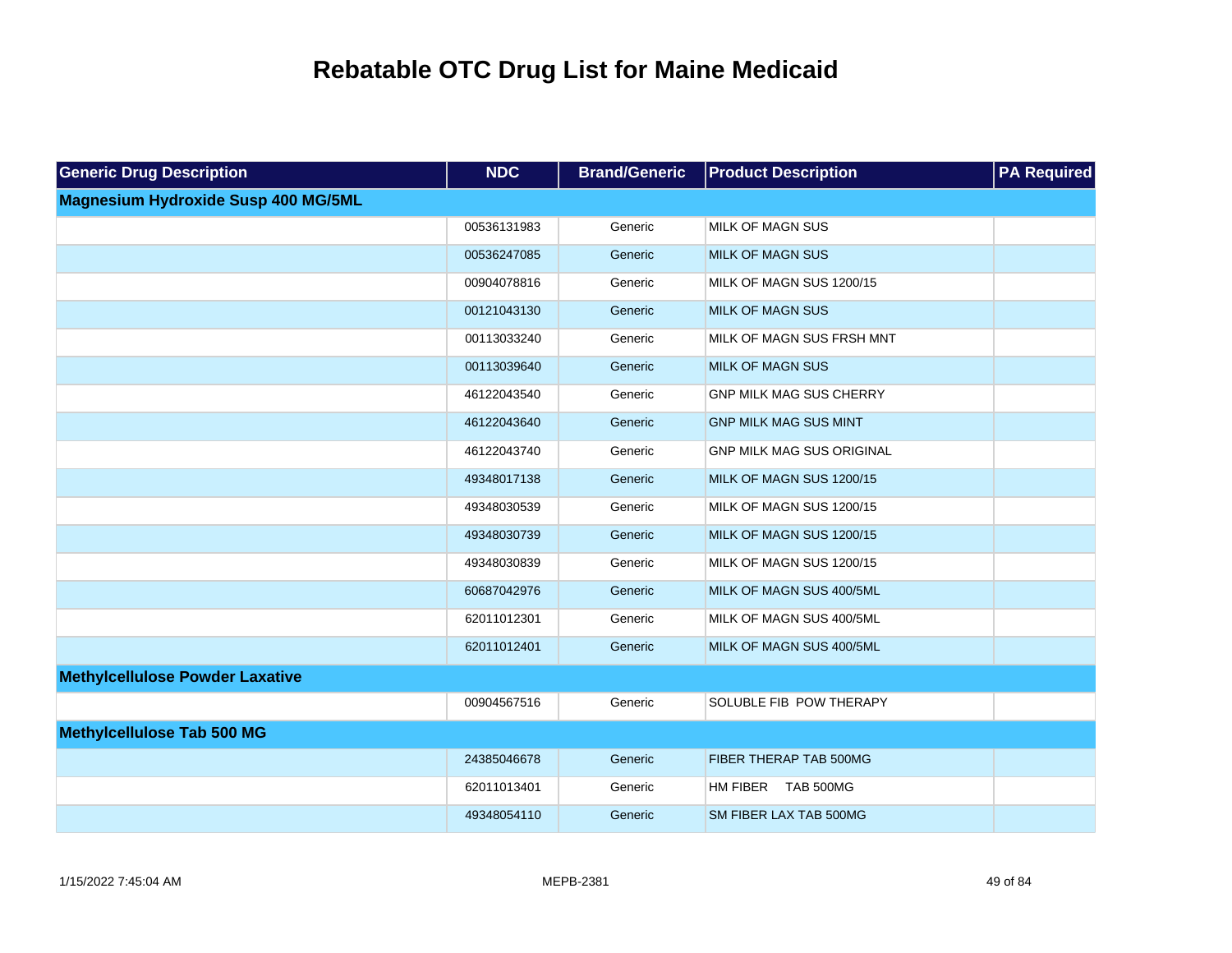# Rebatable OTC Drug List for Maine Medicaid

| Generic Drug Description | NDC | Brand/Generic | Product Description | PA Required |
|---|---|---|---|---|
| **Magnesium Hydroxide Susp 400 MG/5ML** | | | | |
| | 00536131983 | Generic | MILK OF MAGN SUS | |
| | 00536247085 | Generic | MILK OF MAGN SUS | |
| | 00904078816 | Generic | MILK OF MAGN SUS 1200/15 | |
| | 00121043130 | Generic | MILK OF MAGN SUS | |
| | 00113033240 | Generic | MILK OF MAGN SUS FRSH MNT | |
| | 00113039640 | Generic | MILK OF MAGN SUS | |
| | 46122043540 | Generic | GNP MILK MAG SUS CHERRY | |
| | 46122043640 | Generic | GNP MILK MAG SUS MINT | |
| | 46122043740 | Generic | GNP MILK MAG SUS ORIGINAL | |
| | 49348017138 | Generic | MILK OF MAGN SUS 1200/15 | |
| | 49348030539 | Generic | MILK OF MAGN SUS 1200/15 | |
| | 49348030739 | Generic | MILK OF MAGN SUS 1200/15 | |
| | 49348030839 | Generic | MILK OF MAGN SUS 1200/15 | |
| | 60687042976 | Generic | MILK OF MAGN SUS 400/5ML | |
| | 62011012301 | Generic | MILK OF MAGN SUS 400/5ML | |
| | 62011012401 | Generic | MILK OF MAGN SUS 400/5ML | |
| **Methylcellulose Powder Laxative** | | | | |
| | 00904567516 | Generic | SOLUBLE FIB POW THERAPY | |
| **Methylcellulose Tab 500 MG** | | | | |
| | 24385046678 | Generic | FIBER THERAP TAB 500MG | |
| | 62011013401 | Generic | HM FIBER TAB 500MG | |
| | 49348054110 | Generic | SM FIBER LAX TAB 500MG | |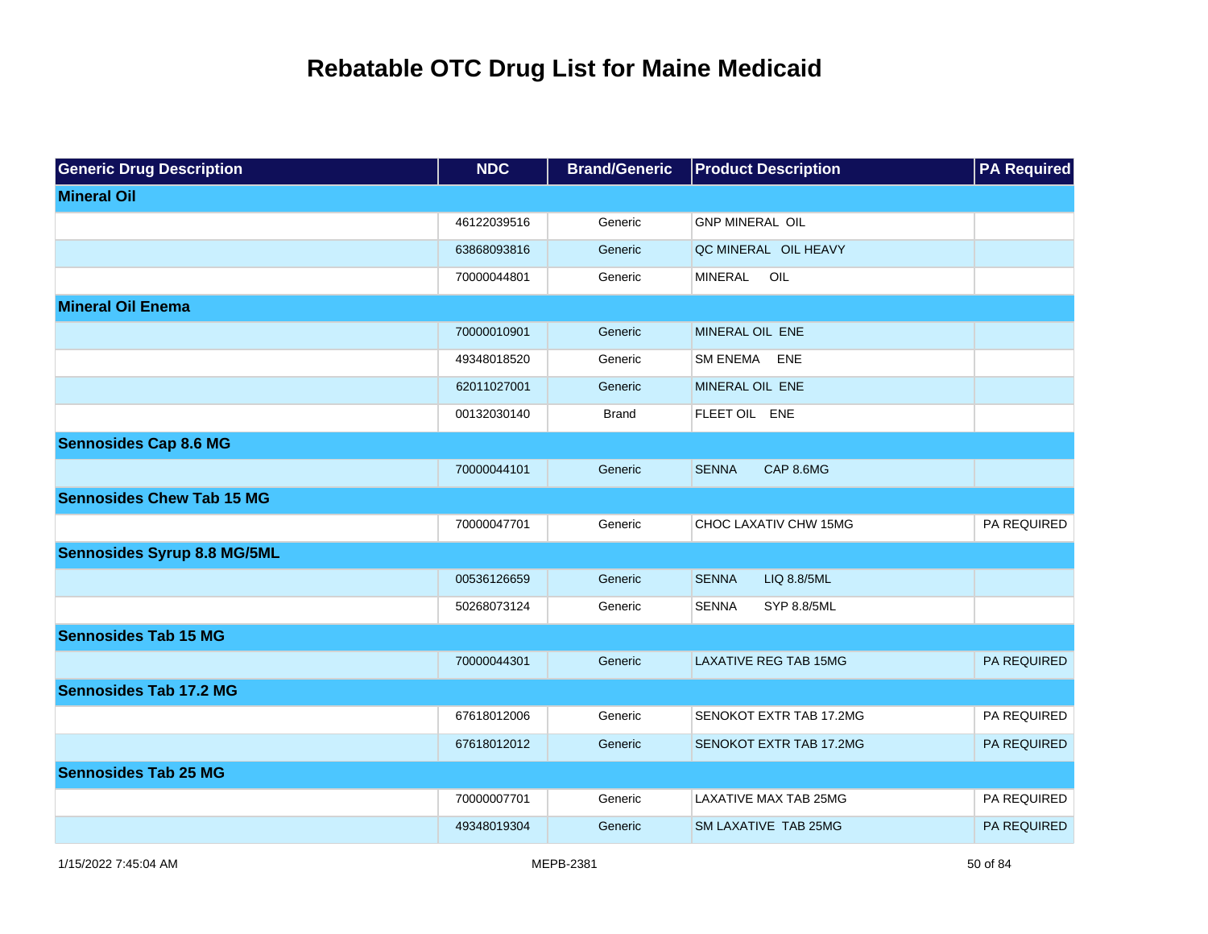# Rebatable OTC Drug List for Maine Medicaid

| Generic Drug Description | NDC | Brand/Generic | Product Description | PA Required |
|---|---|---|---|---|
| **Mineral Oil** | | | | |
| | 46122039516 | Generic | GNP MINERAL OIL | |
| | 63868093816 | Generic | QC MINERAL OIL HEAVY | |
| | 70000044801 | Generic | MINERAL OIL | |
| **Mineral Oil Enema** | | | | |
| | 70000010901 | Generic | MINERAL OIL ENE | |
| | 49348018520 | Generic | SM ENEMA ENE | |
| | 62011027001 | Generic | MINERAL OIL ENE | |
| | 00132030140 | Brand | FLEET OIL ENE | |
| **Sennosides Cap 8.6 MG** | | | | |
| | 70000044101 | Generic | SENNA CAP 8.6MG | |
| **Sennosides Chew Tab 15 MG** | | | | |
| | 70000047701 | Generic | CHOC LAXATIV CHW 15MG | PA REQUIRED |
| **Sennosides Syrup 8.8 MG/5ML** | | | | |
| | 00536126659 | Generic | SENNA LIQ 8.8/5ML | |
| | 50268073124 | Generic | SENNA SYP 8.8/5ML | |
| **Sennosides Tab 15 MG** | | | | |
| | 70000044301 | Generic | LAXATIVE REG TAB 15MG | PA REQUIRED |
| **Sennosides Tab 17.2 MG** | | | | |
| | 67618012006 | Generic | SENOKOT EXTR TAB 17.2MG | PA REQUIRED |
| | 67618012012 | Generic | SENOKOT EXTR TAB 17.2MG | PA REQUIRED |
| **Sennosides Tab 25 MG** | | | | |
| | 70000007701 | Generic | LAXATIVE MAX TAB 25MG | PA REQUIRED |
| | 49348019304 | Generic | SM LAXATIVE TAB 25MG | PA REQUIRED |

1/15/2022 7:45:04 AM MEPB-2381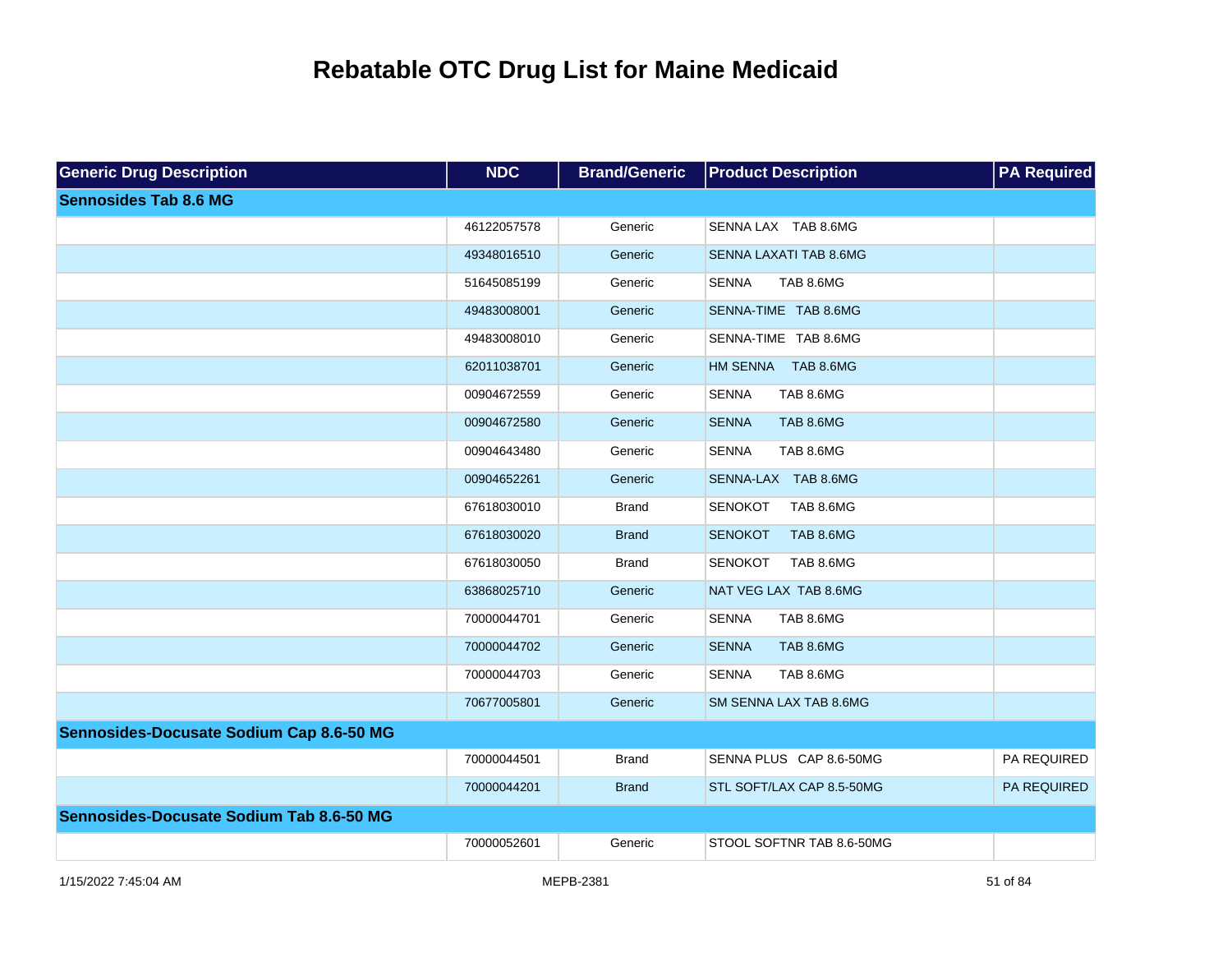# Rebatable OTC Drug List for Maine Medicaid

| Generic Drug Description | NDC | Brand/Generic | Product Description | PA Required |
|---|---|---|---|---|
| **Sennosides Tab 8.6 MG** | | | | |
| | 46122057578 | Generic | SENNA LAX TAB 8.6MG | |
| | 49348016510 | Generic | SENNA LAXATI TAB 8.6MG | |
| | 51645085199 | Generic | SENNA TAB 8.6MG | |
| | 49483008001 | Generic | SENNA-TIME TAB 8.6MG | |
| | 49483008010 | Generic | SENNA-TIME TAB 8.6MG | |
| | 62011038701 | Generic | HM SENNA TAB 8.6MG | |
| | 00904672559 | Generic | SENNA TAB 8.6MG | |
| | 00904672580 | Generic | SENNA TAB 8.6MG | |
| | 00904643480 | Generic | SENNA TAB 8.6MG | |
| | 00904652261 | Generic | SENNA-LAX TAB 8.6MG | |
| | 67618030010 | Brand | SENOKOT TAB 8.6MG | |
| | 67618030020 | Brand | SENOKOT TAB 8.6MG | |
| | 67618030050 | Brand | SENOKOT TAB 8.6MG | |
| | 63868025710 | Generic | NAT VEG LAX TAB 8.6MG | |
| | 70000044701 | Generic | SENNA TAB 8.6MG | |
| | 70000044702 | Generic | SENNA TAB 8.6MG | |
| | 70000044703 | Generic | SENNA TAB 8.6MG | |
| | 70677005801 | Generic | SM SENNA LAX TAB 8.6MG | |
| **Sennosides-Docusate Sodium Cap 8.6-50 MG** | | | | |
| | 70000044501 | Brand | SENNA PLUS CAP 8.6-50MG | PA REQUIRED |
| | 70000044201 | Brand | STL SOFT/LAX CAP 8.5-50MG | PA REQUIRED |
| **Sennosides-Docusate Sodium Tab 8.6-50 MG** | | | | |
| | 70000052601 | Generic | STOOL SOFTNR TAB 8.6-50MG | |

1/15/2022 7:45:04 AM MEPB-2381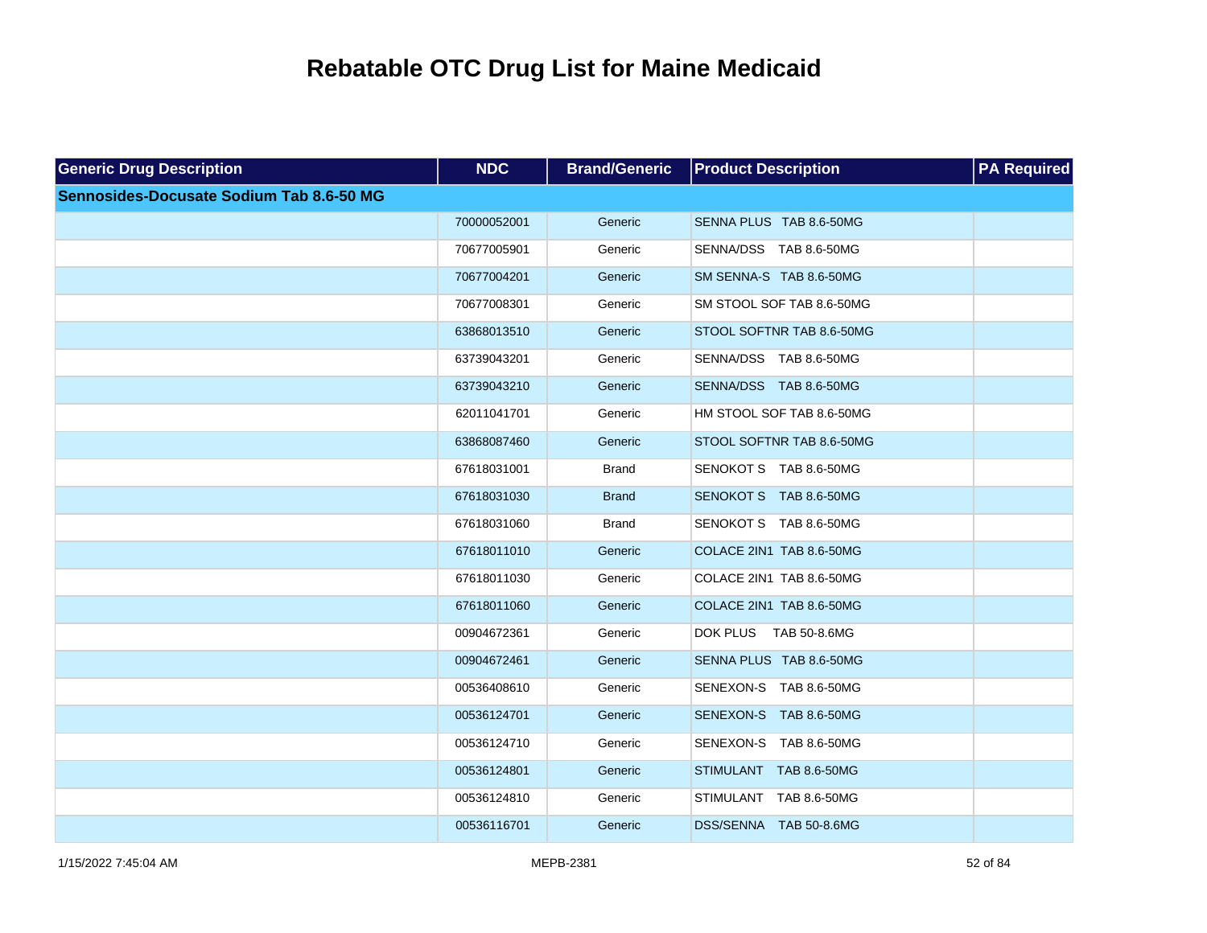# Rebatable OTC Drug List for Maine Medicaid

| Generic Drug Description | NDC | Brand/Generic | Product Description | PA Required |
|---|---|---|---|---|
| **Sennosides-Docusate Sodium Tab 8.6-50 MG** | | | | |
| | 70000052001 | Generic | SENNA PLUS TAB 8.6-50MG | |
| | 70677005901 | Generic | SENNA/DSS TAB 8.6-50MG | |
| | 70677004201 | Generic | SM SENNA-S TAB 8.6-50MG | |
| | 70677008301 | Generic | SM STOOL SOF TAB 8.6-50MG | |
| | 63868013510 | Generic | STOOL SOFTNR TAB 8.6-50MG | |
| | 63739043201 | Generic | SENNA/DSS TAB 8.6-50MG | |
| | 63739043210 | Generic | SENNA/DSS TAB 8.6-50MG | |
| | 62011041701 | Generic | HM STOOL SOF TAB 8.6-50MG | |
| | 63868087460 | Generic | STOOL SOFTNR TAB 8.6-50MG | |
| | 67618031001 | Brand | SENOKOT S TAB 8.6-50MG | |
| | 67618031030 | Brand | SENOKOT S TAB 8.6-50MG | |
| | 67618031060 | Brand | SENOKOT S TAB 8.6-50MG | |
| | 67618011010 | Generic | COLACE 2IN1 TAB 8.6-50MG | |
| | 67618011030 | Generic | COLACE 2IN1 TAB 8.6-50MG | |
| | 67618011060 | Generic | COLACE 2IN1 TAB 8.6-50MG | |
| | 00904672361 | Generic | DOK PLUS TAB 50-8.6MG | |
| | 00904672461 | Generic | SENNA PLUS TAB 8.6-50MG | |
| | 00536408610 | Generic | SENEXON-S TAB 8.6-50MG | |
| | 00536124701 | Generic | SENEXON-S TAB 8.6-50MG | |
| | 00536124710 | Generic | SENEXON-S TAB 8.6-50MG | |
| | 00536124801 | Generic | STIMULANT TAB 8.6-50MG | |
| | 00536124810 | Generic | STIMULANT TAB 8.6-50MG | |
| | 00536116701 | Generic | DSS/SENNA TAB 50-8.6MG | |

1/15/2022 7:45:04 AM MEPB-2381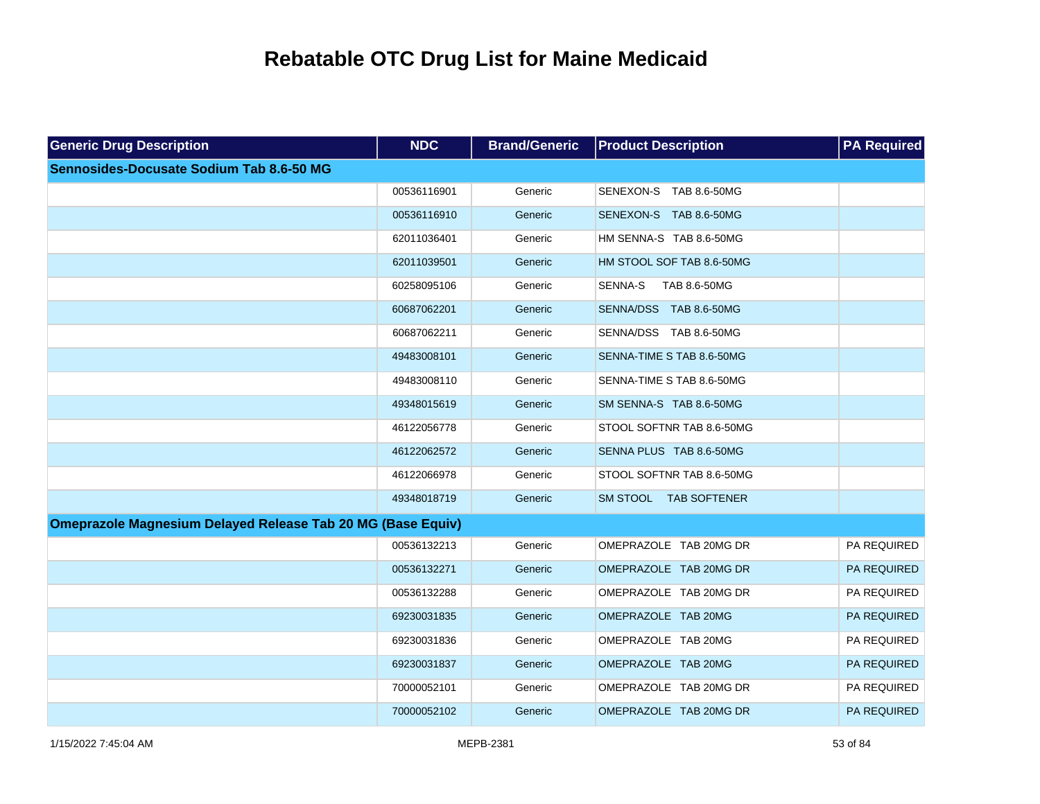# Rebatable OTC Drug List for Maine Medicaid

| Generic Drug Description | NDC | Brand/Generic | Product Description | PA Required |
|---|---|---|---|---|
| **Sennosides-Docusate Sodium Tab 8.6-50 MG** | | | | |
| | 00536116901 | Generic | SENEXON-S TAB 8.6-50MG | |
| | 00536116910 | Generic | SENEXON-S TAB 8.6-50MG | |
| | 62011036401 | Generic | HM SENNA-S TAB 8.6-50MG | |
| | 62011039501 | Generic | HM STOOL SOF TAB 8.6-50MG | |
| | 60258095106 | Generic | SENNA-S TAB 8.6-50MG | |
| | 60687062201 | Generic | SENNA/DSS TAB 8.6-50MG | |
| | 60687062211 | Generic | SENNA/DSS TAB 8.6-50MG | |
| | 49483008101 | Generic | SENNA-TIME S TAB 8.6-50MG | |
| | 49483008110 | Generic | SENNA-TIME S TAB 8.6-50MG | |
| | 49348015619 | Generic | SM SENNA-S TAB 8.6-50MG | |
| | 46122056778 | Generic | STOOL SOFTNR TAB 8.6-50MG | |
| | 46122062572 | Generic | SENNA PLUS TAB 8.6-50MG | |
| | 46122066978 | Generic | STOOL SOFTNR TAB 8.6-50MG | |
| | 49348018719 | Generic | SM STOOL TAB SOFTENER | |
| **Omeprazole Magnesium Delayed Release Tab 20 MG (Base Equiv)** | | | | |
| | 00536132213 | Generic | OMEPRAZOLE TAB 20MG DR | PA REQUIRED |
| | 00536132271 | Generic | OMEPRAZOLE TAB 20MG DR | PA REQUIRED |
| | 00536132288 | Generic | OMEPRAZOLE TAB 20MG DR | PA REQUIRED |
| | 69230031835 | Generic | OMEPRAZOLE TAB 20MG | PA REQUIRED |
| | 69230031836 | Generic | OMEPRAZOLE TAB 20MG | PA REQUIRED |
| | 69230031837 | Generic | OMEPRAZOLE TAB 20MG | PA REQUIRED |
| | 70000052101 | Generic | OMEPRAZOLE TAB 20MG DR | PA REQUIRED |
| | 70000052102 | Generic | OMEPRAZOLE TAB 20MG DR | PA REQUIRED |

1/15/2022 7:45:04 AM MEPB-2381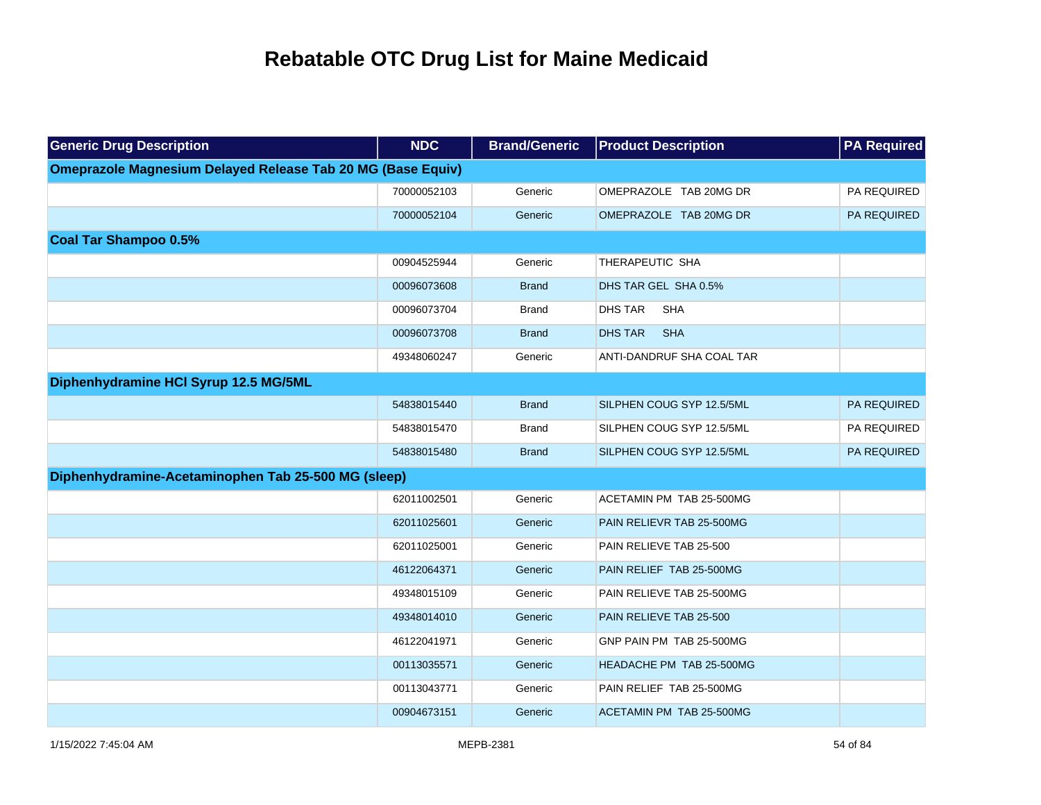# Rebatable OTC Drug List for Maine Medicaid

| Generic Drug Description | NDC | Brand/Generic | Product Description | PA Required |
|---|---|---|---|---|
| **Omeprazole Magnesium Delayed Release Tab 20 MG (Base Equiv)** | | | | |
| | 70000052103 | Generic | OMEPRAZOLE TAB 20MG DR | PA REQUIRED |
| | 70000052104 | Generic | OMEPRAZOLE TAB 20MG DR | PA REQUIRED |
| **Coal Tar Shampoo 0.5%** | | | | |
| | 00904525944 | Generic | THERAPEUTIC SHA | |
| | 00096073608 | Brand | DHS TAR GEL SHA 0.5% | |
| | 00096073704 | Brand | DHS TAR SHA | |
| | 00096073708 | Brand | DHS TAR SHA | |
| | 49348060247 | Generic | ANTI-DANDRUF SHA COAL TAR | |
| **Diphenhydramine HCl Syrup 12.5 MG/5ML** | | | | |
| | 54838015440 | Brand | SILPHEN COUG SYP 12.5/5ML | PA REQUIRED |
| | 54838015470 | Brand | SILPHEN COUG SYP 12.5/5ML | PA REQUIRED |
| | 54838015480 | Brand | SILPHEN COUG SYP 12.5/5ML | PA REQUIRED |
| **Diphenhydramine-Acetaminophen Tab 25-500 MG (sleep)** | | | | |
| | 62011002501 | Generic | ACETAMIN PM TAB 25-500MG | |
| | 62011025601 | Generic | PAIN RELIEVR TAB 25-500MG | |
| | 62011025001 | Generic | PAIN RELIEVE TAB 25-500 | |
| | 46122064371 | Generic | PAIN RELIEF TAB 25-500MG | |
| | 49348015109 | Generic | PAIN RELIEVE TAB 25-500MG | |
| | 49348014010 | Generic | PAIN RELIEVE TAB 25-500 | |
| | 46122041971 | Generic | GNP PAIN PM TAB 25-500MG | |
| | 00113035571 | Generic | HEADACHE PM TAB 25-500MG | |
| | 00113043771 | Generic | PAIN RELIEF TAB 25-500MG | |
| | 00904673151 | Generic | ACETAMIN PM TAB 25-500MG | |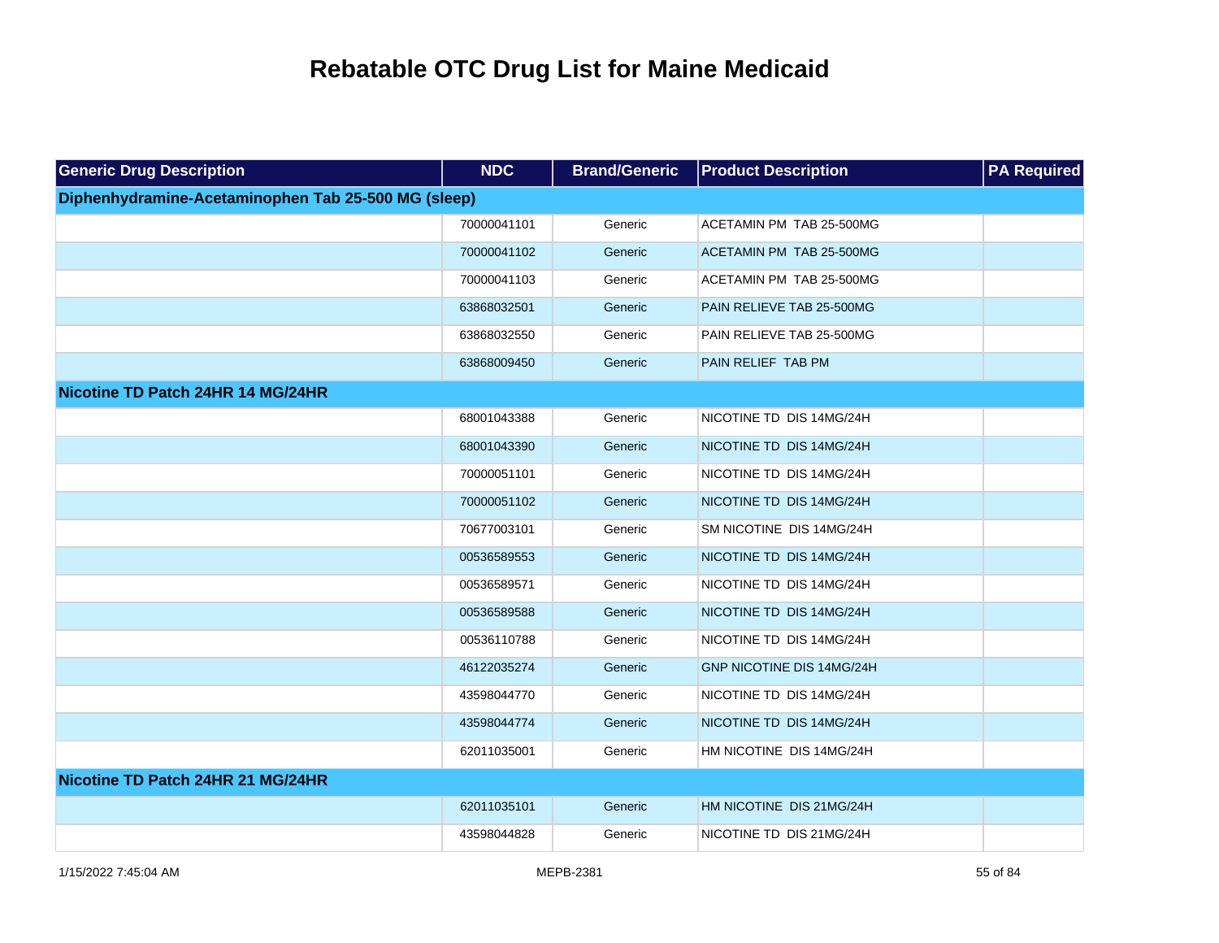# Rebatable OTC Drug List for Maine Medicaid

| Generic Drug Description | NDC | Brand/Generic | Product Description | PA Required |
|---|---|---|---|---|
| **Diphenhydramine-Acetaminophen Tab 25-500 MG (sleep)** | | | | |
| | 70000041101 | Generic | ACETAMIN PM TAB 25-500MG | |
| | 70000041102 | Generic | ACETAMIN PM TAB 25-500MG | |
| | 70000041103 | Generic | ACETAMIN PM TAB 25-500MG | |
| | 63868032501 | Generic | PAIN RELIEVE TAB 25-500MG | |
| | 63868032550 | Generic | PAIN RELIEVE TAB 25-500MG | |
| | 63868009450 | Generic | PAIN RELIEF TAB PM | |
| **Nicotine TD Patch 24HR 14 MG/24HR** | | | | |
| | 68001043388 | Generic | NICOTINE TD DIS 14MG/24H | |
| | 68001043390 | Generic | NICOTINE TD DIS 14MG/24H | |
| | 70000051101 | Generic | NICOTINE TD DIS 14MG/24H | |
| | 70000051102 | Generic | NICOTINE TD DIS 14MG/24H | |
| | 70677003101 | Generic | SM NICOTINE DIS 14MG/24H | |
| | 00536589553 | Generic | NICOTINE TD DIS 14MG/24H | |
| | 00536589571 | Generic | NICOTINE TD DIS 14MG/24H | |
| | 00536589588 | Generic | NICOTINE TD DIS 14MG/24H | |
| | 00536110788 | Generic | NICOTINE TD DIS 14MG/24H | |
| | 46122035274 | Generic | GNP NICOTINE DIS 14MG/24H | |
| | 43598044770 | Generic | NICOTINE TD DIS 14MG/24H | |
| | 43598044774 | Generic | NICOTINE TD DIS 14MG/24H | |
| | 62011035001 | Generic | HM NICOTINE DIS 14MG/24H | |
| **Nicotine TD Patch 24HR 21 MG/24HR** | | | | |
| | 62011035101 | Generic | HM NICOTINE DIS 21MG/24H | |
| | 43598044828 | Generic | NICOTINE TD DIS 21MG/24H | |

1/15/2022 7:45:04 AM MEPB-2381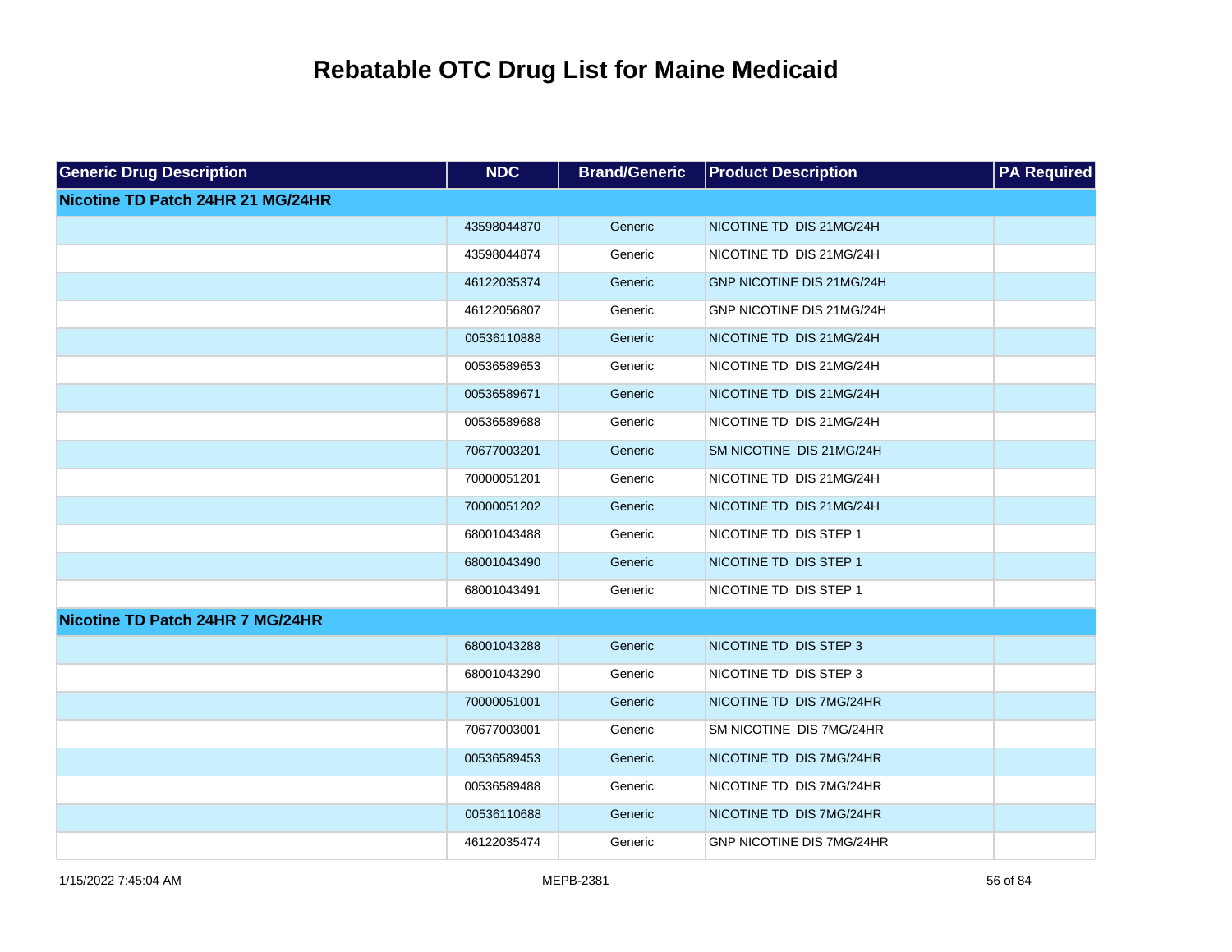# Rebatable OTC Drug List for Maine Medicaid

| Generic Drug Description | NDC | Brand/Generic | Product Description | PA Required |
|---|---|---|---|---|
| **Nicotine TD Patch 24HR 21 MG/24HR** | | | | |
| | 43598044870 | Generic | NICOTINE TD DIS 21MG/24H | |
| | 43598044874 | Generic | NICOTINE TD DIS 21MG/24H | |
| | 46122035374 | Generic | GNP NICOTINE DIS 21MG/24H | |
| | 46122056807 | Generic | GNP NICOTINE DIS 21MG/24H | |
| | 00536110888 | Generic | NICOTINE TD DIS 21MG/24H | |
| | 00536589653 | Generic | NICOTINE TD DIS 21MG/24H | |
| | 00536589671 | Generic | NICOTINE TD DIS 21MG/24H | |
| | 00536589688 | Generic | NICOTINE TD DIS 21MG/24H | |
| | 70677003201 | Generic | SM NICOTINE DIS 21MG/24H | |
| | 70000051201 | Generic | NICOTINE TD DIS 21MG/24H | |
| | 70000051202 | Generic | NICOTINE TD DIS 21MG/24H | |
| | 68001043488 | Generic | NICOTINE TD DIS STEP 1 | |
| | 68001043490 | Generic | NICOTINE TD DIS STEP 1 | |
| | 68001043491 | Generic | NICOTINE TD DIS STEP 1 | |
| **Nicotine TD Patch 24HR 7 MG/24HR** | | | | |
| | 68001043288 | Generic | NICOTINE TD DIS STEP 3 | |
| | 68001043290 | Generic | NICOTINE TD DIS STEP 3 | |
| | 70000051001 | Generic | NICOTINE TD DIS 7MG/24HR | |
| | 70677003001 | Generic | SM NICOTINE DIS 7MG/24HR | |
| | 00536589453 | Generic | NICOTINE TD DIS 7MG/24HR | |
| | 00536589488 | Generic | NICOTINE TD DIS 7MG/24HR | |
| | 00536110688 | Generic | NICOTINE TD DIS 7MG/24HR | |
| | 46122035474 | Generic | GNP NICOTINE DIS 7MG/24HR | |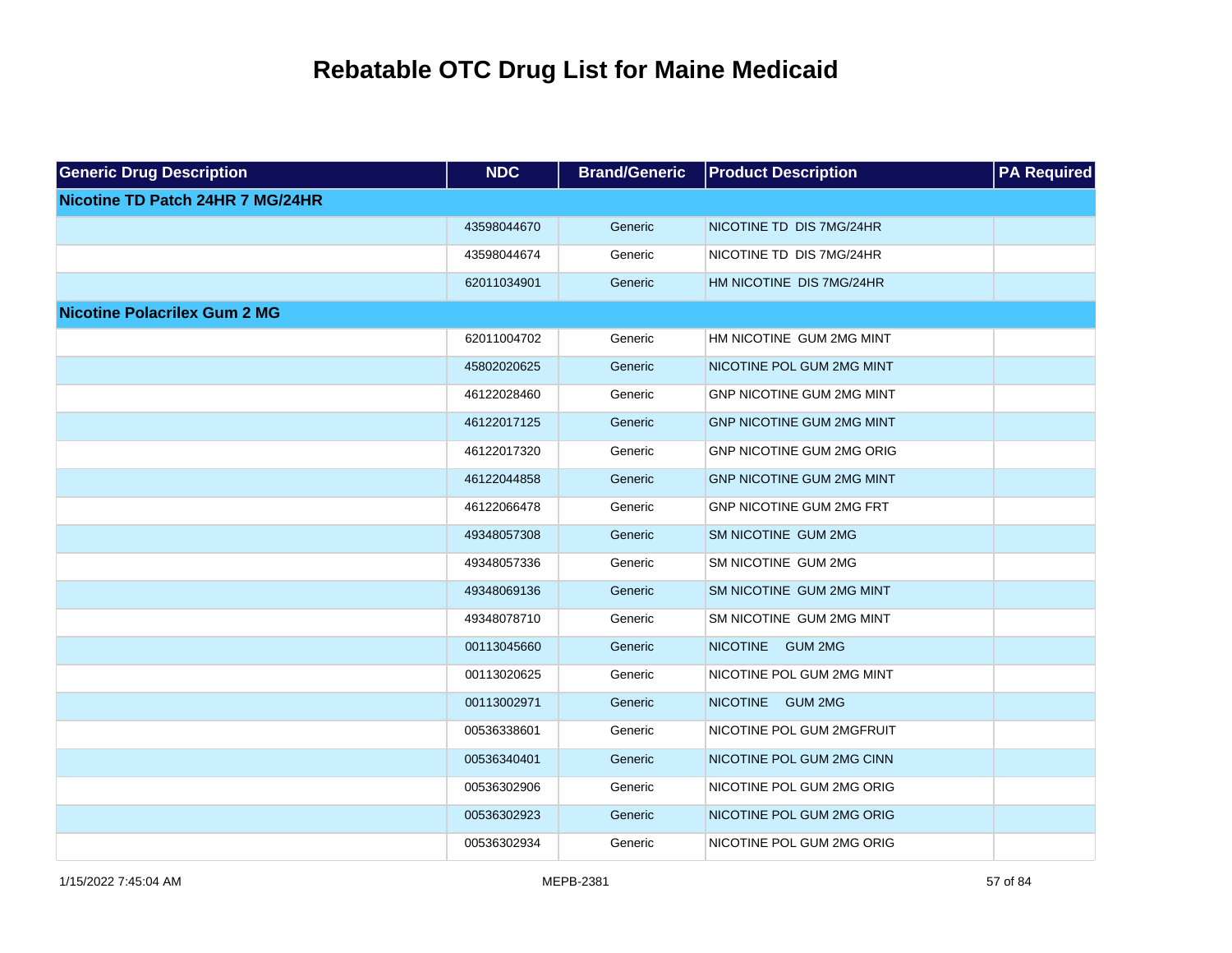# Rebatable OTC Drug List for Maine Medicaid

| Generic Drug Description | NDC | Brand/Generic | Product Description | PA Required |
|---|---|---|---|---|
| **Nicotine TD Patch 24HR 7 MG/24HR** | | | | |
| | 43598044670 | Generic | NICOTINE TD DIS 7MG/24HR | |
| | 43598044674 | Generic | NICOTINE TD DIS 7MG/24HR | |
| | 62011034901 | Generic | HM NICOTINE DIS 7MG/24HR | |
| **Nicotine Polacrilex Gum 2 MG** | | | | |
| | 62011004702 | Generic | HM NICOTINE GUM 2MG MINT | |
| | 45802020625 | Generic | NICOTINE POL GUM 2MG MINT | |
| | 46122028460 | Generic | GNP NICOTINE GUM 2MG MINT | |
| | 46122017125 | Generic | GNP NICOTINE GUM 2MG MINT | |
| | 46122017320 | Generic | GNP NICOTINE GUM 2MG ORIG | |
| | 46122044858 | Generic | GNP NICOTINE GUM 2MG MINT | |
| | 46122066478 | Generic | GNP NICOTINE GUM 2MG FRT | |
| | 49348057308 | Generic | SM NICOTINE GUM 2MG | |
| | 49348057336 | Generic | SM NICOTINE GUM 2MG | |
| | 49348069136 | Generic | SM NICOTINE GUM 2MG MINT | |
| | 49348078710 | Generic | SM NICOTINE GUM 2MG MINT | |
| | 00113045660 | Generic | NICOTINE GUM 2MG | |
| | 00113020625 | Generic | NICOTINE POL GUM 2MG MINT | |
| | 00113002971 | Generic | NICOTINE GUM 2MG | |
| | 00536338601 | Generic | NICOTINE POL GUM 2MGFRUIT | |
| | 00536340401 | Generic | NICOTINE POL GUM 2MG CINN | |
| | 00536302906 | Generic | NICOTINE POL GUM 2MG ORIG | |
| | 00536302923 | Generic | NICOTINE POL GUM 2MG ORIG | |
| | 00536302934 | Generic | NICOTINE POL GUM 2MG ORIG | |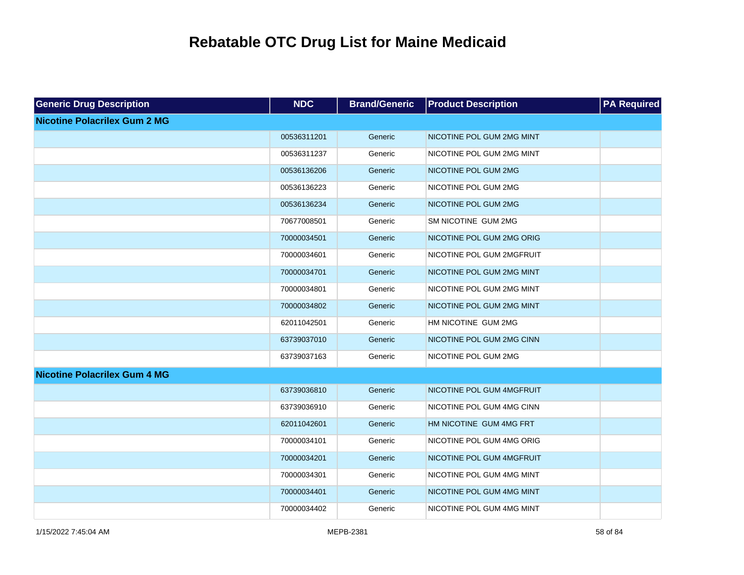# Rebatable OTC Drug List for Maine Medicaid

| Generic Drug Description | NDC | Brand/Generic | Product Description | PA Required |
|---|---|---|---|---|
| **Nicotine Polacrilex Gum 2 MG** | | | | |
| | 00536311201 | Generic | NICOTINE POL GUM 2MG MINT | |
| | 00536311237 | Generic | NICOTINE POL GUM 2MG MINT | |
| | 00536136206 | Generic | NICOTINE POL GUM 2MG | |
| | 00536136223 | Generic | NICOTINE POL GUM 2MG | |
| | 00536136234 | Generic | NICOTINE POL GUM 2MG | |
| | 70677008501 | Generic | SM NICOTINE GUM 2MG | |
| | 70000034501 | Generic | NICOTINE POL GUM 2MG ORIG | |
| | 70000034601 | Generic | NICOTINE POL GUM 2MGFRUIT | |
| | 70000034701 | Generic | NICOTINE POL GUM 2MG MINT | |
| | 70000034801 | Generic | NICOTINE POL GUM 2MG MINT | |
| | 70000034802 | Generic | NICOTINE POL GUM 2MG MINT | |
| | 62011042501 | Generic | HM NICOTINE GUM 2MG | |
| | 63739037010 | Generic | NICOTINE POL GUM 2MG CINN | |
| | 63739037163 | Generic | NICOTINE POL GUM 2MG | |
| **Nicotine Polacrilex Gum 4 MG** | | | | |
| | 63739036810 | Generic | NICOTINE POL GUM 4MGFRUIT | |
| | 63739036910 | Generic | NICOTINE POL GUM 4MG CINN | |
| | 62011042601 | Generic | HM NICOTINE GUM 4MG FRT | |
| | 70000034101 | Generic | NICOTINE POL GUM 4MG ORIG | |
| | 70000034201 | Generic | NICOTINE POL GUM 4MGFRUIT | |
| | 70000034301 | Generic | NICOTINE POL GUM 4MG MINT | |
| | 70000034401 | Generic | NICOTINE POL GUM 4MG MINT | |
| | 70000034402 | Generic | NICOTINE POL GUM 4MG MINT | |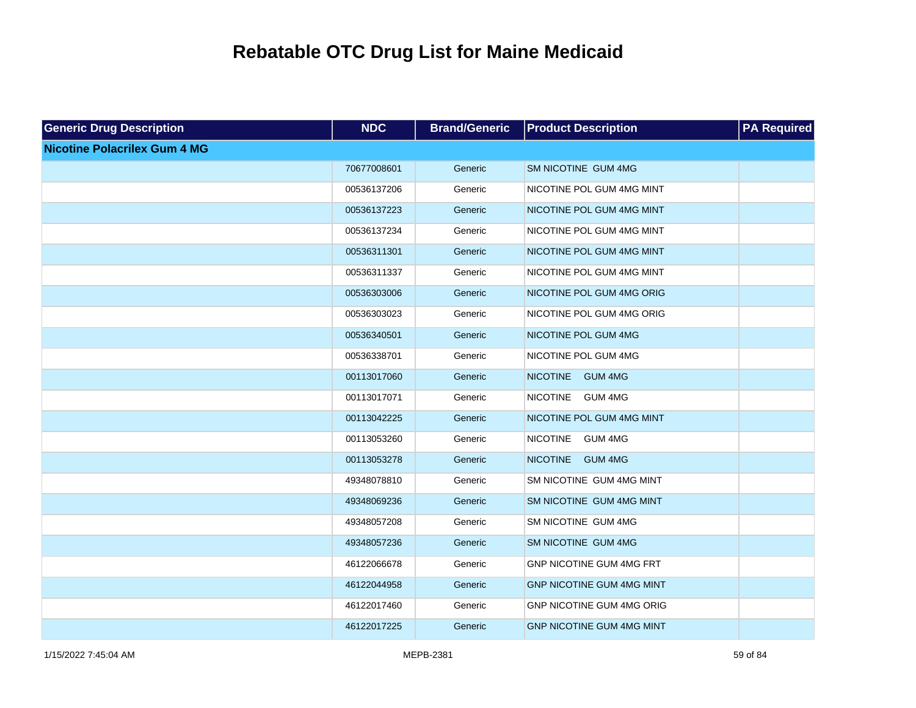# Rebatable OTC Drug List for Maine Medicaid

| Generic Drug Description | NDC | Brand/Generic | Product Description | PA Required |
|---|---|---|---|---|
| **Nicotine Polacrilex Gum 4 MG** | | | | |
| | 70677008601 | Generic | SM NICOTINE GUM 4MG | |
| | 00536137206 | Generic | NICOTINE POL GUM 4MG MINT | |
| | 00536137223 | Generic | NICOTINE POL GUM 4MG MINT | |
| | 00536137234 | Generic | NICOTINE POL GUM 4MG MINT | |
| | 00536311301 | Generic | NICOTINE POL GUM 4MG MINT | |
| | 00536311337 | Generic | NICOTINE POL GUM 4MG MINT | |
| | 00536303006 | Generic | NICOTINE POL GUM 4MG ORIG | |
| | 00536303023 | Generic | NICOTINE POL GUM 4MG ORIG | |
| | 00536340501 | Generic | NICOTINE POL GUM 4MG | |
| | 00536338701 | Generic | NICOTINE POL GUM 4MG | |
| | 00113017060 | Generic | NICOTINE GUM 4MG | |
| | 00113017071 | Generic | NICOTINE GUM 4MG | |
| | 00113042225 | Generic | NICOTINE POL GUM 4MG MINT | |
| | 00113053260 | Generic | NICOTINE GUM 4MG | |
| | 00113053278 | Generic | NICOTINE GUM 4MG | |
| | 49348078810 | Generic | SM NICOTINE GUM 4MG MINT | |
| | 49348069236 | Generic | SM NICOTINE GUM 4MG MINT | |
| | 49348057208 | Generic | SM NICOTINE GUM 4MG | |
| | 49348057236 | Generic | SM NICOTINE GUM 4MG | |
| | 46122066678 | Generic | GNP NICOTINE GUM 4MG FRT | |
| | 46122044958 | Generic | GNP NICOTINE GUM 4MG MINT | |
| | 46122017460 | Generic | GNP NICOTINE GUM 4MG ORIG | |
| | 46122017225 | Generic | GNP NICOTINE GUM 4MG MINT | |

1/15/2022 7:45:04 AM MEPB-2381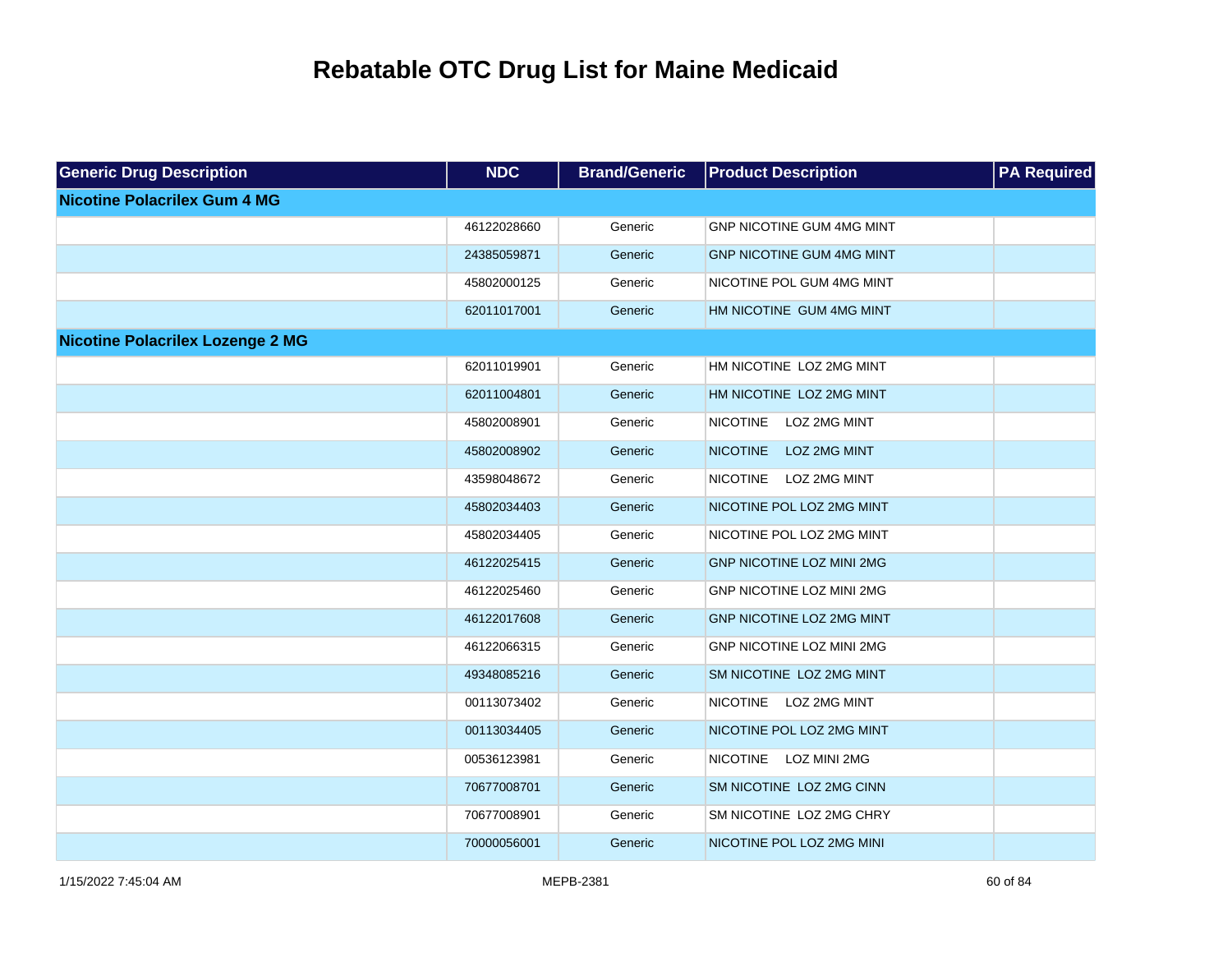# Rebatable OTC Drug List for Maine Medicaid

| Generic Drug Description | NDC | Brand/Generic | Product Description | PA Required |
|---|---|---|---|---|
| **Nicotine Polacrilex Gum 4 MG** | | | | |
| | 46122028660 | Generic | GNP NICOTINE GUM 4MG MINT | |
| | 24385059871 | Generic | GNP NICOTINE GUM 4MG MINT | |
| | 45802000125 | Generic | NICOTINE POL GUM 4MG MINT | |
| | 62011017001 | Generic | HM NICOTINE GUM 4MG MINT | |
| **Nicotine Polacrilex Lozenge 2 MG** | | | | |
| | 62011019901 | Generic | HM NICOTINE LOZ 2MG MINT | |
| | 62011004801 | Generic | HM NICOTINE LOZ 2MG MINT | |
| | 45802008901 | Generic | NICOTINE LOZ 2MG MINT | |
| | 45802008902 | Generic | NICOTINE LOZ 2MG MINT | |
| | 43598048672 | Generic | NICOTINE LOZ 2MG MINT | |
| | 45802034403 | Generic | NICOTINE POL LOZ 2MG MINT | |
| | 45802034405 | Generic | NICOTINE POL LOZ 2MG MINT | |
| | 46122025415 | Generic | GNP NICOTINE LOZ MINI 2MG | |
| | 46122025460 | Generic | GNP NICOTINE LOZ MINI 2MG | |
| | 46122017608 | Generic | GNP NICOTINE LOZ 2MG MINT | |
| | 46122066315 | Generic | GNP NICOTINE LOZ MINI 2MG | |
| | 49348085216 | Generic | SM NICOTINE LOZ 2MG MINT | |
| | 00113073402 | Generic | NICOTINE LOZ 2MG MINT | |
| | 00113034405 | Generic | NICOTINE POL LOZ 2MG MINT | |
| | 00536123981 | Generic | NICOTINE LOZ MINI 2MG | |
| | 70677008701 | Generic | SM NICOTINE LOZ 2MG CINN | |
| | 70677008901 | Generic | SM NICOTINE LOZ 2MG CHRY | |
| | 70000056001 | Generic | NICOTINE POL LOZ 2MG MINI | |

1/15/2022 7:45:04 AM MEPB-2381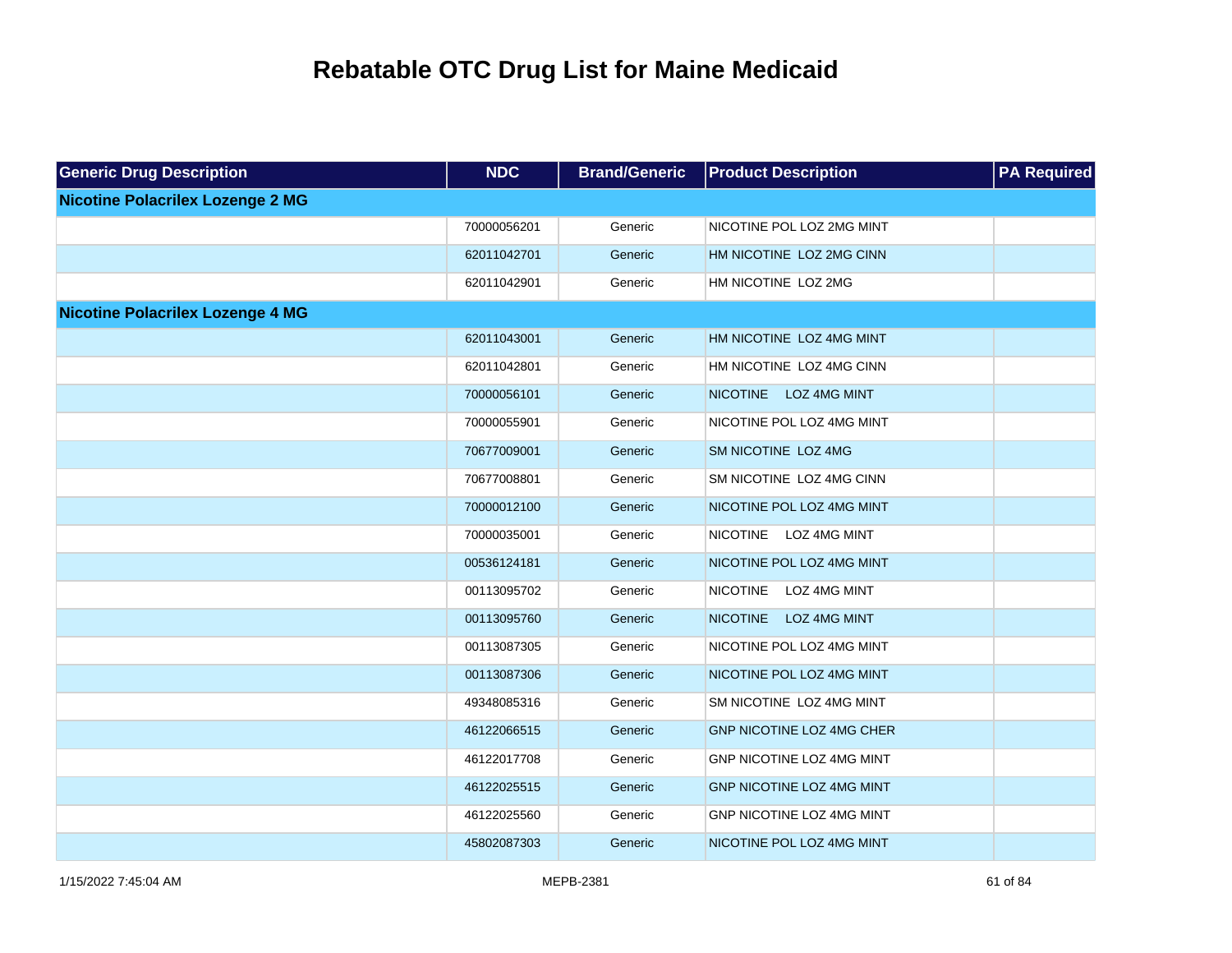# Rebatable OTC Drug List for Maine Medicaid

| Generic Drug Description | NDC | Brand/Generic | Product Description | PA Required |
|---|---|---|---|---|
| **Nicotine Polacrilex Lozenge 2 MG** | | | | |
| | 70000056201 | Generic | NICOTINE POL LOZ 2MG MINT | |
| | 62011042701 | Generic | HM NICOTINE LOZ 2MG CINN | |
| | 62011042901 | Generic | HM NICOTINE LOZ 2MG | |
| **Nicotine Polacrilex Lozenge 4 MG** | | | | |
| | 62011043001 | Generic | HM NICOTINE LOZ 4MG MINT | |
| | 62011042801 | Generic | HM NICOTINE LOZ 4MG CINN | |
| | 70000056101 | Generic | NICOTINE LOZ 4MG MINT | |
| | 70000055901 | Generic | NICOTINE POL LOZ 4MG MINT | |
| | 70677009001 | Generic | SM NICOTINE LOZ 4MG | |
| | 70677008801 | Generic | SM NICOTINE LOZ 4MG CINN | |
| | 70000012100 | Generic | NICOTINE POL LOZ 4MG MINT | |
| | 70000035001 | Generic | NICOTINE LOZ 4MG MINT | |
| | 00536124181 | Generic | NICOTINE POL LOZ 4MG MINT | |
| | 00113095702 | Generic | NICOTINE LOZ 4MG MINT | |
| | 00113095760 | Generic | NICOTINE LOZ 4MG MINT | |
| | 00113087305 | Generic | NICOTINE POL LOZ 4MG MINT | |
| | 00113087306 | Generic | NICOTINE POL LOZ 4MG MINT | |
| | 49348085316 | Generic | SM NICOTINE LOZ 4MG MINT | |
| | 46122066515 | Generic | GNP NICOTINE LOZ 4MG CHER | |
| | 46122017708 | Generic | GNP NICOTINE LOZ 4MG MINT | |
| | 46122025515 | Generic | GNP NICOTINE LOZ 4MG MINT | |
| | 46122025560 | Generic | GNP NICOTINE LOZ 4MG MINT | |
| | 45802087303 | Generic | NICOTINE POL LOZ 4MG MINT | |

1/15/2022 7:45:04 AM MEPB-2381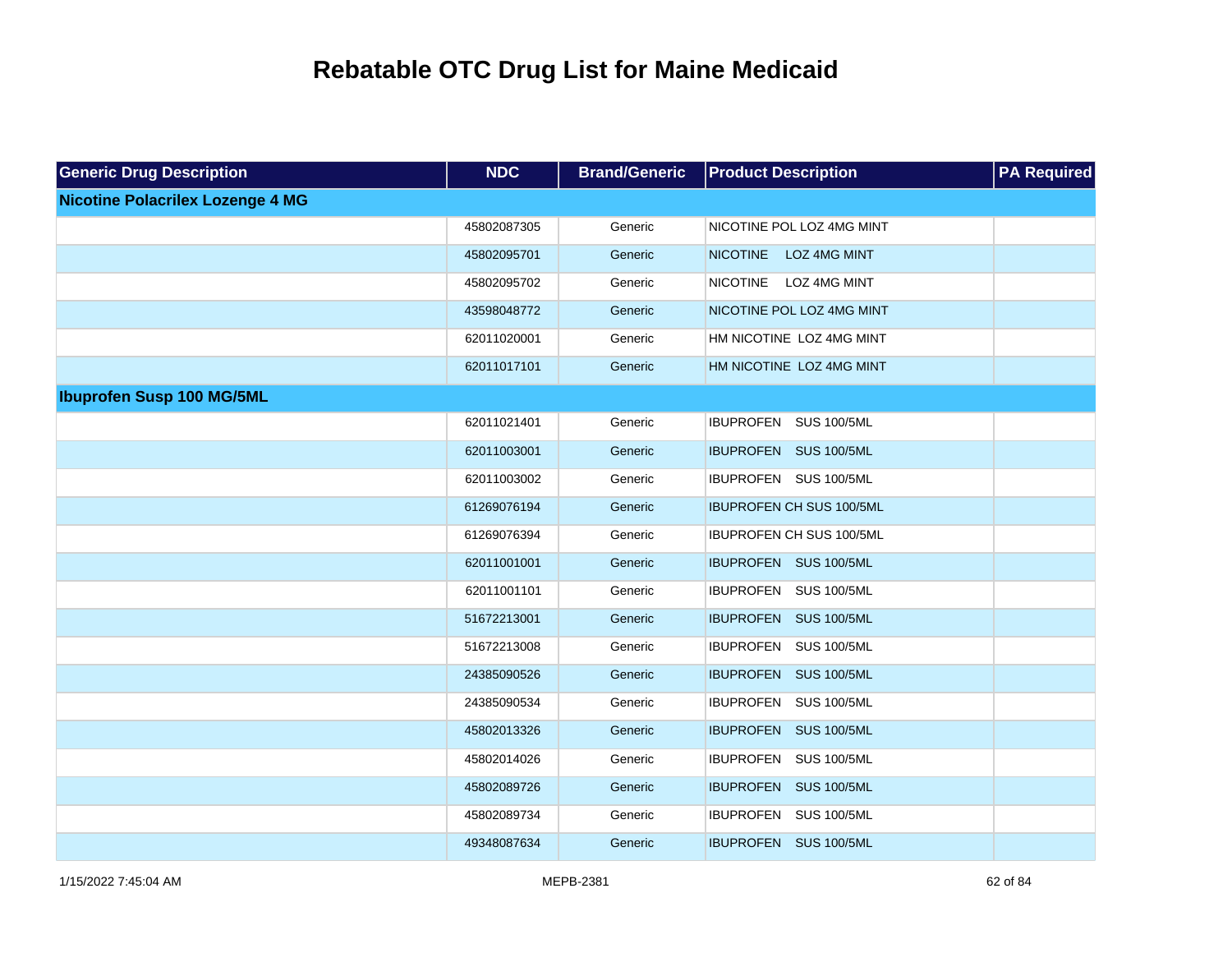# Rebatable OTC Drug List for Maine Medicaid

| Generic Drug Description | NDC | Brand/Generic | Product Description | PA Required |
|---|---|---|---|---|
| **Nicotine Polacrilex Lozenge 4 MG** | | | | |
| | 45802087305 | Generic | NICOTINE POL LOZ 4MG MINT | |
| | 45802095701 | Generic | NICOTINE LOZ 4MG MINT | |
| | 45802095702 | Generic | NICOTINE LOZ 4MG MINT | |
| | 43598048772 | Generic | NICOTINE POL LOZ 4MG MINT | |
| | 62011020001 | Generic | HM NICOTINE LOZ 4MG MINT | |
| | 62011017101 | Generic | HM NICOTINE LOZ 4MG MINT | |
| **Ibuprofen Susp 100 MG/5ML** | | | | |
| | 62011021401 | Generic | IBUPROFEN SUS 100/5ML | |
| | 62011003001 | Generic | IBUPROFEN SUS 100/5ML | |
| | 62011003002 | Generic | IBUPROFEN SUS 100/5ML | |
| | 61269076194 | Generic | IBUPROFEN CH SUS 100/5ML | |
| | 61269076394 | Generic | IBUPROFEN CH SUS 100/5ML | |
| | 62011001001 | Generic | IBUPROFEN SUS 100/5ML | |
| | 62011001101 | Generic | IBUPROFEN SUS 100/5ML | |
| | 51672213001 | Generic | IBUPROFEN SUS 100/5ML | |
| | 51672213008 | Generic | IBUPROFEN SUS 100/5ML | |
| | 24385090526 | Generic | IBUPROFEN SUS 100/5ML | |
| | 24385090534 | Generic | IBUPROFEN SUS 100/5ML | |
| | 45802013326 | Generic | IBUPROFEN SUS 100/5ML | |
| | 45802014026 | Generic | IBUPROFEN SUS 100/5ML | |
| | 45802089726 | Generic | IBUPROFEN SUS 100/5ML | |
| | 45802089734 | Generic | IBUPROFEN SUS 100/5ML | |
| | 49348087634 | Generic | IBUPROFEN SUS 100/5ML | |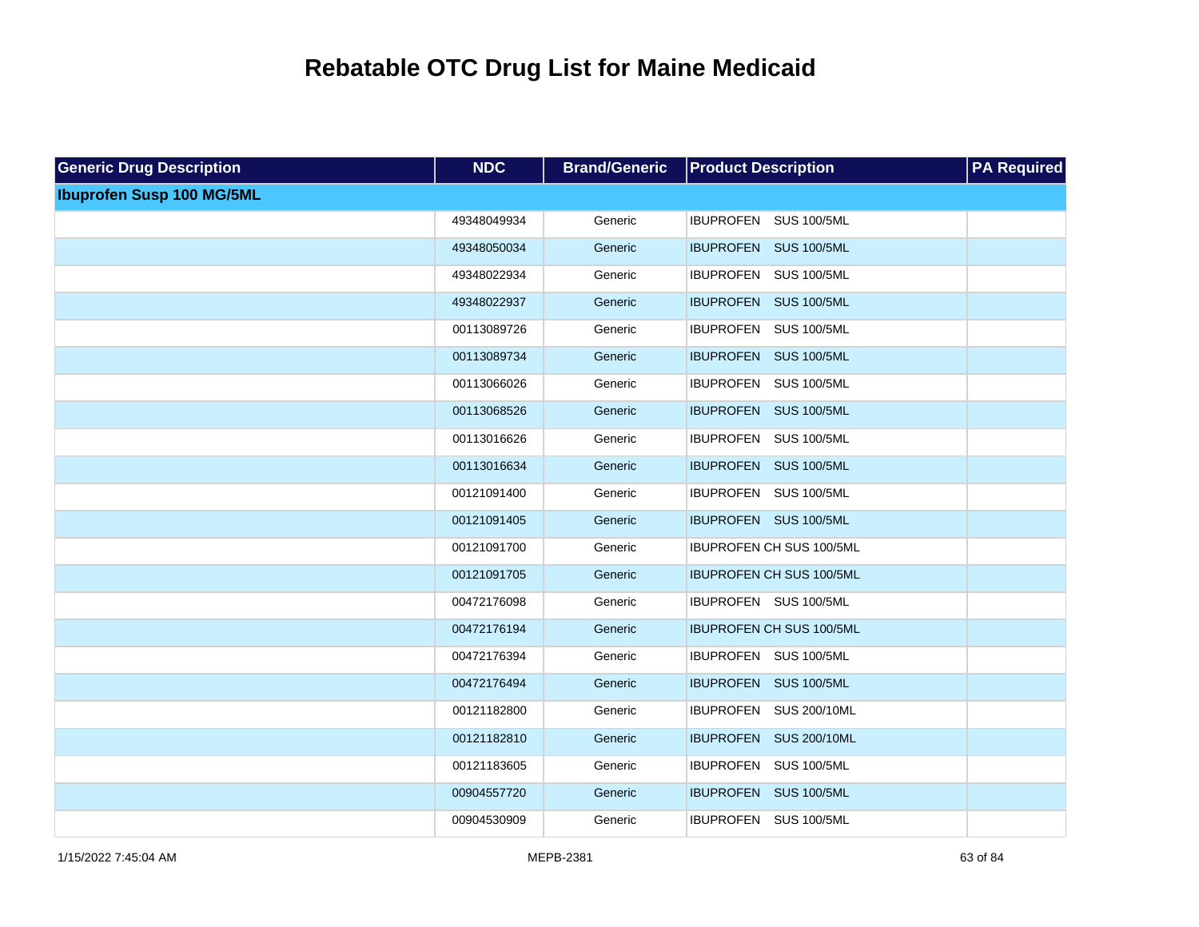# Rebatable OTC Drug List for Maine Medicaid

| Generic Drug Description | NDC | Brand/Generic | Product Description | PA Required |
|---|---|---|---|---|
| **Ibuprofen Susp 100 MG/5ML** | | | | |
| | 49348049934 | Generic | IBUPROFEN SUS 100/5ML | |
| | 49348050034 | Generic | IBUPROFEN SUS 100/5ML | |
| | 49348022934 | Generic | IBUPROFEN SUS 100/5ML | |
| | 49348022937 | Generic | IBUPROFEN SUS 100/5ML | |
| | 00113089726 | Generic | IBUPROFEN SUS 100/5ML | |
| | 00113089734 | Generic | IBUPROFEN SUS 100/5ML | |
| | 00113066026 | Generic | IBUPROFEN SUS 100/5ML | |
| | 00113068526 | Generic | IBUPROFEN SUS 100/5ML | |
| | 00113016626 | Generic | IBUPROFEN SUS 100/5ML | |
| | 00113016634 | Generic | IBUPROFEN SUS 100/5ML | |
| | 00121091400 | Generic | IBUPROFEN SUS 100/5ML | |
| | 00121091405 | Generic | IBUPROFEN SUS 100/5ML | |
| | 00121091700 | Generic | IBUPROFEN CH SUS 100/5ML | |
| | 00121091705 | Generic | IBUPROFEN CH SUS 100/5ML | |
| | 00472176098 | Generic | IBUPROFEN SUS 100/5ML | |
| | 00472176194 | Generic | IBUPROFEN CH SUS 100/5ML | |
| | 00472176394 | Generic | IBUPROFEN SUS 100/5ML | |
| | 00472176494 | Generic | IBUPROFEN SUS 100/5ML | |
| | 00121182800 | Generic | IBUPROFEN SUS 200/10ML | |
| | 00121182810 | Generic | IBUPROFEN SUS 200/10ML | |
| | 00121183605 | Generic | IBUPROFEN SUS 100/5ML | |
| | 00904557720 | Generic | IBUPROFEN SUS 100/5ML | |
| | 00904530909 | Generic | IBUPROFEN SUS 100/5ML | |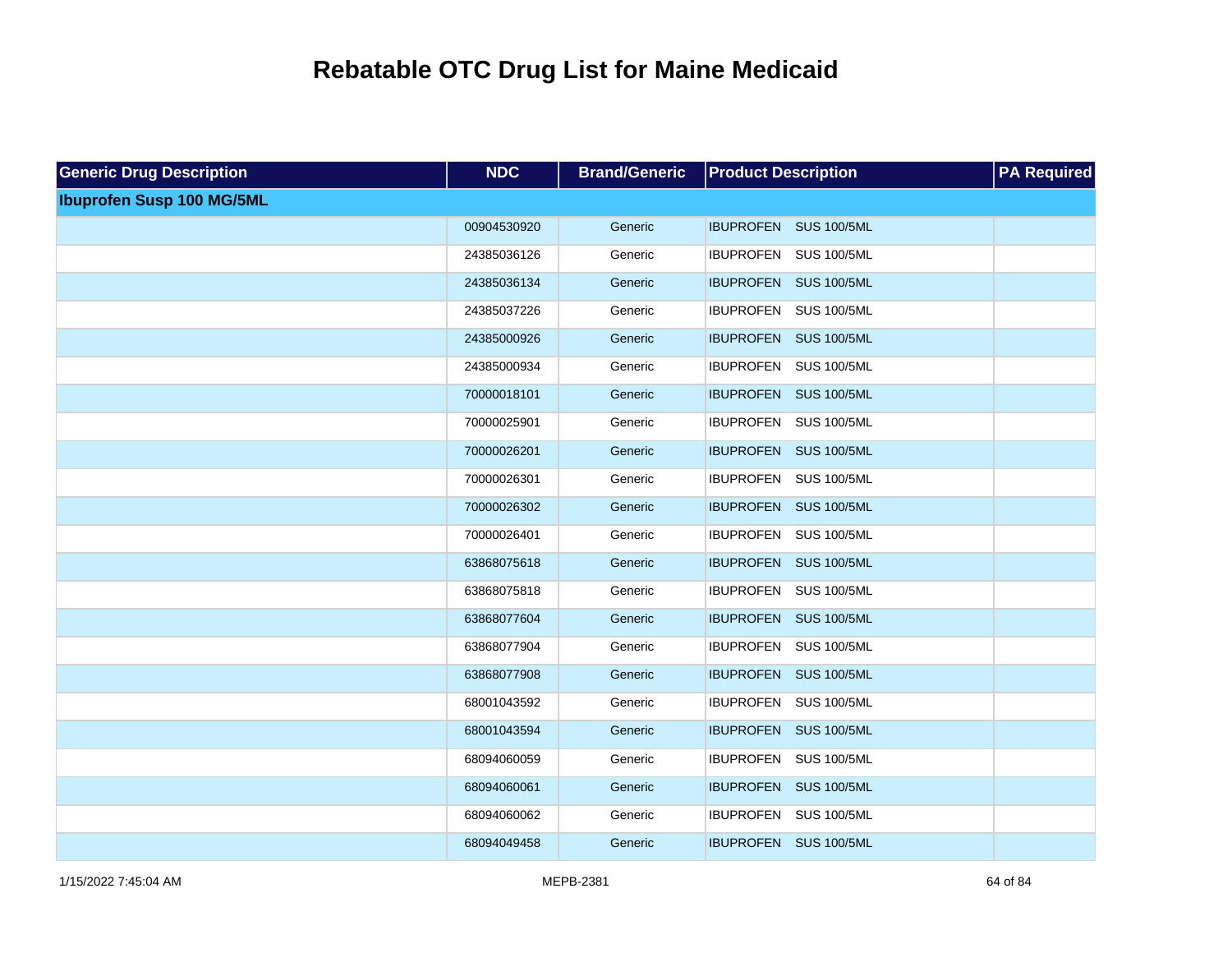# Rebatable OTC Drug List for Maine Medicaid

| Generic Drug Description | NDC | Brand/Generic | Product Description | PA Required |
|---|---|---|---|---|
| **Ibuprofen Susp 100 MG/5ML** | | | | |
| | 00904530920 | Generic | IBUPROFEN SUS 100/5ML | |
| | 24385036126 | Generic | IBUPROFEN SUS 100/5ML | |
| | 24385036134 | Generic | IBUPROFEN SUS 100/5ML | |
| | 24385037226 | Generic | IBUPROFEN SUS 100/5ML | |
| | 24385000926 | Generic | IBUPROFEN SUS 100/5ML | |
| | 24385000934 | Generic | IBUPROFEN SUS 100/5ML | |
| | 70000018101 | Generic | IBUPROFEN SUS 100/5ML | |
| | 70000025901 | Generic | IBUPROFEN SUS 100/5ML | |
| | 70000026201 | Generic | IBUPROFEN SUS 100/5ML | |
| | 70000026301 | Generic | IBUPROFEN SUS 100/5ML | |
| | 70000026302 | Generic | IBUPROFEN SUS 100/5ML | |
| | 70000026401 | Generic | IBUPROFEN SUS 100/5ML | |
| | 63868075618 | Generic | IBUPROFEN SUS 100/5ML | |
| | 63868075818 | Generic | IBUPROFEN SUS 100/5ML | |
| | 63868077604 | Generic | IBUPROFEN SUS 100/5ML | |
| | 63868077904 | Generic | IBUPROFEN SUS 100/5ML | |
| | 63868077908 | Generic | IBUPROFEN SUS 100/5ML | |
| | 68001043592 | Generic | IBUPROFEN SUS 100/5ML | |
| | 68001043594 | Generic | IBUPROFEN SUS 100/5ML | |
| | 68094060059 | Generic | IBUPROFEN SUS 100/5ML | |
| | 68094060061 | Generic | IBUPROFEN SUS 100/5ML | |
| | 68094060062 | Generic | IBUPROFEN SUS 100/5ML | |
| | 68094049458 | Generic | IBUPROFEN SUS 100/5ML | |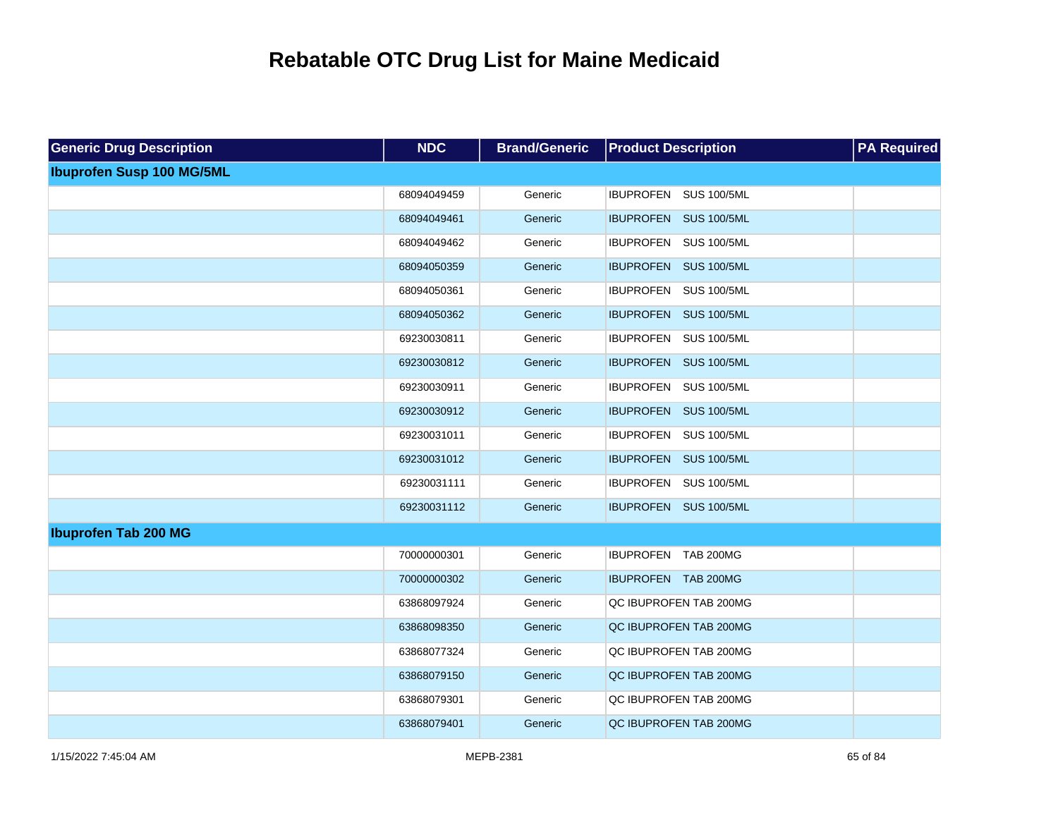# Rebatable OTC Drug List for Maine Medicaid

| Generic Drug Description | NDC | Brand/Generic | Product Description | PA Required |
|---|---|---|---|---|
| **Ibuprofen Susp 100 MG/5ML** | | | | |
| | 68094049459 | Generic | IBUPROFEN SUS 100/5ML | |
| | 68094049461 | Generic | IBUPROFEN SUS 100/5ML | |
| | 68094049462 | Generic | IBUPROFEN SUS 100/5ML | |
| | 68094050359 | Generic | IBUPROFEN SUS 100/5ML | |
| | 68094050361 | Generic | IBUPROFEN SUS 100/5ML | |
| | 68094050362 | Generic | IBUPROFEN SUS 100/5ML | |
| | 69230030811 | Generic | IBUPROFEN SUS 100/5ML | |
| | 69230030812 | Generic | IBUPROFEN SUS 100/5ML | |
| | 69230030911 | Generic | IBUPROFEN SUS 100/5ML | |
| | 69230030912 | Generic | IBUPROFEN SUS 100/5ML | |
| | 69230031011 | Generic | IBUPROFEN SUS 100/5ML | |
| | 69230031012 | Generic | IBUPROFEN SUS 100/5ML | |
| | 69230031111 | Generic | IBUPROFEN SUS 100/5ML | |
| | 69230031112 | Generic | IBUPROFEN SUS 100/5ML | |
| **Ibuprofen Tab 200 MG** | | | | |
| | 70000000301 | Generic | IBUPROFEN TAB 200MG | |
| | 70000000302 | Generic | IBUPROFEN TAB 200MG | |
| | 63868097924 | Generic | QC IBUPROFEN TAB 200MG | |
| | 63868098350 | Generic | QC IBUPROFEN TAB 200MG | |
| | 63868077324 | Generic | QC IBUPROFEN TAB 200MG | |
| | 63868079150 | Generic | QC IBUPROFEN TAB 200MG | |
| | 63868079301 | Generic | QC IBUPROFEN TAB 200MG | |
| | 63868079401 | Generic | QC IBUPROFEN TAB 200MG | |

1/15/2022 7:45:04 AM MEPB-2381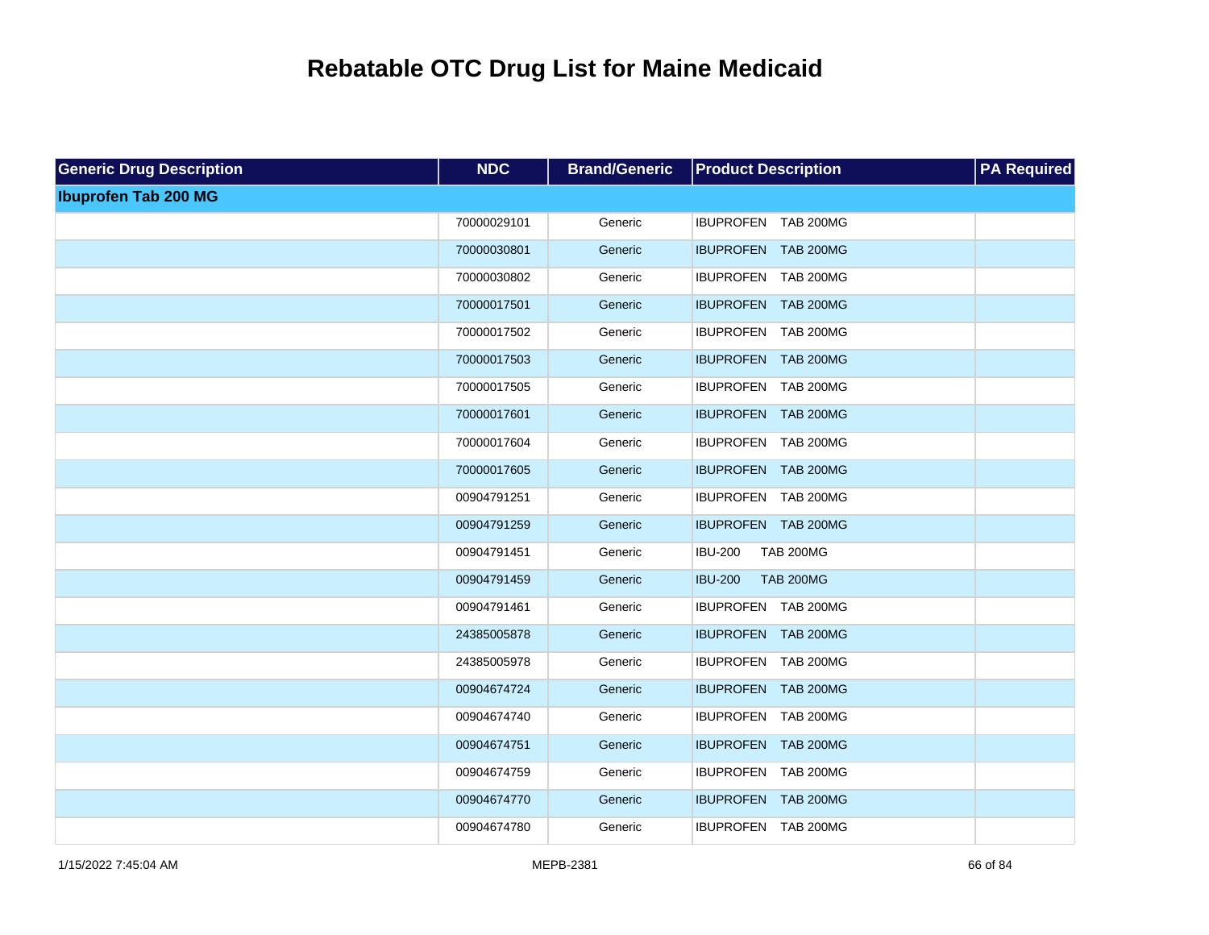# Rebatable OTC Drug List for Maine Medicaid

| Generic Drug Description | NDC | Brand/Generic | Product Description | PA Required |
|---|---|---|---|---|
| **Ibuprofen Tab 200 MG** | | | | |
| | 70000029101 | Generic | IBUPROFEN TAB 200MG | |
| | 70000030801 | Generic | IBUPROFEN TAB 200MG | |
| | 70000030802 | Generic | IBUPROFEN TAB 200MG | |
| | 70000017501 | Generic | IBUPROFEN TAB 200MG | |
| | 70000017502 | Generic | IBUPROFEN TAB 200MG | |
| | 70000017503 | Generic | IBUPROFEN TAB 200MG | |
| | 70000017505 | Generic | IBUPROFEN TAB 200MG | |
| | 70000017601 | Generic | IBUPROFEN TAB 200MG | |
| | 70000017604 | Generic | IBUPROFEN TAB 200MG | |
| | 70000017605 | Generic | IBUPROFEN TAB 200MG | |
| | 00904791251 | Generic | IBUPROFEN TAB 200MG | |
| | 00904791259 | Generic | IBUPROFEN TAB 200MG | |
| | 00904791451 | Generic | IBU-200 TAB 200MG | |
| | 00904791459 | Generic | IBU-200 TAB 200MG | |
| | 00904791461 | Generic | IBUPROFEN TAB 200MG | |
| | 24385005878 | Generic | IBUPROFEN TAB 200MG | |
| | 24385005978 | Generic | IBUPROFEN TAB 200MG | |
| | 00904674724 | Generic | IBUPROFEN TAB 200MG | |
| | 00904674740 | Generic | IBUPROFEN TAB 200MG | |
| | 00904674751 | Generic | IBUPROFEN TAB 200MG | |
| | 00904674759 | Generic | IBUPROFEN TAB 200MG | |
| | 00904674770 | Generic | IBUPROFEN TAB 200MG | |
| | 00904674780 | Generic | IBUPROFEN TAB 200MG | |

1/15/2022 7:45:04 AM MEPB-2381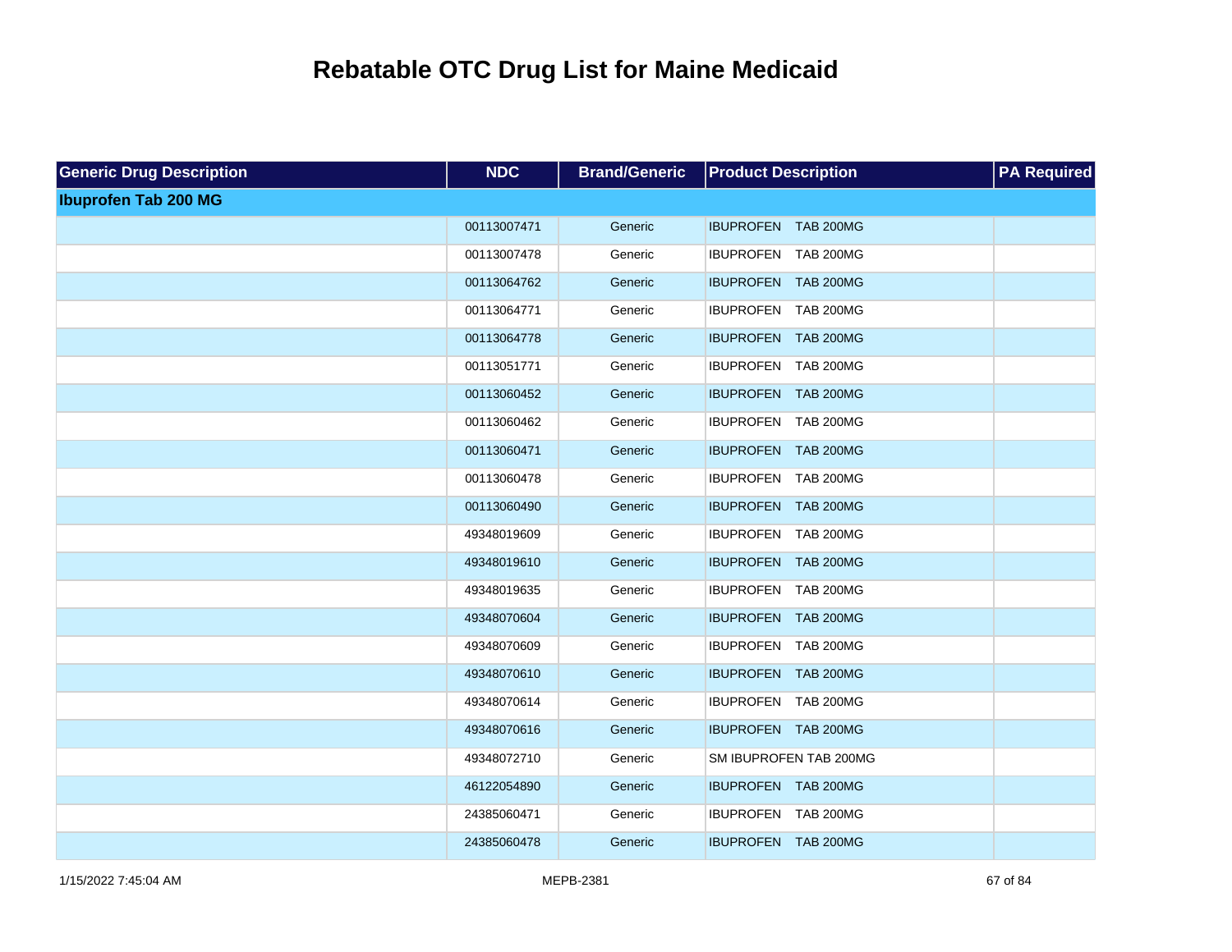# Rebatable OTC Drug List for Maine Medicaid

| Generic Drug Description | NDC | Brand/Generic | Product Description | PA Required |
|---|---|---|---|---|
| **Ibuprofen Tab 200 MG** | | | | |
| | 00113007471 | Generic | IBUPROFEN TAB 200MG | |
| | 00113007478 | Generic | IBUPROFEN TAB 200MG | |
| | 00113064762 | Generic | IBUPROFEN TAB 200MG | |
| | 00113064771 | Generic | IBUPROFEN TAB 200MG | |
| | 00113064778 | Generic | IBUPROFEN TAB 200MG | |
| | 00113051771 | Generic | IBUPROFEN TAB 200MG | |
| | 00113060452 | Generic | IBUPROFEN TAB 200MG | |
| | 00113060462 | Generic | IBUPROFEN TAB 200MG | |
| | 00113060471 | Generic | IBUPROFEN TAB 200MG | |
| | 00113060478 | Generic | IBUPROFEN TAB 200MG | |
| | 00113060490 | Generic | IBUPROFEN TAB 200MG | |
| | 49348019609 | Generic | IBUPROFEN TAB 200MG | |
| | 49348019610 | Generic | IBUPROFEN TAB 200MG | |
| | 49348019635 | Generic | IBUPROFEN TAB 200MG | |
| | 49348070604 | Generic | IBUPROFEN TAB 200MG | |
| | 49348070609 | Generic | IBUPROFEN TAB 200MG | |
| | 49348070610 | Generic | IBUPROFEN TAB 200MG | |
| | 49348070614 | Generic | IBUPROFEN TAB 200MG | |
| | 49348070616 | Generic | IBUPROFEN TAB 200MG | |
| | 49348072710 | Generic | SM IBUPROFEN TAB 200MG | |
| | 46122054890 | Generic | IBUPROFEN TAB 200MG | |
| | 24385060471 | Generic | IBUPROFEN TAB 200MG | |
| | 24385060478 | Generic | IBUPROFEN TAB 200MG | |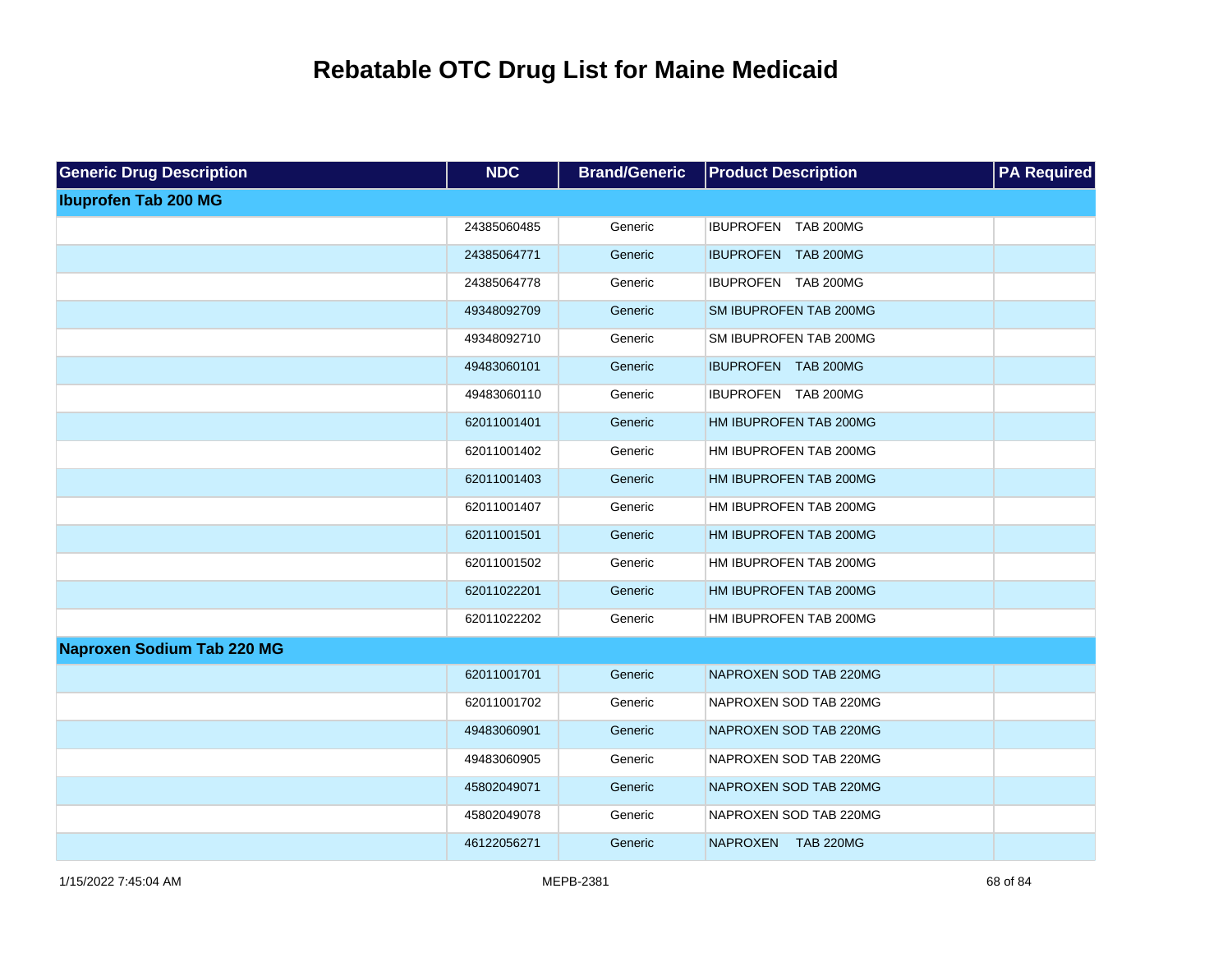# Rebatable OTC Drug List for Maine Medicaid

| Generic Drug Description | NDC | Brand/Generic | Product Description | PA Required |
|---|---|---|---|---|
| **Ibuprofen Tab 200 MG** | | | | |
| | 24385060485 | Generic | IBUPROFEN TAB 200MG | |
| | 24385064771 | Generic | IBUPROFEN TAB 200MG | |
| | 24385064778 | Generic | IBUPROFEN TAB 200MG | |
| | 49348092709 | Generic | SM IBUPROFEN TAB 200MG | |
| | 49348092710 | Generic | SM IBUPROFEN TAB 200MG | |
| | 49483060101 | Generic | IBUPROFEN TAB 200MG | |
| | 49483060110 | Generic | IBUPROFEN TAB 200MG | |
| | 62011001401 | Generic | HM IBUPROFEN TAB 200MG | |
| | 62011001402 | Generic | HM IBUPROFEN TAB 200MG | |
| | 62011001403 | Generic | HM IBUPROFEN TAB 200MG | |
| | 62011001407 | Generic | HM IBUPROFEN TAB 200MG | |
| | 62011001501 | Generic | HM IBUPROFEN TAB 200MG | |
| | 62011001502 | Generic | HM IBUPROFEN TAB 200MG | |
| | 62011022201 | Generic | HM IBUPROFEN TAB 200MG | |
| | 62011022202 | Generic | HM IBUPROFEN TAB 200MG | |
| **Naproxen Sodium Tab 220 MG** | | | | |
| | 62011001701 | Generic | NAPROXEN SOD TAB 220MG | |
| | 62011001702 | Generic | NAPROXEN SOD TAB 220MG | |
| | 49483060901 | Generic | NAPROXEN SOD TAB 220MG | |
| | 49483060905 | Generic | NAPROXEN SOD TAB 220MG | |
| | 45802049071 | Generic | NAPROXEN SOD TAB 220MG | |
| | 45802049078 | Generic | NAPROXEN SOD TAB 220MG | |
| | 46122056271 | Generic | NAPROXEN TAB 220MG | |

1/15/2022 7:45:04 AM MEPB-2381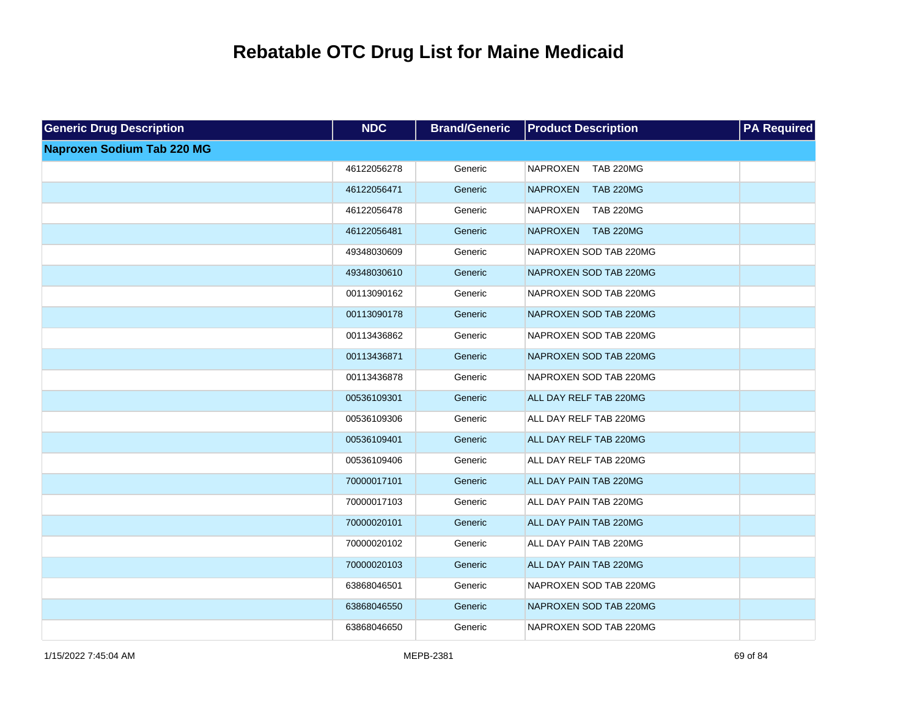# Rebatable OTC Drug List for Maine Medicaid

| Generic Drug Description | NDC | Brand/Generic | Product Description | PA Required |
|---|---|---|---|---|
| **Naproxen Sodium Tab 220 MG** | | | | |
| | 46122056278 | Generic | NAPROXEN TAB 220MG | |
| | 46122056471 | Generic | NAPROXEN TAB 220MG | |
| | 46122056478 | Generic | NAPROXEN TAB 220MG | |
| | 46122056481 | Generic | NAPROXEN TAB 220MG | |
| | 49348030609 | Generic | NAPROXEN SOD TAB 220MG | |
| | 49348030610 | Generic | NAPROXEN SOD TAB 220MG | |
| | 00113090162 | Generic | NAPROXEN SOD TAB 220MG | |
| | 00113090178 | Generic | NAPROXEN SOD TAB 220MG | |
| | 00113436862 | Generic | NAPROXEN SOD TAB 220MG | |
| | 00113436871 | Generic | NAPROXEN SOD TAB 220MG | |
| | 00113436878 | Generic | NAPROXEN SOD TAB 220MG | |
| | 00536109301 | Generic | ALL DAY RELF TAB 220MG | |
| | 00536109306 | Generic | ALL DAY RELF TAB 220MG | |
| | 00536109401 | Generic | ALL DAY RELF TAB 220MG | |
| | 00536109406 | Generic | ALL DAY RELF TAB 220MG | |
| | 70000017101 | Generic | ALL DAY PAIN TAB 220MG | |
| | 70000017103 | Generic | ALL DAY PAIN TAB 220MG | |
| | 70000020101 | Generic | ALL DAY PAIN TAB 220MG | |
| | 70000020102 | Generic | ALL DAY PAIN TAB 220MG | |
| | 70000020103 | Generic | ALL DAY PAIN TAB 220MG | |
| | 63868046501 | Generic | NAPROXEN SOD TAB 220MG | |
| | 63868046550 | Generic | NAPROXEN SOD TAB 220MG | |
| | 63868046650 | Generic | NAPROXEN SOD TAB 220MG | |

1/15/2022 7:45:04 AM MEPB-2381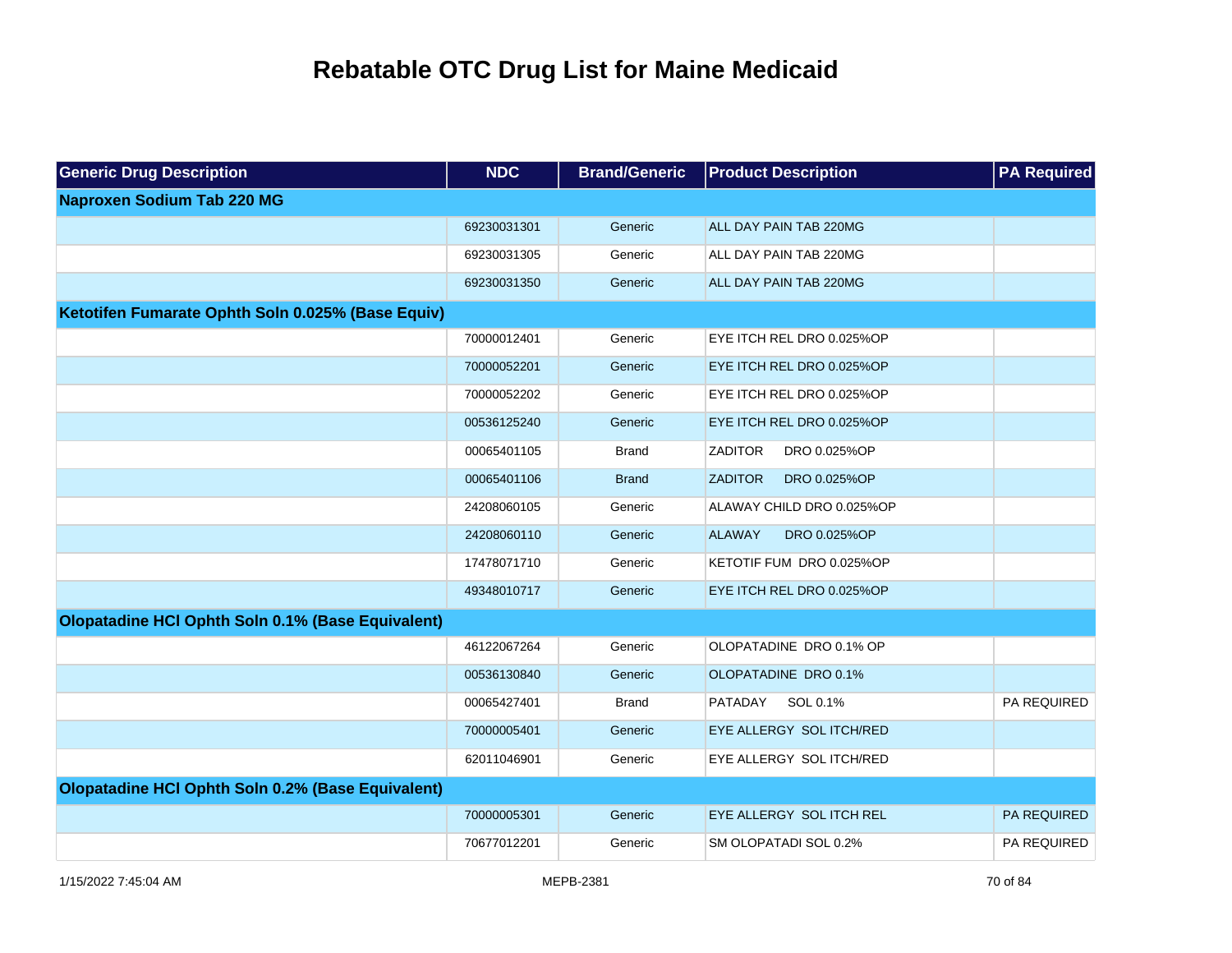# Rebatable OTC Drug List for Maine Medicaid

| Generic Drug Description | NDC | Brand/Generic | Product Description | PA Required |
|---|---|---|---|---|
| **Naproxen Sodium Tab 220 MG** | | | | |
| | 69230031301 | Generic | ALL DAY PAIN TAB 220MG | |
| | 69230031305 | Generic | ALL DAY PAIN TAB 220MG | |
| | 69230031350 | Generic | ALL DAY PAIN TAB 220MG | |
| **Ketotifen Fumarate Ophth Soln 0.025% (Base Equiv)** | | | | |
| | 70000012401 | Generic | EYE ITCH REL DRO 0.025%OP | |
| | 70000052201 | Generic | EYE ITCH REL DRO 0.025%OP | |
| | 70000052202 | Generic | EYE ITCH REL DRO 0.025%OP | |
| | 00536125240 | Generic | EYE ITCH REL DRO 0.025%OP | |
| | 00065401105 | Brand | ZADITOR DRO 0.025%OP | |
| | 00065401106 | Brand | ZADITOR DRO 0.025%OP | |
| | 24208060105 | Generic | ALAWAY CHILD DRO 0.025%OP | |
| | 24208060110 | Generic | ALAWAY DRO 0.025%OP | |
| | 17478071710 | Generic | KETOTIF FUM DRO 0.025%OP | |
| | 49348010717 | Generic | EYE ITCH REL DRO 0.025%OP | |
| **Olopatadine HCl Ophth Soln 0.1% (Base Equivalent)** | | | | |
| | 46122067264 | Generic | OLOPATADINE DRO 0.1% OP | |
| | 00536130840 | Generic | OLOPATADINE DRO 0.1% | |
| | 00065427401 | Brand | PATADAY SOL 0.1% | PA REQUIRED |
| | 70000005401 | Generic | EYE ALLERGY SOL ITCH/RED | |
| | 62011046901 | Generic | EYE ALLERGY SOL ITCH/RED | |
| **Olopatadine HCl Ophth Soln 0.2% (Base Equivalent)** | | | | |
| | 70000005301 | Generic | EYE ALLERGY SOL ITCH REL | PA REQUIRED |
| | 70677012201 | Generic | SM OLOPATADI SOL 0.2% | PA REQUIRED |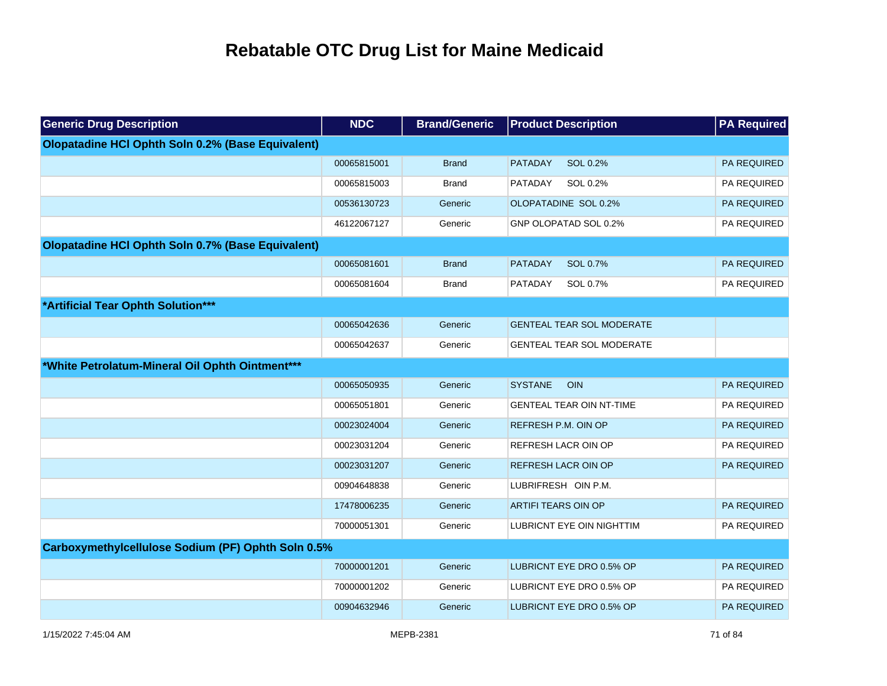# Rebatable OTC Drug List for Maine Medicaid

| Generic Drug Description | NDC | Brand/Generic | Product Description | PA Required |
|---|---|---|---|---|
| **Olopatadine HCl Ophth Soln 0.2% (Base Equivalent)** | | | | |
| | 00065815001 | Brand | PATADAY SOL 0.2% | PA REQUIRED |
| | 00065815003 | Brand | PATADAY SOL 0.2% | PA REQUIRED |
| | 00536130723 | Generic | OLOPATADINE SOL 0.2% | PA REQUIRED |
| | 46122067127 | Generic | GNP OLOPATAD SOL 0.2% | PA REQUIRED |
| **Olopatadine HCl Ophth Soln 0.7% (Base Equivalent)** | | | | |
| | 00065081601 | Brand | PATADAY SOL 0.7% | PA REQUIRED |
| | 00065081604 | Brand | PATADAY SOL 0.7% | PA REQUIRED |
| ***Artificial Tear Ophth Solution*** | | | | |
| | 00065042636 | Generic | GENTEAL TEAR SOL MODERATE | |
| | 00065042637 | Generic | GENTEAL TEAR SOL MODERATE | |
| ***White Petrolatum-Mineral Oil Ophth Ointment*** | | | | |
| | 00065050935 | Generic | SYSTANE OIN | PA REQUIRED |
| | 00065051801 | Generic | GENTEAL TEAR OIN NT-TIME | PA REQUIRED |
| | 00023024004 | Generic | REFRESH P.M. OIN OP | PA REQUIRED |
| | 00023031204 | Generic | REFRESH LACR OIN OP | PA REQUIRED |
| | 00023031207 | Generic | REFRESH LACR OIN OP | PA REQUIRED |
| | 00904648838 | Generic | LUBRIFRESH OIN P.M. | |
| | 17478006235 | Generic | ARTIFI TEARS OIN OP | PA REQUIRED |
| | 70000051301 | Generic | LUBRICNT EYE OIN NIGHTTIM | PA REQUIRED |
| **Carboxymethylcellulose Sodium (PF) Ophth Soln 0.5%** | | | | |
| | 70000001201 | Generic | LUBRICNT EYE DRO 0.5% OP | PA REQUIRED |
| | 70000001202 | Generic | LUBRICNT EYE DRO 0.5% OP | PA REQUIRED |
| | 00904632946 | Generic | LUBRICNT EYE DRO 0.5% OP | PA REQUIRED |

1/15/2022 7:45:04 AM MEPB-2381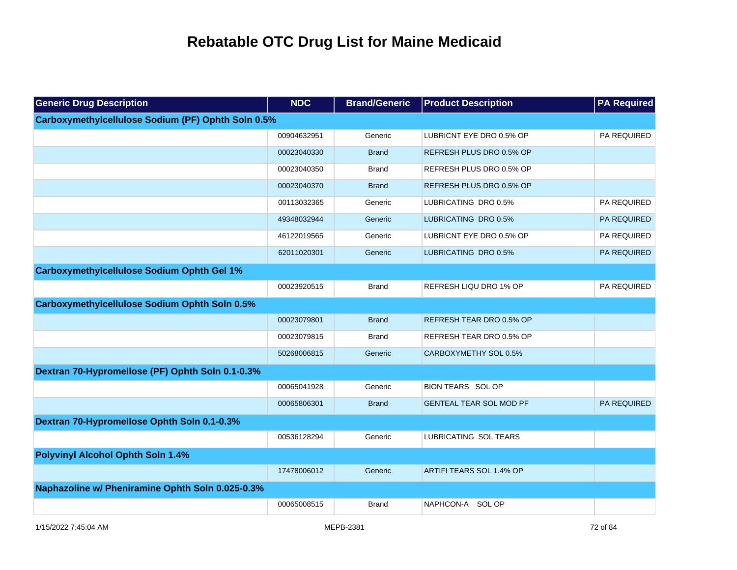# Rebatable OTC Drug List for Maine Medicaid

| Generic Drug Description | NDC | Brand/Generic | Product Description | PA Required |
|---|---|---|---|---|
| **Carboxymethylcellulose Sodium (PF) Ophth Soln 0.5%** | | | | |
| | 00904632951 | Generic | LUBRICNT EYE DRO 0.5% OP | PA REQUIRED |
| | 00023040330 | Brand | REFRESH PLUS DRO 0.5% OP | |
| | 00023040350 | Brand | REFRESH PLUS DRO 0.5% OP | |
| | 00023040370 | Brand | REFRESH PLUS DRO 0.5% OP | |
| | 00113032365 | Generic | LUBRICATING DRO 0.5% | PA REQUIRED |
| | 49348032944 | Generic | LUBRICATING DRO 0.5% | PA REQUIRED |
| | 46122019565 | Generic | LUBRICNT EYE DRO 0.5% OP | PA REQUIRED |
| | 62011020301 | Generic | LUBRICATING DRO 0.5% | PA REQUIRED |
| **Carboxymethylcellulose Sodium Ophth Gel 1%** | | | | |
| | 00023920515 | Brand | REFRESH LIQU DRO 1% OP | PA REQUIRED |
| **Carboxymethylcellulose Sodium Ophth Soln 0.5%** | | | | |
| | 00023079801 | Brand | REFRESH TEAR DRO 0.5% OP | |
| | 00023079815 | Brand | REFRESH TEAR DRO 0.5% OP | |
| | 50268006815 | Generic | CARBOXYMETHY SOL 0.5% | |
| **Dextran 70-Hypromellose (PF) Ophth Soln 0.1-0.3%** | | | | |
| | 00065041928 | Generic | BION TEARS SOL OP | |
| | 00065806301 | Brand | GENTEAL TEAR SOL MOD PF | PA REQUIRED |
| **Dextran 70-Hypromellose Ophth Soln 0.1-0.3%** | | | | |
| | 00536128294 | Generic | LUBRICATING SOL TEARS | |
| **Polyvinyl Alcohol Ophth Soln 1.4%** | | | | |
| | 17478006012 | Generic | ARTIFI TEARS SOL 1.4% OP | |
| **Naphazoline w/ Pheniramine Ophth Soln 0.025-0.3%** | | | | |
| | 00065008515 | Brand | NAPHCON-A SOL OP | |

1/15/2022 7:45:04 AM MEPB-2381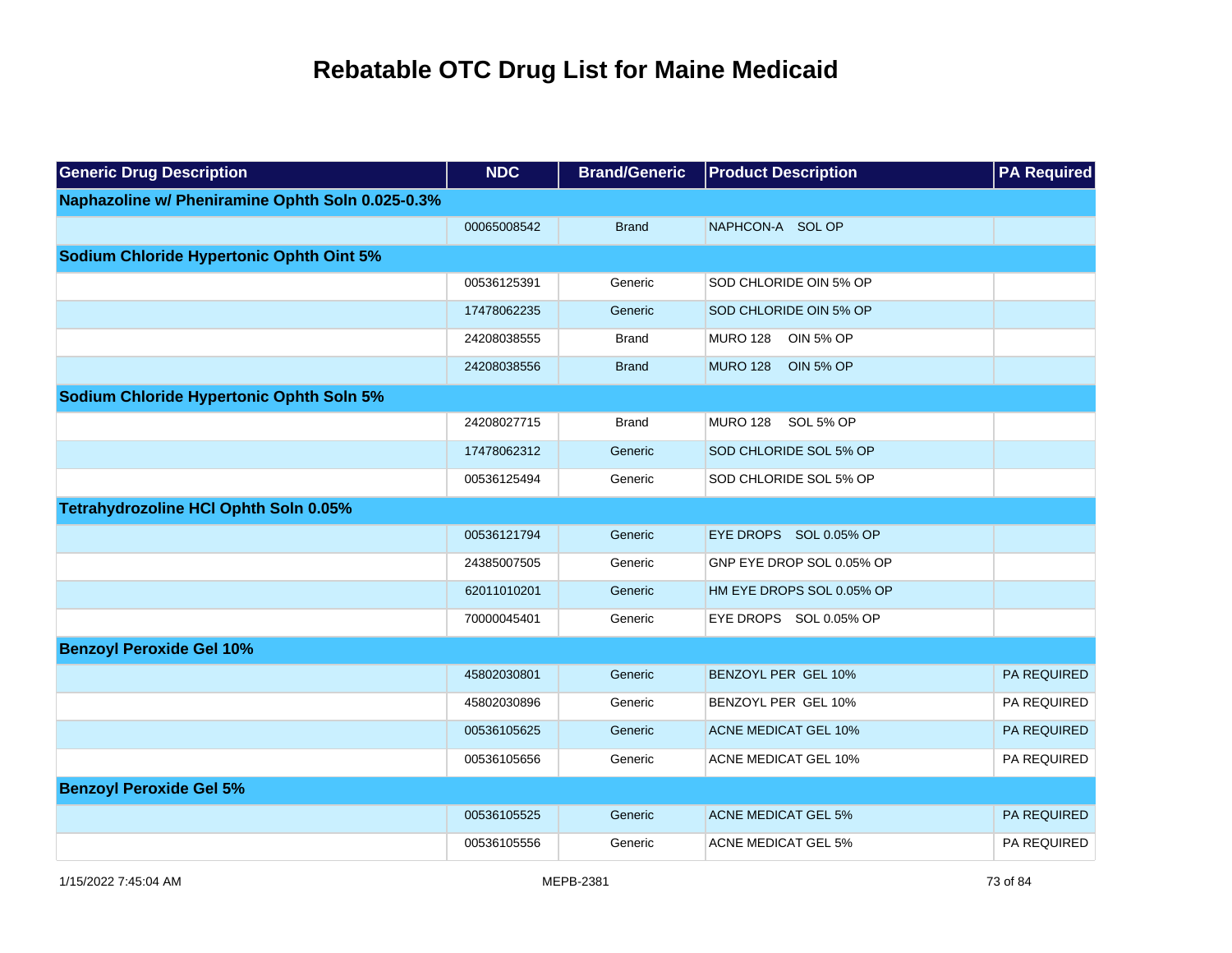# Rebatable OTC Drug List for Maine Medicaid

| Generic Drug Description | NDC | Brand/Generic | Product Description | PA Required |
|---|---|---|---|---|
| **Naphazoline w/ Pheniramine Ophth Soln 0.025-0.3%** | | | | |
| | 00065008542 | Brand | NAPHCON-A SOL OP | |
| **Sodium Chloride Hypertonic Ophth Oint 5%** | | | | |
| | 00536125391 | Generic | SOD CHLORIDE OIN 5% OP | |
| | 17478062235 | Generic | SOD CHLORIDE OIN 5% OP | |
| | 24208038555 | Brand | MURO 128 OIN 5% OP | |
| | 24208038556 | Brand | MURO 128 OIN 5% OP | |
| **Sodium Chloride Hypertonic Ophth Soln 5%** | | | | |
| | 24208027715 | Brand | MURO 128 SOL 5% OP | |
| | 17478062312 | Generic | SOD CHLORIDE SOL 5% OP | |
| | 00536125494 | Generic | SOD CHLORIDE SOL 5% OP | |
| **Tetrahydrozoline HCl Ophth Soln 0.05%** | | | | |
| | 00536121794 | Generic | EYE DROPS SOL 0.05% OP | |
| | 24385007505 | Generic | GNP EYE DROP SOL 0.05% OP | |
| | 62011010201 | Generic | HM EYE DROPS SOL 0.05% OP | |
| | 70000045401 | Generic | EYE DROPS SOL 0.05% OP | |
| **Benzoyl Peroxide Gel 10%** | | | | |
| | 45802030801 | Generic | BENZOYL PER GEL 10% | PA REQUIRED |
| | 45802030896 | Generic | BENZOYL PER GEL 10% | PA REQUIRED |
| | 00536105625 | Generic | ACNE MEDICAT GEL 10% | PA REQUIRED |
| | 00536105656 | Generic | ACNE MEDICAT GEL 10% | PA REQUIRED |
| **Benzoyl Peroxide Gel 5%** | | | | |
| | 00536105525 | Generic | ACNE MEDICAT GEL 5% | PA REQUIRED |
| | 00536105556 | Generic | ACNE MEDICAT GEL 5% | PA REQUIRED |

1/15/2022 7:45:04 AM MEPB-2381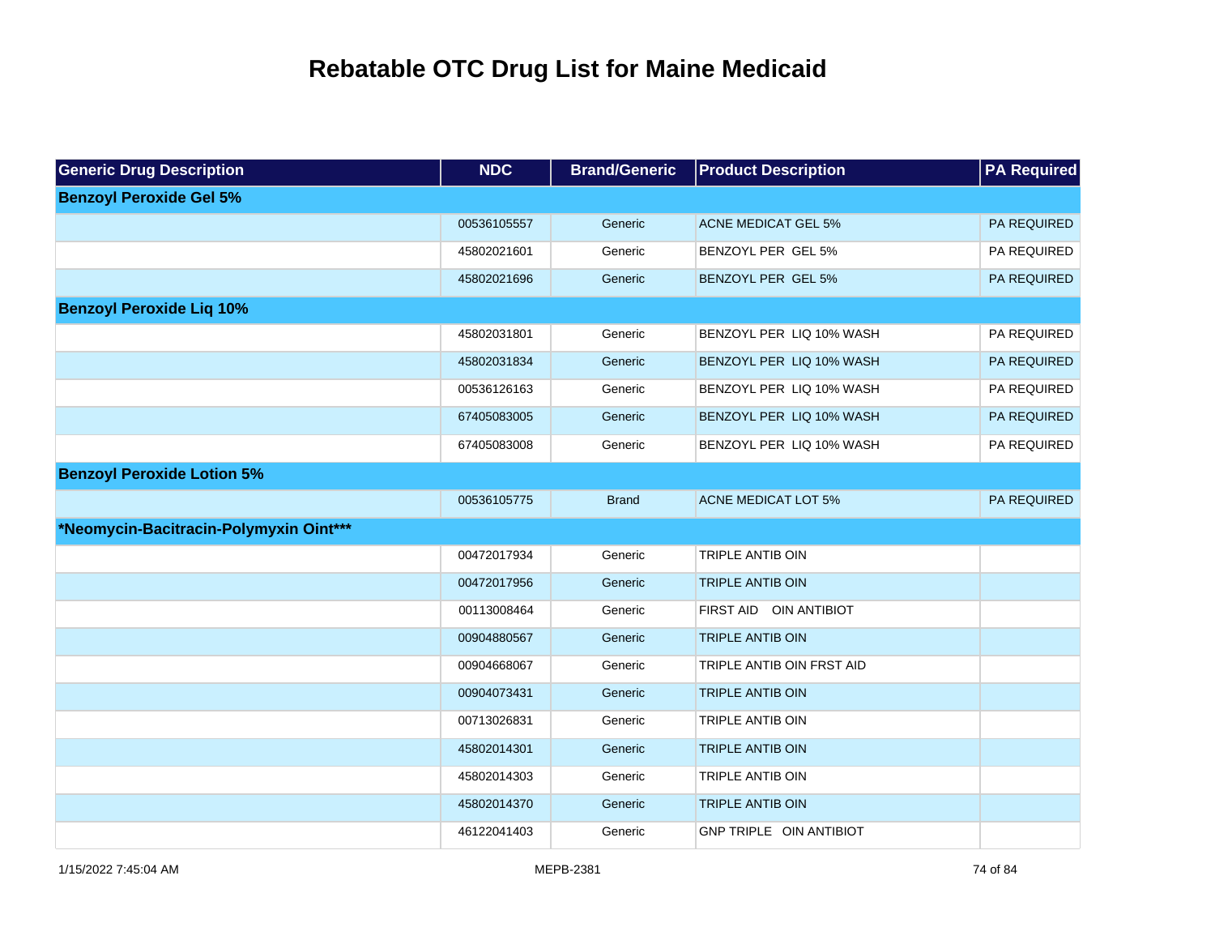# Rebatable OTC Drug List for Maine Medicaid

| Generic Drug Description | NDC | Brand/Generic | Product Description | PA Required |
|---|---|---|---|---|
| **Benzoyl Peroxide Gel 5%** | | | | |
| | 00536105557 | Generic | ACNE MEDICAT GEL 5% | PA REQUIRED |
| | 45802021601 | Generic | BENZOYL PER GEL 5% | PA REQUIRED |
| | 45802021696 | Generic | BENZOYL PER GEL 5% | PA REQUIRED |
| **Benzoyl Peroxide Liq 10%** | | | | |
| | 45802031801 | Generic | BENZOYL PER LIQ 10% WASH | PA REQUIRED |
| | 45802031834 | Generic | BENZOYL PER LIQ 10% WASH | PA REQUIRED |
| | 00536126163 | Generic | BENZOYL PER LIQ 10% WASH | PA REQUIRED |
| | 67405083005 | Generic | BENZOYL PER LIQ 10% WASH | PA REQUIRED |
| | 67405083008 | Generic | BENZOYL PER LIQ 10% WASH | PA REQUIRED |
| **Benzoyl Peroxide Lotion 5%** | | | | |
| | 00536105775 | Brand | ACNE MEDICAT LOT 5% | PA REQUIRED |
| ***Neomycin-Bacitracin-Polymyxin Oint***** | | | | |
| | 00472017934 | Generic | TRIPLE ANTIB OIN | |
| | 00472017956 | Generic | TRIPLE ANTIB OIN | |
| | 00113008464 | Generic | FIRST AID OIN ANTIBIOT | |
| | 00904880567 | Generic | TRIPLE ANTIB OIN | |
| | 00904668067 | Generic | TRIPLE ANTIB OIN FRST AID | |
| | 00904073431 | Generic | TRIPLE ANTIB OIN | |
| | 00713026831 | Generic | TRIPLE ANTIB OIN | |
| | 45802014301 | Generic | TRIPLE ANTIB OIN | |
| | 45802014303 | Generic | TRIPLE ANTIB OIN | |
| | 45802014370 | Generic | TRIPLE ANTIB OIN | |
| | 46122041403 | Generic | GNP TRIPLE OIN ANTIBIOT | |

1/15/2022 7:45:04 AM MEPB-2381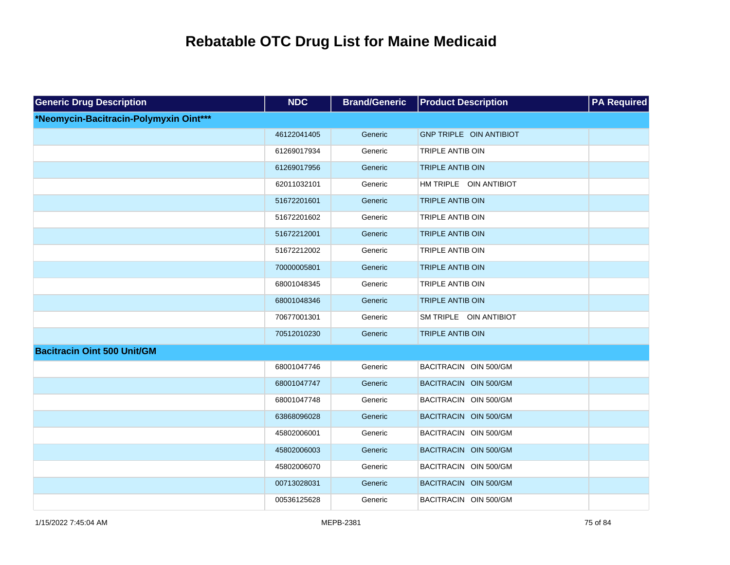# Rebatable OTC Drug List for Maine Medicaid

| Generic Drug Description | NDC | Brand/Generic | Product Description | PA Required |
|---|---|---|---|---|
| ***Neomycin-Bacitracin-Polymyxin Oint***** | | | | |
| | 46122041405 | Generic | GNP TRIPLE OIN ANTIBIOT | |
| | 61269017934 | Generic | TRIPLE ANTIB OIN | |
| | 61269017956 | Generic | TRIPLE ANTIB OIN | |
| | 62011032101 | Generic | HM TRIPLE OIN ANTIBIOT | |
| | 51672201601 | Generic | TRIPLE ANTIB OIN | |
| | 51672201602 | Generic | TRIPLE ANTIB OIN | |
| | 51672212001 | Generic | TRIPLE ANTIB OIN | |
| | 51672212002 | Generic | TRIPLE ANTIB OIN | |
| | 70000005801 | Generic | TRIPLE ANTIB OIN | |
| | 68001048345 | Generic | TRIPLE ANTIB OIN | |
| | 68001048346 | Generic | TRIPLE ANTIB OIN | |
| | 70677001301 | Generic | SM TRIPLE OIN ANTIBIOT | |
| | 70512010230 | Generic | TRIPLE ANTIB OIN | |
| **Bacitracin Oint 500 Unit/GM** | | | | |
| | 68001047746 | Generic | BACITRACIN OIN 500/GM | |
| | 68001047747 | Generic | BACITRACIN OIN 500/GM | |
| | 68001047748 | Generic | BACITRACIN OIN 500/GM | |
| | 63868096028 | Generic | BACITRACIN OIN 500/GM | |
| | 45802006001 | Generic | BACITRACIN OIN 500/GM | |
| | 45802006003 | Generic | BACITRACIN OIN 500/GM | |
| | 45802006070 | Generic | BACITRACIN OIN 500/GM | |
| | 00713028031 | Generic | BACITRACIN OIN 500/GM | |
| | 00536125628 | Generic | BACITRACIN OIN 500/GM | |

1/15/2022 7:45:04 AM MEPB-2381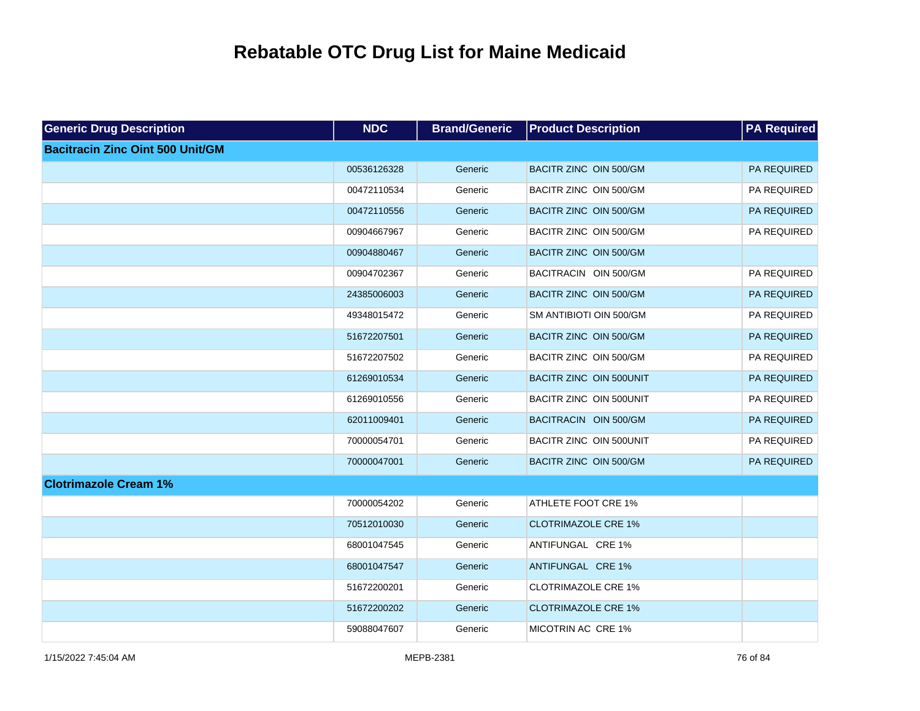# Rebatable OTC Drug List for Maine Medicaid

| Generic Drug Description | NDC | Brand/Generic | Product Description | PA Required |
|---|---|---|---|---|
| **Bacitracin Zinc Oint 500 Unit/GM** | | | | |
| | 00536126328 | Generic | BACITR ZINC OIN 500/GM | PA REQUIRED |
| | 00472110534 | Generic | BACITR ZINC OIN 500/GM | PA REQUIRED |
| | 00472110556 | Generic | BACITR ZINC OIN 500/GM | PA REQUIRED |
| | 00904667967 | Generic | BACITR ZINC OIN 500/GM | PA REQUIRED |
| | 00904880467 | Generic | BACITR ZINC OIN 500/GM | |
| | 00904702367 | Generic | BACITRACIN OIN 500/GM | PA REQUIRED |
| | 24385006003 | Generic | BACITR ZINC OIN 500/GM | PA REQUIRED |
| | 49348015472 | Generic | SM ANTIBIOTI OIN 500/GM | PA REQUIRED |
| | 51672207501 | Generic | BACITR ZINC OIN 500/GM | PA REQUIRED |
| | 51672207502 | Generic | BACITR ZINC OIN 500/GM | PA REQUIRED |
| | 61269010534 | Generic | BACITR ZINC OIN 500UNIT | PA REQUIRED |
| | 61269010556 | Generic | BACITR ZINC OIN 500UNIT | PA REQUIRED |
| | 62011009401 | Generic | BACITRACIN OIN 500/GM | PA REQUIRED |
| | 70000054701 | Generic | BACITR ZINC OIN 500UNIT | PA REQUIRED |
| | 70000047001 | Generic | BACITR ZINC OIN 500/GM | PA REQUIRED |
| **Clotrimazole Cream 1%** | | | | |
| | 70000054202 | Generic | ATHLETE FOOT CRE 1% | |
| | 70512010030 | Generic | CLOTRIMAZOLE CRE 1% | |
| | 68001047545 | Generic | ANTIFUNGAL CRE 1% | |
| | 68001047547 | Generic | ANTIFUNGAL CRE 1% | |
| | 51672200201 | Generic | CLOTRIMAZOLE CRE 1% | |
| | 51672200202 | Generic | CLOTRIMAZOLE CRE 1% | |
| | 59088047607 | Generic | MICOTRIN AC CRE 1% | |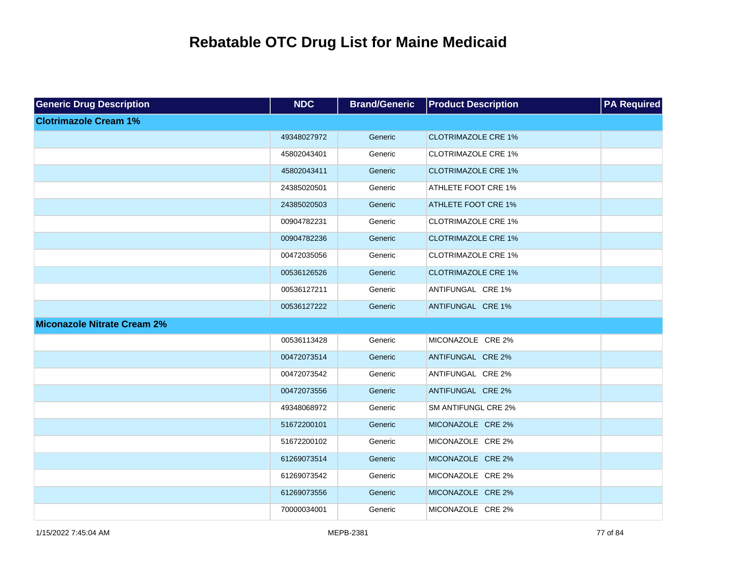# Rebatable OTC Drug List for Maine Medicaid

| Generic Drug Description | NDC | Brand/Generic | Product Description | PA Required |
|---|---|---|---|---|
| **Clotrimazole Cream 1%** | | | | |
| | 49348027972 | Generic | CLOTRIMAZOLE CRE 1% | |
| | 45802043401 | Generic | CLOTRIMAZOLE CRE 1% | |
| | 45802043411 | Generic | CLOTRIMAZOLE CRE 1% | |
| | 24385020501 | Generic | ATHLETE FOOT CRE 1% | |
| | 24385020503 | Generic | ATHLETE FOOT CRE 1% | |
| | 00904782231 | Generic | CLOTRIMAZOLE CRE 1% | |
| | 00904782236 | Generic | CLOTRIMAZOLE CRE 1% | |
| | 00472035056 | Generic | CLOTRIMAZOLE CRE 1% | |
| | 00536126526 | Generic | CLOTRIMAZOLE CRE 1% | |
| | 00536127211 | Generic | ANTIFUNGAL CRE 1% | |
| | 00536127222 | Generic | ANTIFUNGAL CRE 1% | |
| **Miconazole Nitrate Cream 2%** | | | | |
| | 00536113428 | Generic | MICONAZOLE CRE 2% | |
| | 00472073514 | Generic | ANTIFUNGAL CRE 2% | |
| | 00472073542 | Generic | ANTIFUNGAL CRE 2% | |
| | 00472073556 | Generic | ANTIFUNGAL CRE 2% | |
| | 49348068972 | Generic | SM ANTIFUNGL CRE 2% | |
| | 51672200101 | Generic | MICONAZOLE CRE 2% | |
| | 51672200102 | Generic | MICONAZOLE CRE 2% | |
| | 61269073514 | Generic | MICONAZOLE CRE 2% | |
| | 61269073542 | Generic | MICONAZOLE CRE 2% | |
| | 61269073556 | Generic | MICONAZOLE CRE 2% | |
| | 70000034001 | Generic | MICONAZOLE CRE 2% | |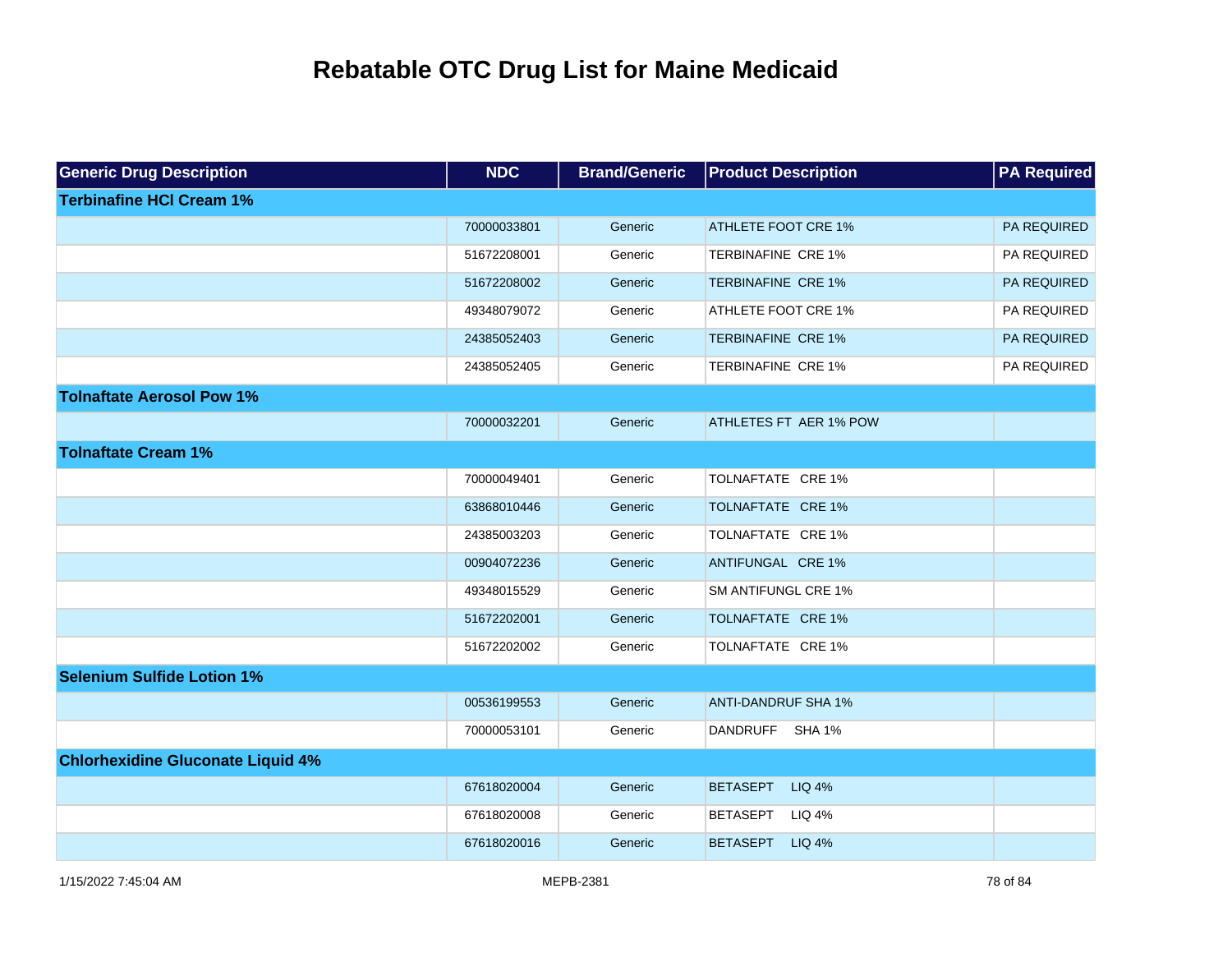# Rebatable OTC Drug List for Maine Medicaid

| Generic Drug Description | NDC | Brand/Generic | Product Description | PA Required |
|---|---|---|---|---|
| **Terbinafine HCl Cream 1%** | | | | |
| | 70000033801 | Generic | ATHLETE FOOT CRE 1% | PA REQUIRED |
| | 51672208001 | Generic | TERBINAFINE CRE 1% | PA REQUIRED |
| | 51672208002 | Generic | TERBINAFINE CRE 1% | PA REQUIRED |
| | 49348079072 | Generic | ATHLETE FOOT CRE 1% | PA REQUIRED |
| | 24385052403 | Generic | TERBINAFINE CRE 1% | PA REQUIRED |
| | 24385052405 | Generic | TERBINAFINE CRE 1% | PA REQUIRED |
| **Tolnaftate Aerosol Pow 1%** | | | | |
| | 70000032201 | Generic | ATHLETES FT AER 1% POW | |
| **Tolnaftate Cream 1%** | | | | |
| | 70000049401 | Generic | TOLNAFTATE CRE 1% | |
| | 63868010446 | Generic | TOLNAFTATE CRE 1% | |
| | 24385003203 | Generic | TOLNAFTATE CRE 1% | |
| | 00904072236 | Generic | ANTIFUNGAL CRE 1% | |
| | 49348015529 | Generic | SM ANTIFUNGL CRE 1% | |
| | 51672202001 | Generic | TOLNAFTATE CRE 1% | |
| | 51672202002 | Generic | TOLNAFTATE CRE 1% | |
| **Selenium Sulfide Lotion 1%** | | | | |
| | 00536199553 | Generic | ANTI-DANDRUF SHA 1% | |
| | 70000053101 | Generic | DANDRUFF SHA 1% | |
| **Chlorhexidine Gluconate Liquid 4%** | | | | |
| | 67618020004 | Generic | BETASEPT LIQ 4% | |
| | 67618020008 | Generic | BETASEPT LIQ 4% | |
| | 67618020016 | Generic | BETASEPT LIQ 4% | |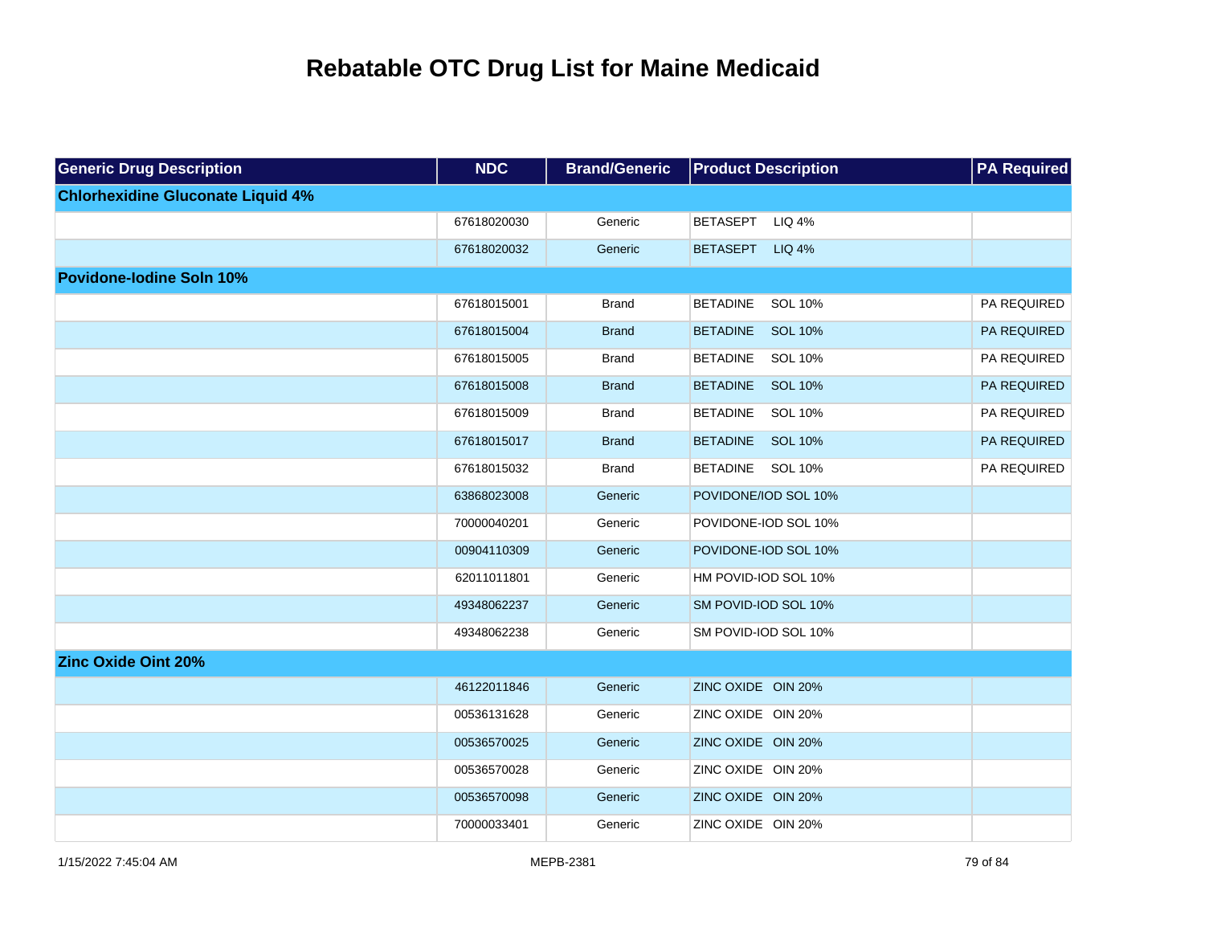# Rebatable OTC Drug List for Maine Medicaid

| Generic Drug Description | NDC | Brand/Generic | Product Description | PA Required |
|---|---|---|---|---|
| **Chlorhexidine Gluconate Liquid 4%** | | | | |
| | 67618020030 | Generic | BETASEPT LIQ 4% | |
| | 67618020032 | Generic | BETASEPT LIQ 4% | |
| **Povidone-Iodine Soln 10%** | | | | |
| | 67618015001 | Brand | BETADINE SOL 10% | PA REQUIRED |
| | 67618015004 | Brand | BETADINE SOL 10% | PA REQUIRED |
| | 67618015005 | Brand | BETADINE SOL 10% | PA REQUIRED |
| | 67618015008 | Brand | BETADINE SOL 10% | PA REQUIRED |
| | 67618015009 | Brand | BETADINE SOL 10% | PA REQUIRED |
| | 67618015017 | Brand | BETADINE SOL 10% | PA REQUIRED |
| | 67618015032 | Brand | BETADINE SOL 10% | PA REQUIRED |
| | 63868023008 | Generic | POVIDONE/IOD SOL 10% | |
| | 70000040201 | Generic | POVIDONE-IOD SOL 10% | |
| | 00904110309 | Generic | POVIDONE-IOD SOL 10% | |
| | 62011011801 | Generic | HM POVID-IOD SOL 10% | |
| | 49348062237 | Generic | SM POVID-IOD SOL 10% | |
| | 49348062238 | Generic | SM POVID-IOD SOL 10% | |
| **Zinc Oxide Oint 20%** | | | | |
| | 46122011846 | Generic | ZINC OXIDE OIN 20% | |
| | 00536131628 | Generic | ZINC OXIDE OIN 20% | |
| | 00536570025 | Generic | ZINC OXIDE OIN 20% | |
| | 00536570028 | Generic | ZINC OXIDE OIN 20% | |
| | 00536570098 | Generic | ZINC OXIDE OIN 20% | |
| | 70000033401 | Generic | ZINC OXIDE OIN 20% | |

1/15/2022 7:45:04 AM MEPB-2381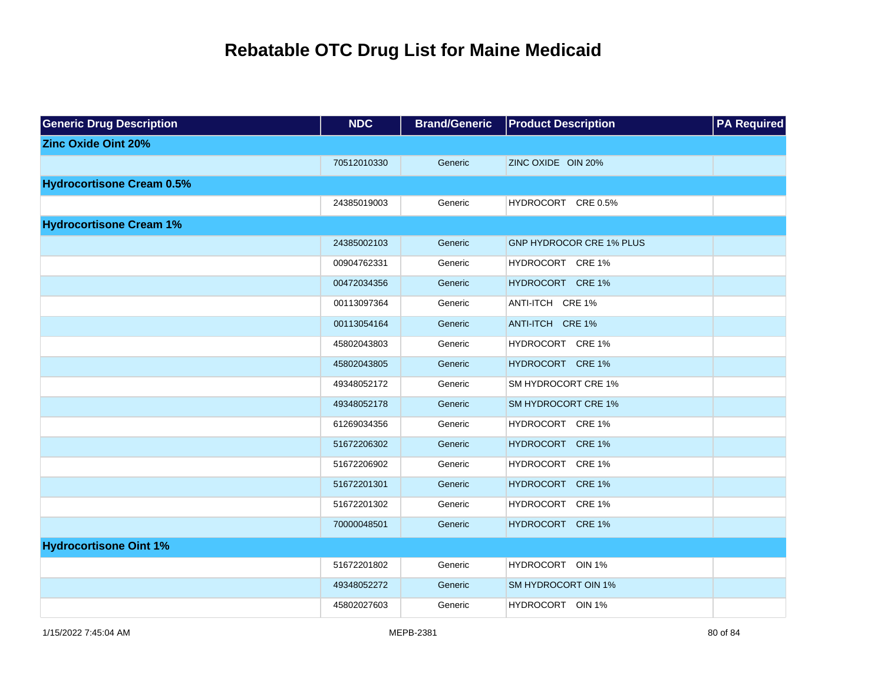# Rebatable OTC Drug List for Maine Medicaid

| Generic Drug Description | NDC | Brand/Generic | Product Description | PA Required |
|---|---|---|---|---|
| **Zinc Oxide Oint 20%** | | | | |
| | 70512010330 | Generic | ZINC OXIDE OIN 20% | |
| **Hydrocortisone Cream 0.5%** | | | | |
| | 24385019003 | Generic | HYDROCORT CRE 0.5% | |
| **Hydrocortisone Cream 1%** | | | | |
| | 24385002103 | Generic | GNP HYDROCOR CRE 1% PLUS | |
| | 00904762331 | Generic | HYDROCORT CRE 1% | |
| | 00472034356 | Generic | HYDROCORT CRE 1% | |
| | 00113097364 | Generic | ANTI-ITCH CRE 1% | |
| | 00113054164 | Generic | ANTI-ITCH CRE 1% | |
| | 45802043803 | Generic | HYDROCORT CRE 1% | |
| | 45802043805 | Generic | HYDROCORT CRE 1% | |
| | 49348052172 | Generic | SM HYDROCORT CRE 1% | |
| | 49348052178 | Generic | SM HYDROCORT CRE 1% | |
| | 61269034356 | Generic | HYDROCORT CRE 1% | |
| | 51672206302 | Generic | HYDROCORT CRE 1% | |
| | 51672206902 | Generic | HYDROCORT CRE 1% | |
| | 51672201301 | Generic | HYDROCORT CRE 1% | |
| | 51672201302 | Generic | HYDROCORT CRE 1% | |
| | 70000048501 | Generic | HYDROCORT CRE 1% | |
| **Hydrocortisone Oint 1%** | | | | |
| | 51672201802 | Generic | HYDROCORT OIN 1% | |
| | 49348052272 | Generic | SM HYDROCORT OIN 1% | |
| | 45802027603 | Generic | HYDROCORT OIN 1% | |

1/15/2022 7:45:04 AM MEPB-2381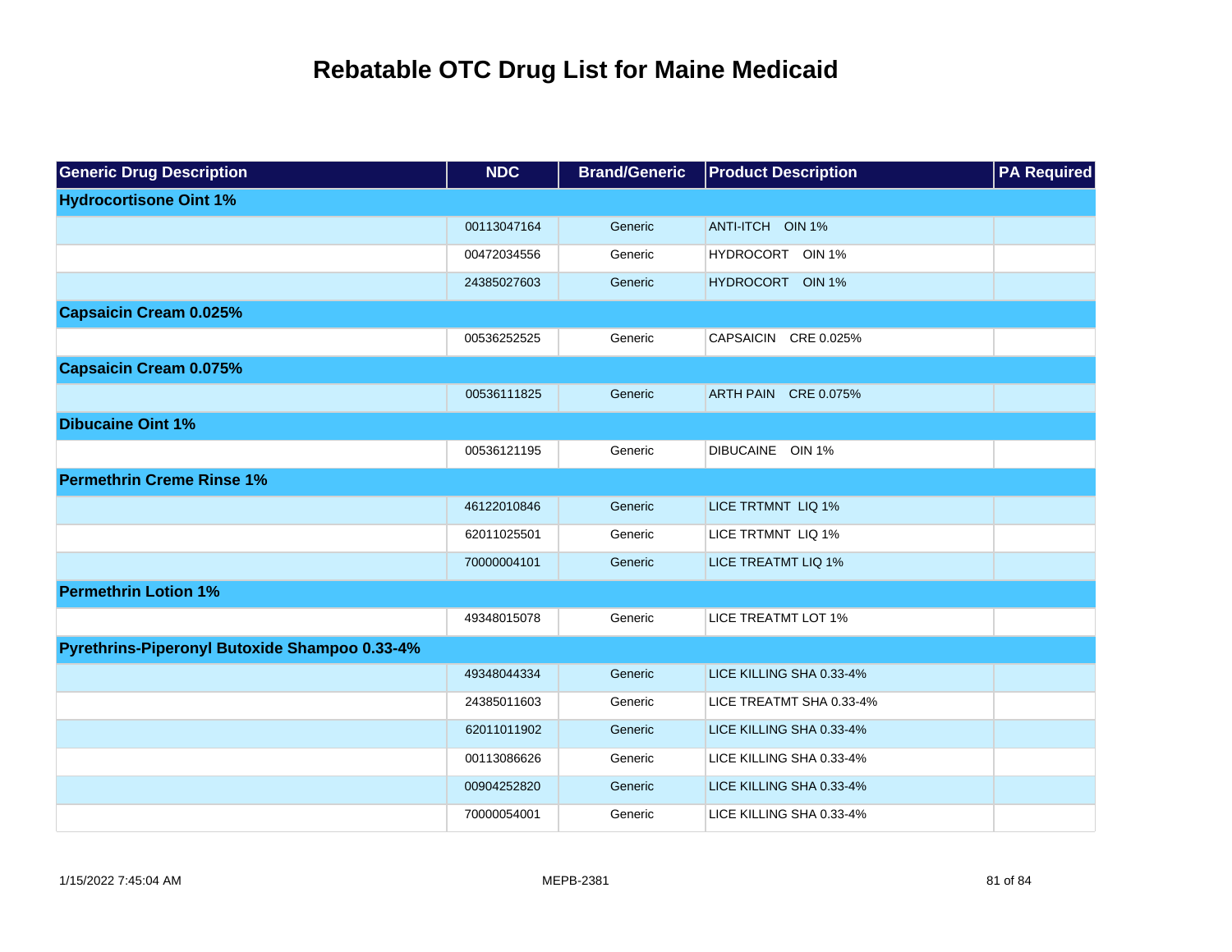# Rebatable OTC Drug List for Maine Medicaid

| Generic Drug Description | NDC | Brand/Generic | Product Description | PA Required |
|---|---|---|---|---|
| **Hydrocortisone Oint 1%** | | | | |
| | 00113047164 | Generic | ANTI-ITCH OIN 1% | |
| | 00472034556 | Generic | HYDROCORT OIN 1% | |
| | 24385027603 | Generic | HYDROCORT OIN 1% | |
| **Capsaicin Cream 0.025%** | | | | |
| | 00536252525 | Generic | CAPSAICIN CRE 0.025% | |
| **Capsaicin Cream 0.075%** | | | | |
| | 00536111825 | Generic | ARTH PAIN CRE 0.075% | |
| **Dibucaine Oint 1%** | | | | |
| | 00536121195 | Generic | DIBUCAINE OIN 1% | |
| **Permethrin Creme Rinse 1%** | | | | |
| | 46122010846 | Generic | LICE TRTMNT LIQ 1% | |
| | 62011025501 | Generic | LICE TRTMNT LIQ 1% | |
| | 70000004101 | Generic | LICE TREATMT LIQ 1% | |
| **Permethrin Lotion 1%** | | | | |
| | 49348015078 | Generic | LICE TREATMT LOT 1% | |
| **Pyrethrins-Piperonyl Butoxide Shampoo 0.33-4%** | | | | |
| | 49348044334 | Generic | LICE KILLING SHA 0.33-4% | |
| | 24385011603 | Generic | LICE TREATMT SHA 0.33-4% | |
| | 62011011902 | Generic | LICE KILLING SHA 0.33-4% | |
| | 00113086626 | Generic | LICE KILLING SHA 0.33-4% | |
| | 00904252820 | Generic | LICE KILLING SHA 0.33-4% | |
| | 70000054001 | Generic | LICE KILLING SHA 0.33-4% | |

1/15/2022 7:45:04 AM MEPB-2381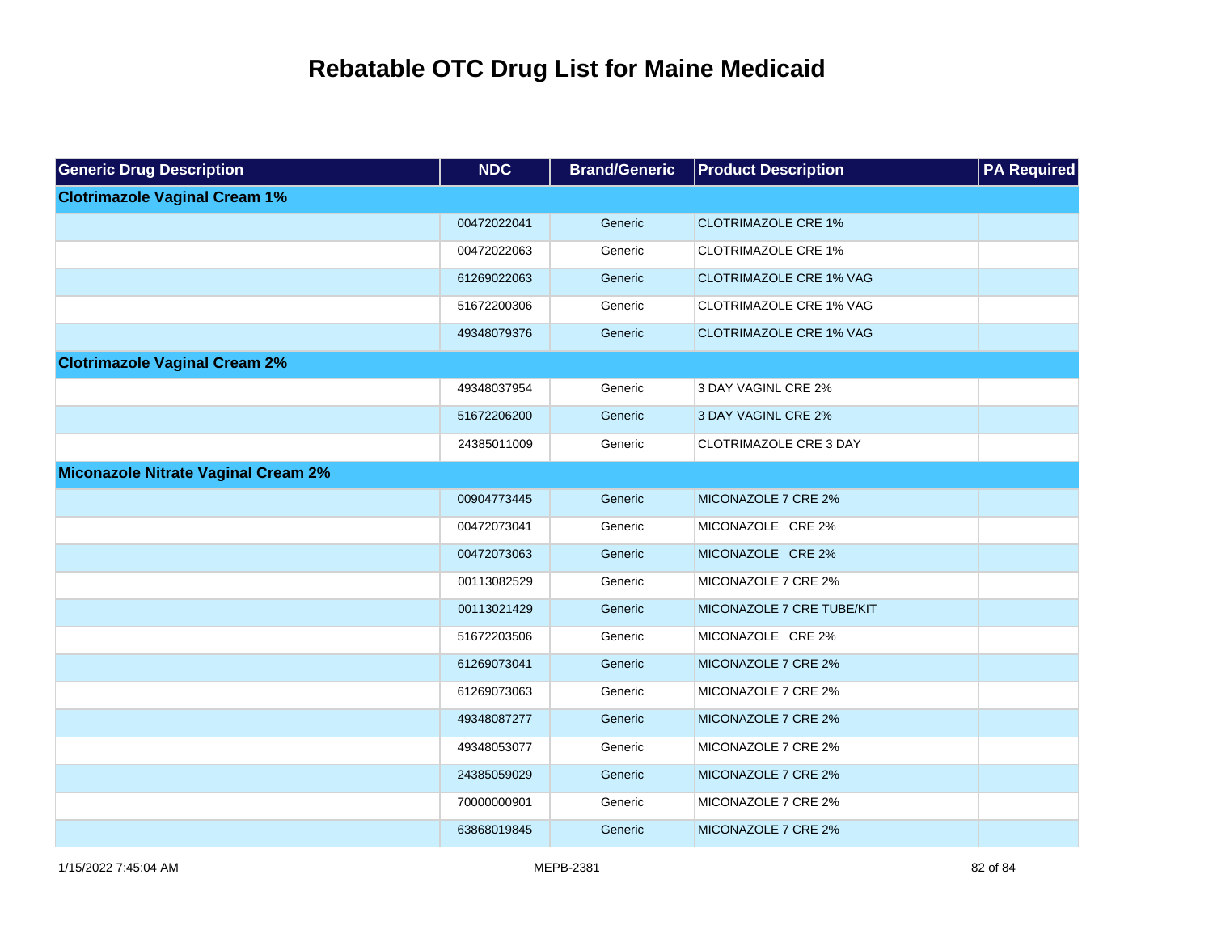# Rebatable OTC Drug List for Maine Medicaid

| Generic Drug Description | NDC | Brand/Generic | Product Description | PA Required |
|---|---|---|---|---|
| **Clotrimazole Vaginal Cream 1%** | | | | |
| | 00472022041 | Generic | CLOTRIMAZOLE CRE 1% | |
| | 00472022063 | Generic | CLOTRIMAZOLE CRE 1% | |
| | 61269022063 | Generic | CLOTRIMAZOLE CRE 1% VAG | |
| | 51672200306 | Generic | CLOTRIMAZOLE CRE 1% VAG | |
| | 49348079376 | Generic | CLOTRIMAZOLE CRE 1% VAG | |
| **Clotrimazole Vaginal Cream 2%** | | | | |
| | 49348037954 | Generic | 3 DAY VAGINL CRE 2% | |
| | 51672206200 | Generic | 3 DAY VAGINL CRE 2% | |
| | 24385011009 | Generic | CLOTRIMAZOLE CRE 3 DAY | |
| **Miconazole Nitrate Vaginal Cream 2%** | | | | |
| | 00904773445 | Generic | MICONAZOLE 7 CRE 2% | |
| | 00472073041 | Generic | MICONAZOLE CRE 2% | |
| | 00472073063 | Generic | MICONAZOLE CRE 2% | |
| | 00113082529 | Generic | MICONAZOLE 7 CRE 2% | |
| | 00113021429 | Generic | MICONAZOLE 7 CRE TUBE/KIT | |
| | 51672203506 | Generic | MICONAZOLE CRE 2% | |
| | 61269073041 | Generic | MICONAZOLE 7 CRE 2% | |
| | 61269073063 | Generic | MICONAZOLE 7 CRE 2% | |
| | 49348087277 | Generic | MICONAZOLE 7 CRE 2% | |
| | 49348053077 | Generic | MICONAZOLE 7 CRE 2% | |
| | 24385059029 | Generic | MICONAZOLE 7 CRE 2% | |
| | 70000000901 | Generic | MICONAZOLE 7 CRE 2% | |
| | 63868019845 | Generic | MICONAZOLE 7 CRE 2% | |

1/15/2022 7:45:04 AM MEPB-2381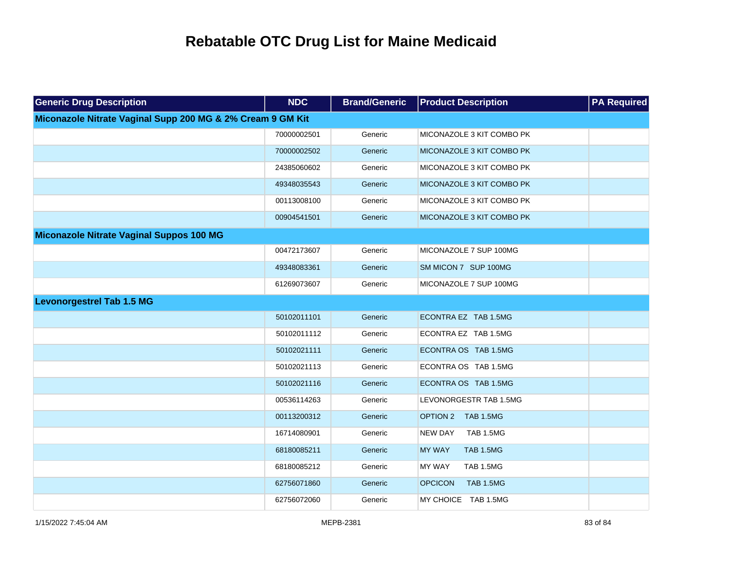# Rebatable OTC Drug List for Maine Medicaid

| Generic Drug Description | NDC | Brand/Generic | Product Description | PA Required |
|---|---|---|---|---|
| **Miconazole Nitrate Vaginal Supp 200 MG & 2% Cream 9 GM Kit** | | | | |
| | 70000002501 | Generic | MICONAZOLE 3 KIT COMBO PK | |
| | 70000002502 | Generic | MICONAZOLE 3 KIT COMBO PK | |
| | 24385060602 | Generic | MICONAZOLE 3 KIT COMBO PK | |
| | 49348035543 | Generic | MICONAZOLE 3 KIT COMBO PK | |
| | 00113008100 | Generic | MICONAZOLE 3 KIT COMBO PK | |
| | 00904541501 | Generic | MICONAZOLE 3 KIT COMBO PK | |
| **Miconazole Nitrate Vaginal Suppos 100 MG** | | | | |
| | 00472173607 | Generic | MICONAZOLE 7 SUP 100MG | |
| | 49348083361 | Generic | SM MICON 7 SUP 100MG | |
| | 61269073607 | Generic | MICONAZOLE 7 SUP 100MG | |
| **Levonorgestrel Tab 1.5 MG** | | | | |
| | 50102011101 | Generic | ECONTRA EZ TAB 1.5MG | |
| | 50102011112 | Generic | ECONTRA EZ TAB 1.5MG | |
| | 50102021111 | Generic | ECONTRA OS TAB 1.5MG | |
| | 50102021113 | Generic | ECONTRA OS TAB 1.5MG | |
| | 50102021116 | Generic | ECONTRA OS TAB 1.5MG | |
| | 00536114263 | Generic | LEVONORGESTR TAB 1.5MG | |
| | 00113200312 | Generic | OPTION 2 TAB 1.5MG | |
| | 16714080901 | Generic | NEW DAY TAB 1.5MG | |
| | 68180085211 | Generic | MY WAY TAB 1.5MG | |
| | 68180085212 | Generic | MY WAY TAB 1.5MG | |
| | 62756071860 | Generic | OPCICON TAB 1.5MG | |
| | 62756072060 | Generic | MY CHOICE TAB 1.5MG | |

1/15/2022 7:45:04 AM MEPB-2381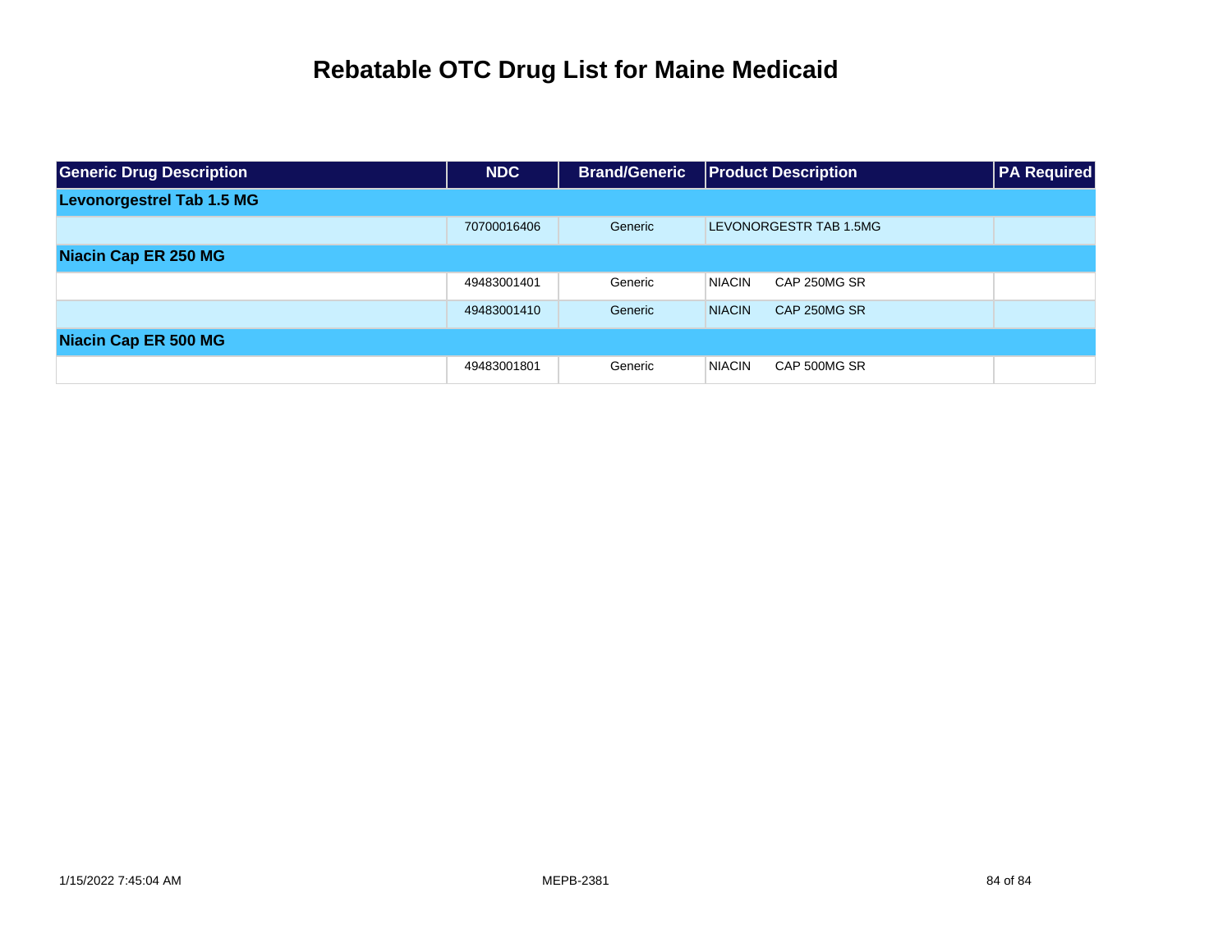# Rebatable OTC Drug List for Maine Medicaid

| Generic Drug Description | NDC | Brand/Generic | Product Description | PA Required |
|---|---|---|---|---|
| **Levonorgestrel Tab 1.5 MG** | | | | |
| | 70700016406 | Generic | LEVONORGESTR TAB 1.5MG | |
| **Niacin Cap ER 250 MG** | | | | |
| | 49483001401 | Generic | NIACIN CAP 250MG SR | |
| | 49483001410 | Generic | NIACIN CAP 250MG SR | |
| **Niacin Cap ER 500 MG** | | | | |
| | 49483001801 | Generic | NIACIN CAP 500MG SR | |